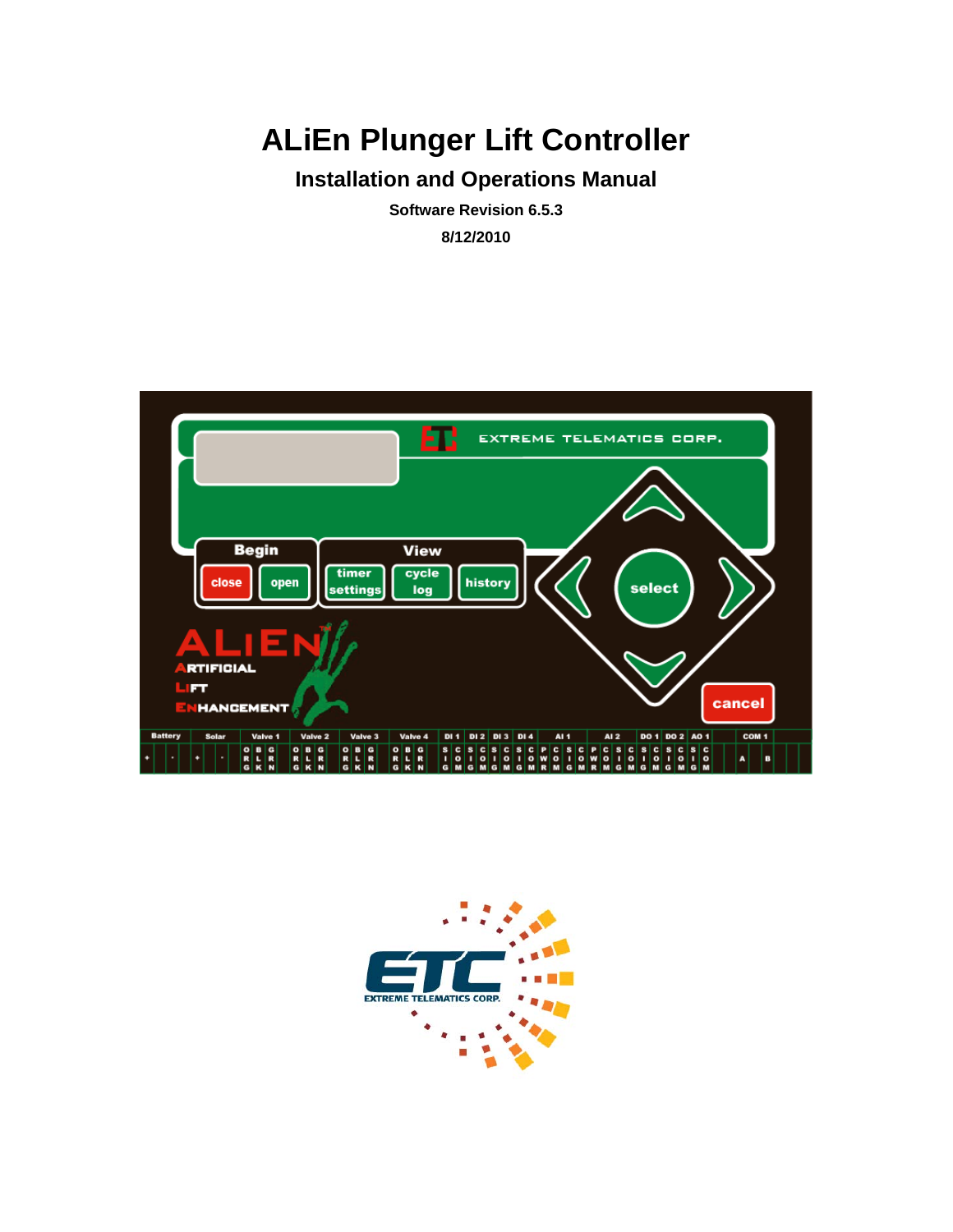# ALiEn Plunger Lift Controller

## Installation and Operations Manual

**Software Revision 6.5.3**

**8/12/2010**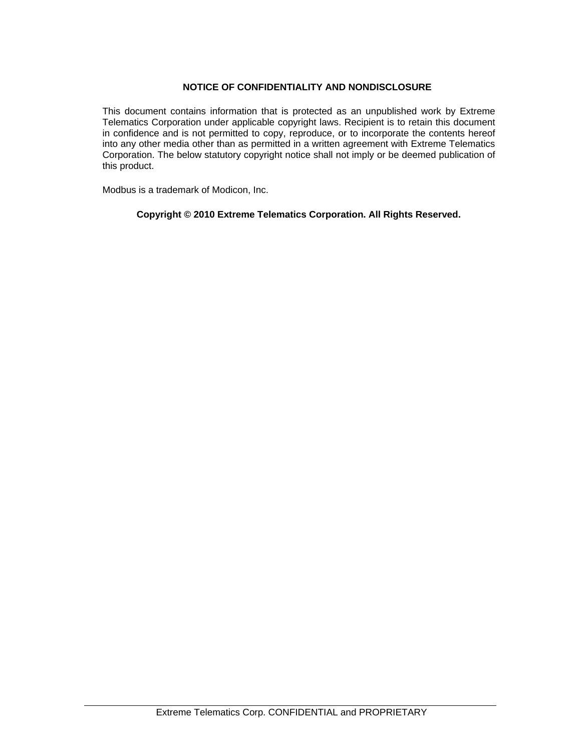**NOTICE OF CONFIDENTIALITY AND NONDISCLOSURE**

This document contains information that is protected as an unpublished work by Extreme Telematics Corporation under applicable copyright laws. Recipient is to retain this document in confidence and is not permitted to copy, reproduce, or to incorporate the contents hereof into any other media other than as permitted in a written agreement with Extreme Telematics Corporation. The below statutory copyright notice shall not imply or be deemed publication of this product.

Modbus is a trademark of Modicon, Inc.

**Copyright © 2010 Extreme Telematics Corporation. All Rights Reserved.**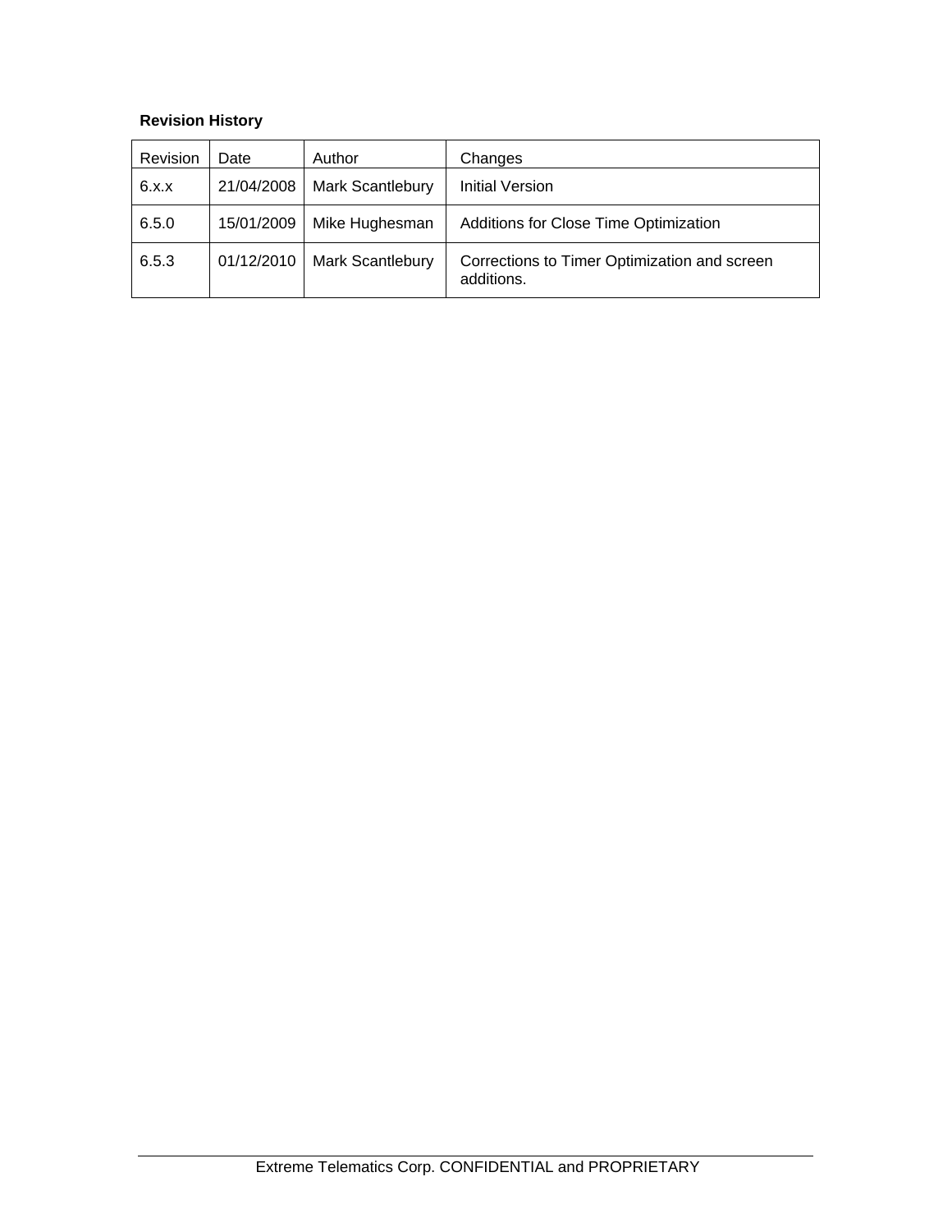**Revision History**

| Revision | Date | Author | Changes |
|---|---|---|---|
| 6.x.x | 21/04/2008 | Mark Scantlebury | Initial Version |
| 6.5.0 | 15/01/2009 | Mike Hughesman | Additions for Close Time Optimization |
| 6.5.3 | 01/12/2010 | Mark Scantlebury | Corrections to Timer Optimization and screen additions. |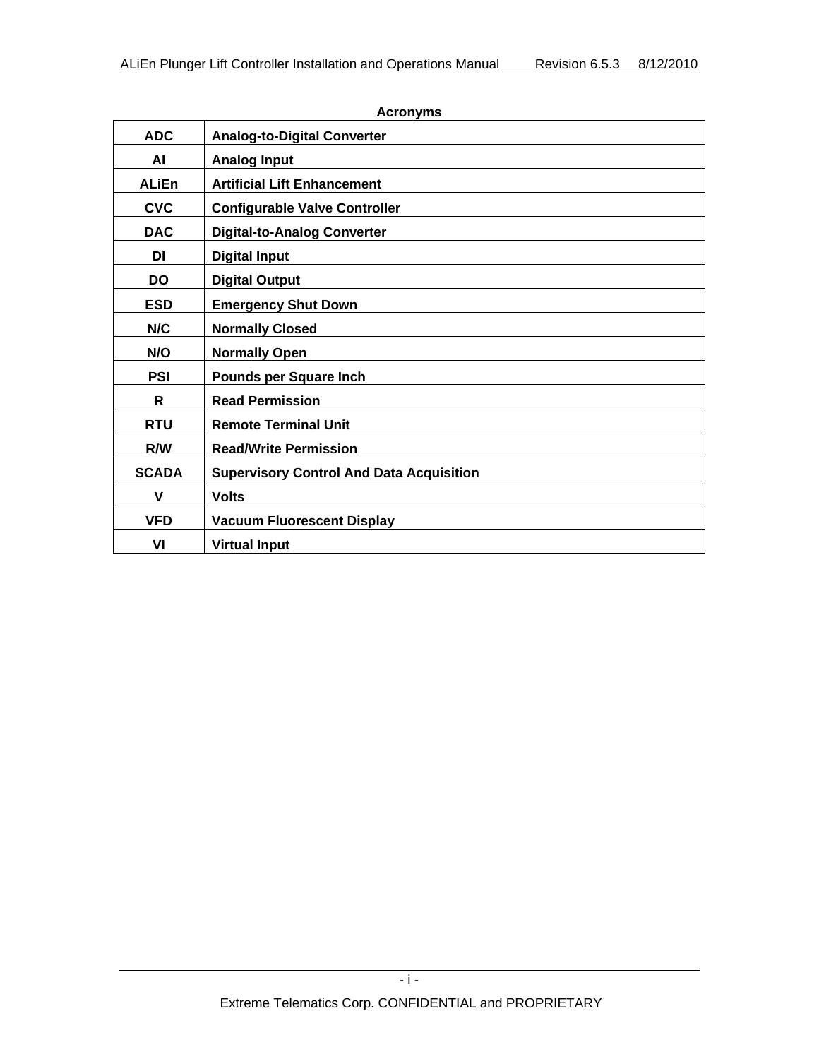## Acronyms

| | |
|---|---|
| **ADC** | **Analog-to-Digital Converter** |
| **AI** | **Analog Input** |
| **ALiEn** | **Artificial Lift Enhancement** |
| **CVC** | **Configurable Valve Controller** |
| **DAC** | **Digital-to-Analog Converter** |
| **DI** | **Digital Input** |
| **DO** | **Digital Output** |
| **ESD** | **Emergency Shut Down** |
| **N/C** | **Normally Closed** |
| **N/O** | **Normally Open** |
| **PSI** | **Pounds per Square Inch** |
| **R** | **Read Permission** |
| **RTU** | **Remote Terminal Unit** |
| **R/W** | **Read/Write Permission** |
| **SCADA** | **Supervisory Control And Data Acquisition** |
| **V** | **Volts** |
| **VFD** | **Vacuum Fluorescent Display** |
| **VI** | **Virtual Input** |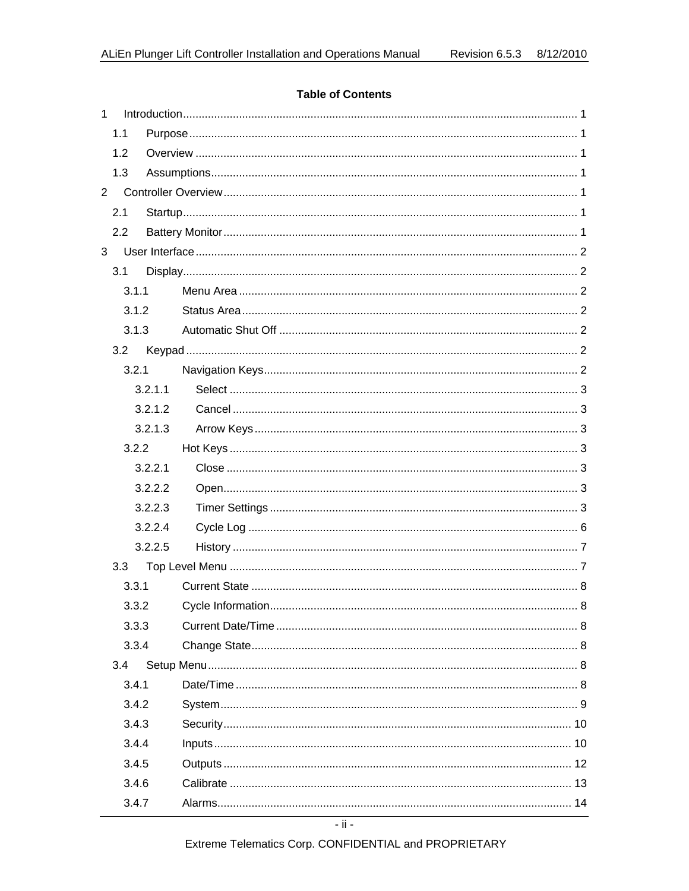**Table of Contents**

1 Introduction .......... 1
  1.1 Purpose .......... 1
  1.2 Overview .......... 1
  1.3 Assumptions .......... 1
2 Controller Overview .......... 1
  2.1 Startup .......... 1
  2.2 Battery Monitor .......... 1
3 User Interface .......... 2
  3.1 Display .......... 2
    3.1.1 Menu Area .......... 2
    3.1.2 Status Area .......... 2
    3.1.3 Automatic Shut Off .......... 2
  3.2 Keypad .......... 2
    3.2.1 Navigation Keys .......... 2
      3.2.1.1 Select .......... 3
      3.2.1.2 Cancel .......... 3
      3.2.1.3 Arrow Keys .......... 3
    3.2.2 Hot Keys .......... 3
      3.2.2.1 Close .......... 3
      3.2.2.2 Open .......... 3
      3.2.2.3 Timer Settings .......... 3
      3.2.2.4 Cycle Log .......... 6
      3.2.2.5 History .......... 7
  3.3 Top Level Menu .......... 7
    3.3.1 Current State .......... 8
    3.3.2 Cycle Information .......... 8
    3.3.3 Current Date/Time .......... 8
    3.3.4 Change State .......... 8
  3.4 Setup Menu .......... 8
    3.4.1 Date/Time .......... 8
    3.4.2 System .......... 9
    3.4.3 Security .......... 10
    3.4.4 Inputs .......... 10
    3.4.5 Outputs .......... 12
    3.4.6 Calibrate .......... 13
    3.4.7 Alarms .......... 14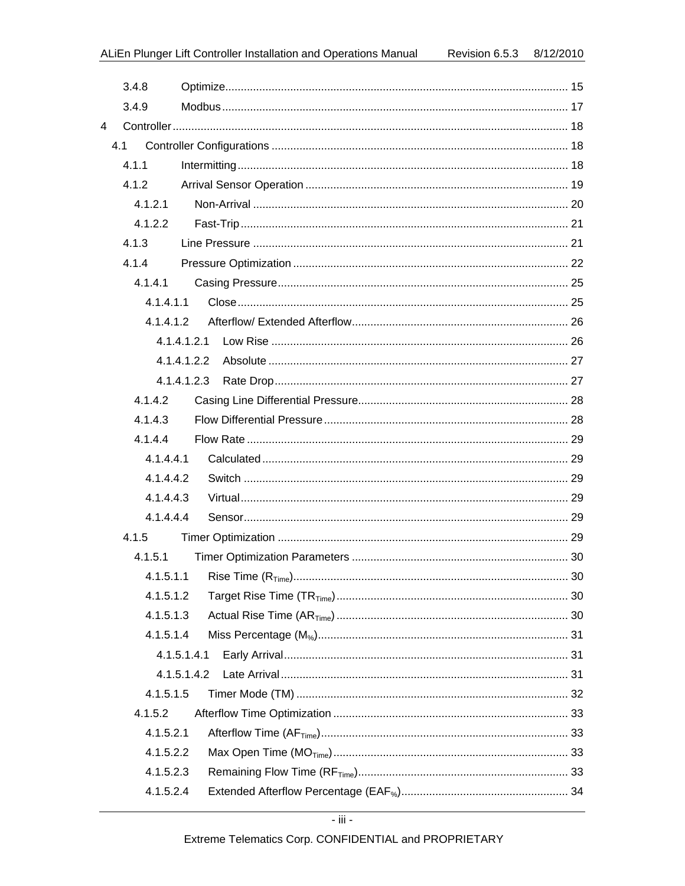3.4.8 Optimize .......... 15

3.4.9 Modbus .......... 17

4 Controller .......... 18

4.1 Controller Configurations .......... 18

4.1.1 Intermitting .......... 18

4.1.2 Arrival Sensor Operation .......... 19

4.1.2.1 Non-Arrival .......... 20

4.1.2.2 Fast-Trip .......... 21

4.1.3 Line Pressure .......... 21

4.1.4 Pressure Optimization .......... 22

4.1.4.1 Casing Pressure .......... 25

4.1.4.1.1 Close .......... 25

4.1.4.1.2 Afterflow/ Extended Afterflow .......... 26

4.1.4.1.2.1 Low Rise .......... 26

4.1.4.1.2.2 Absolute .......... 27

4.1.4.1.2.3 Rate Drop .......... 27

4.1.4.2 Casing Line Differential Pressure .......... 28

4.1.4.3 Flow Differential Pressure .......... 28

4.1.4.4 Flow Rate .......... 29

4.1.4.4.1 Calculated .......... 29

4.1.4.4.2 Switch .......... 29

4.1.4.4.3 Virtual .......... 29

4.1.4.4.4 Sensor .......... 29

4.1.5 Timer Optimization .......... 29

4.1.5.1 Timer Optimization Parameters .......... 30

4.1.5.1.1 Rise Time ($R_{Time}$) .......... 30

4.1.5.1.2 Target Rise Time ($TR_{Time}$) .......... 30

4.1.5.1.3 Actual Rise Time ($AR_{Time}$) .......... 30

4.1.5.1.4 Miss Percentage ($M_{\%}$) .......... 31

4.1.5.1.4.1 Early Arrival .......... 31

4.1.5.1.4.2 Late Arrival .......... 31

4.1.5.1.5 Timer Mode (TM) .......... 32

4.1.5.2 Afterflow Time Optimization .......... 33

4.1.5.2.1 Afterflow Time ($AF_{Time}$) .......... 33

4.1.5.2.2 Max Open Time ($MO_{Time}$) .......... 33

4.1.5.2.3 Remaining Flow Time ($RF_{Time}$) .......... 33

4.1.5.2.4 Extended Afterflow Percentage ($EAF_{\%}$) .......... 34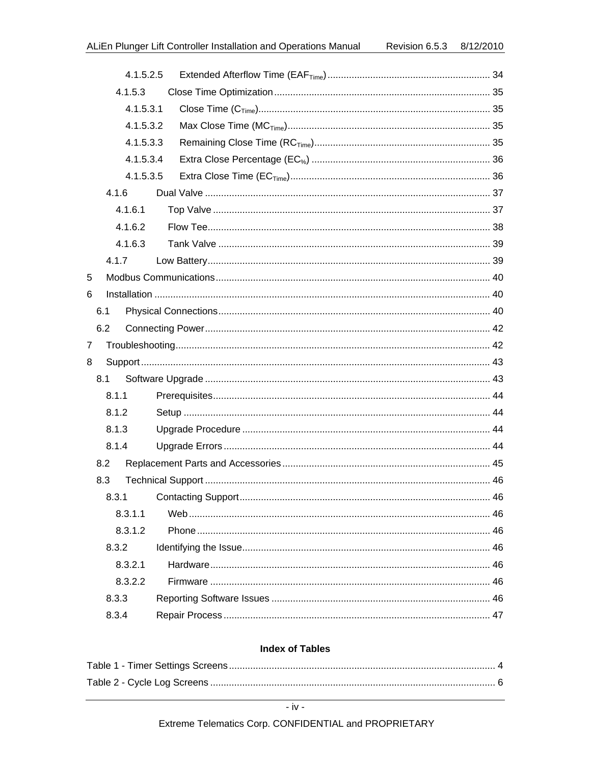4.1.5.2.5 Extended Afterflow Time ($EAF_{Time}$) ............ 34

4.1.5.3 Close Time Optimization ............ 35

4.1.5.3.1 Close Time ($C_{Time}$) ............ 35

4.1.5.3.2 Max Close Time ($MC_{Time}$) ............ 35

4.1.5.3.3 Remaining Close Time ($RC_{Time}$) ............ 35

4.1.5.3.4 Extra Close Percentage ($EC_{\%}$) ............ 36

4.1.5.3.5 Extra Close Time ($EC_{Time}$) ............ 36

4.1.6 Dual Valve ............ 37

4.1.6.1 Top Valve ............ 37

4.1.6.2 Flow Tee ............ 38

4.1.6.3 Tank Valve ............ 39

4.1.7 Low Battery ............ 39

5 Modbus Communications ............ 40

6 Installation ............ 40

6.1 Physical Connections ............ 40

6.2 Connecting Power ............ 42

7 Troubleshooting ............ 42

8 Support ............ 43

8.1 Software Upgrade ............ 43

8.1.1 Prerequisites ............ 44

8.1.2 Setup ............ 44

8.1.3 Upgrade Procedure ............ 44

8.1.4 Upgrade Errors ............ 44

8.2 Replacement Parts and Accessories ............ 45

8.3 Technical Support ............ 46

8.3.1 Contacting Support ............ 46

8.3.1.1 Web ............ 46

8.3.1.2 Phone ............ 46

8.3.2 Identifying the Issue ............ 46

8.3.2.1 Hardware ............ 46

8.3.2.2 Firmware ............ 46

8.3.3 Reporting Software Issues ............ 46

8.3.4 Repair Process ............ 47

**Index of Tables**

Table 1 - Timer Settings Screens ............ 4

Table 2 - Cycle Log Screens ............ 6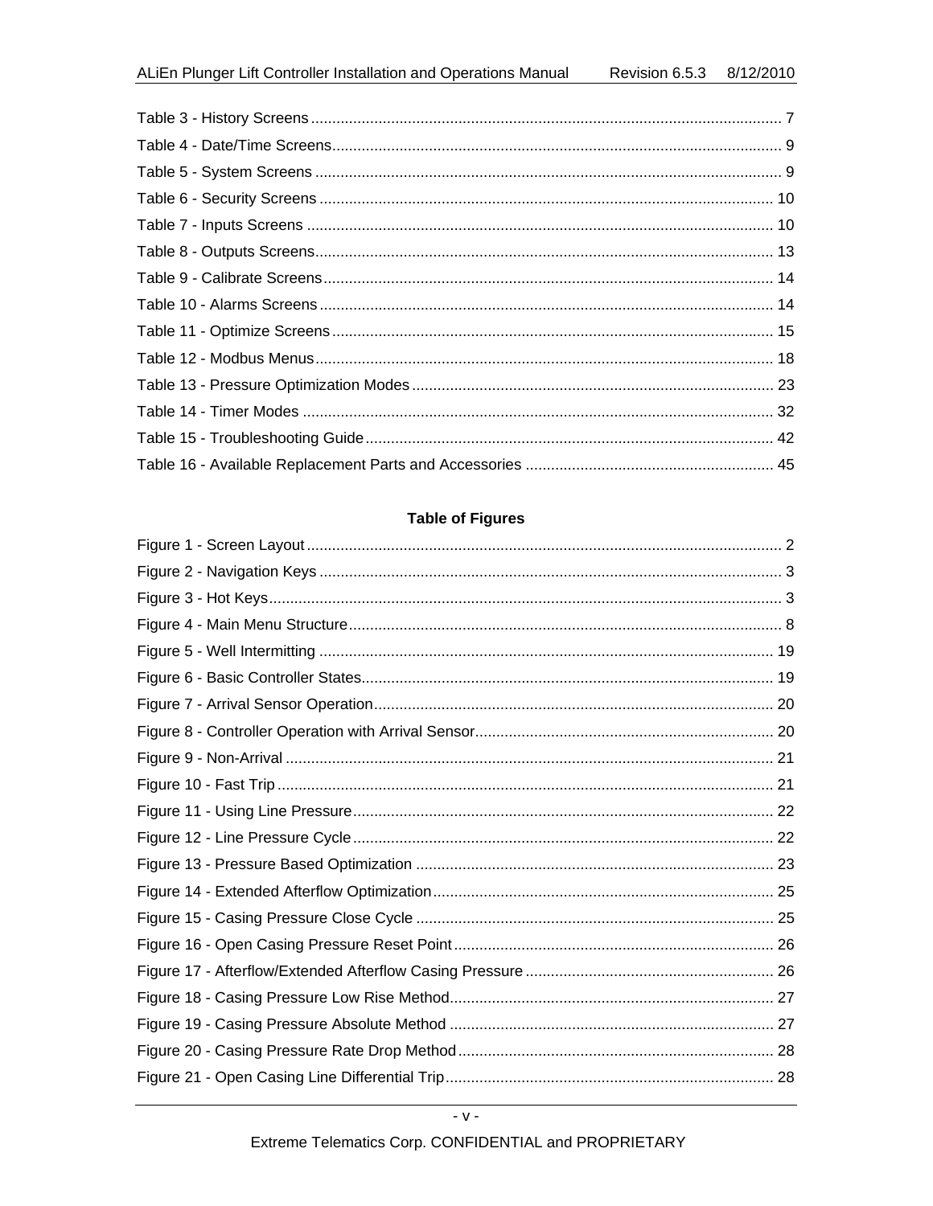Table 3 - History Screens ..... 7
Table 4 - Date/Time Screens ..... 9
Table 5 - System Screens ..... 9
Table 6 - Security Screens ..... 10
Table 7 - Inputs Screens ..... 10
Table 8 - Outputs Screens ..... 13
Table 9 - Calibrate Screens ..... 14
Table 10 - Alarms Screens ..... 14
Table 11 - Optimize Screens ..... 15
Table 12 - Modbus Menus ..... 18
Table 13 - Pressure Optimization Modes ..... 23
Table 14 - Timer Modes ..... 32
Table 15 - Troubleshooting Guide ..... 42
Table 16 - Available Replacement Parts and Accessories ..... 45

## Table of Figures

Figure 1 - Screen Layout ..... 2
Figure 2 - Navigation Keys ..... 3
Figure 3 - Hot Keys ..... 3
Figure 4 - Main Menu Structure ..... 8
Figure 5 - Well Intermitting ..... 19
Figure 6 - Basic Controller States ..... 19
Figure 7 - Arrival Sensor Operation ..... 20
Figure 8 - Controller Operation with Arrival Sensor ..... 20
Figure 9 - Non-Arrival ..... 21
Figure 10 - Fast Trip ..... 21
Figure 11 - Using Line Pressure ..... 22
Figure 12 - Line Pressure Cycle ..... 22
Figure 13 - Pressure Based Optimization ..... 23
Figure 14 - Extended Afterflow Optimization ..... 25
Figure 15 - Casing Pressure Close Cycle ..... 25
Figure 16 - Open Casing Pressure Reset Point ..... 26
Figure 17 - Afterflow/Extended Afterflow Casing Pressure ..... 26
Figure 18 - Casing Pressure Low Rise Method ..... 27
Figure 19 - Casing Pressure Absolute Method ..... 27
Figure 20 - Casing Pressure Rate Drop Method ..... 28
Figure 21 - Open Casing Line Differential Trip ..... 28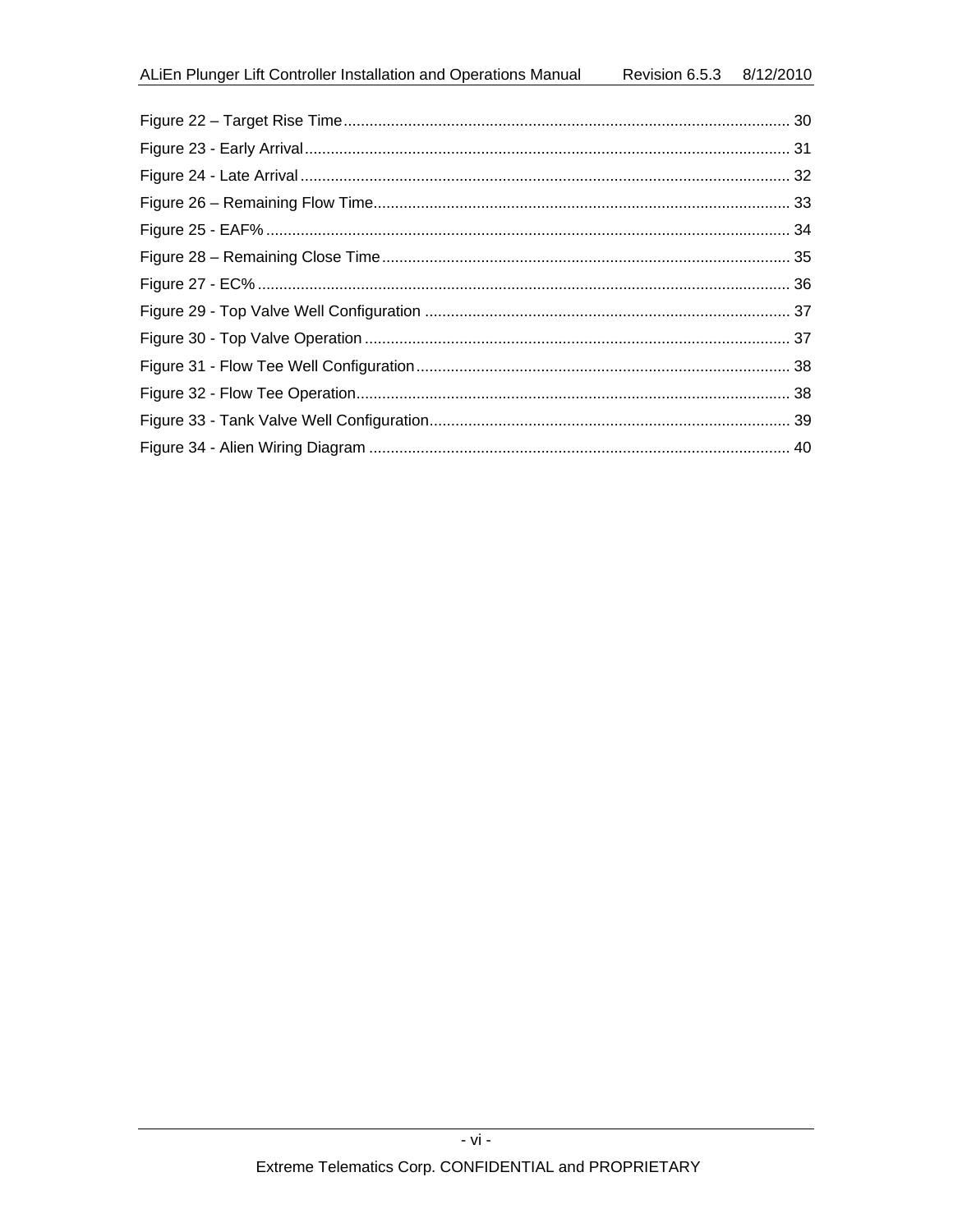Figure 22 – Target Rise Time........................................................................................................ 30
Figure 23 - Early Arrival................................................................................................................ 31
Figure 24 - Late Arrival................................................................................................................. 32
Figure 26 – Remaining Flow Time................................................................................................. 33
Figure 25 - EAF%......................................................................................................................... 34
Figure 28 – Remaining Close Time................................................................................................ 35
Figure 27 - EC%........................................................................................................................... 36
Figure 29 - Top Valve Well Configuration .................................................................................... 37
Figure 30 - Top Valve Operation .................................................................................................. 37
Figure 31 - Flow Tee Well Configuration...................................................................................... 38
Figure 32 - Flow Tee Operation.................................................................................................... 38
Figure 33 - Tank Valve Well Configuration................................................................................... 39
Figure 34 - Alien Wiring Diagram ................................................................................................. 40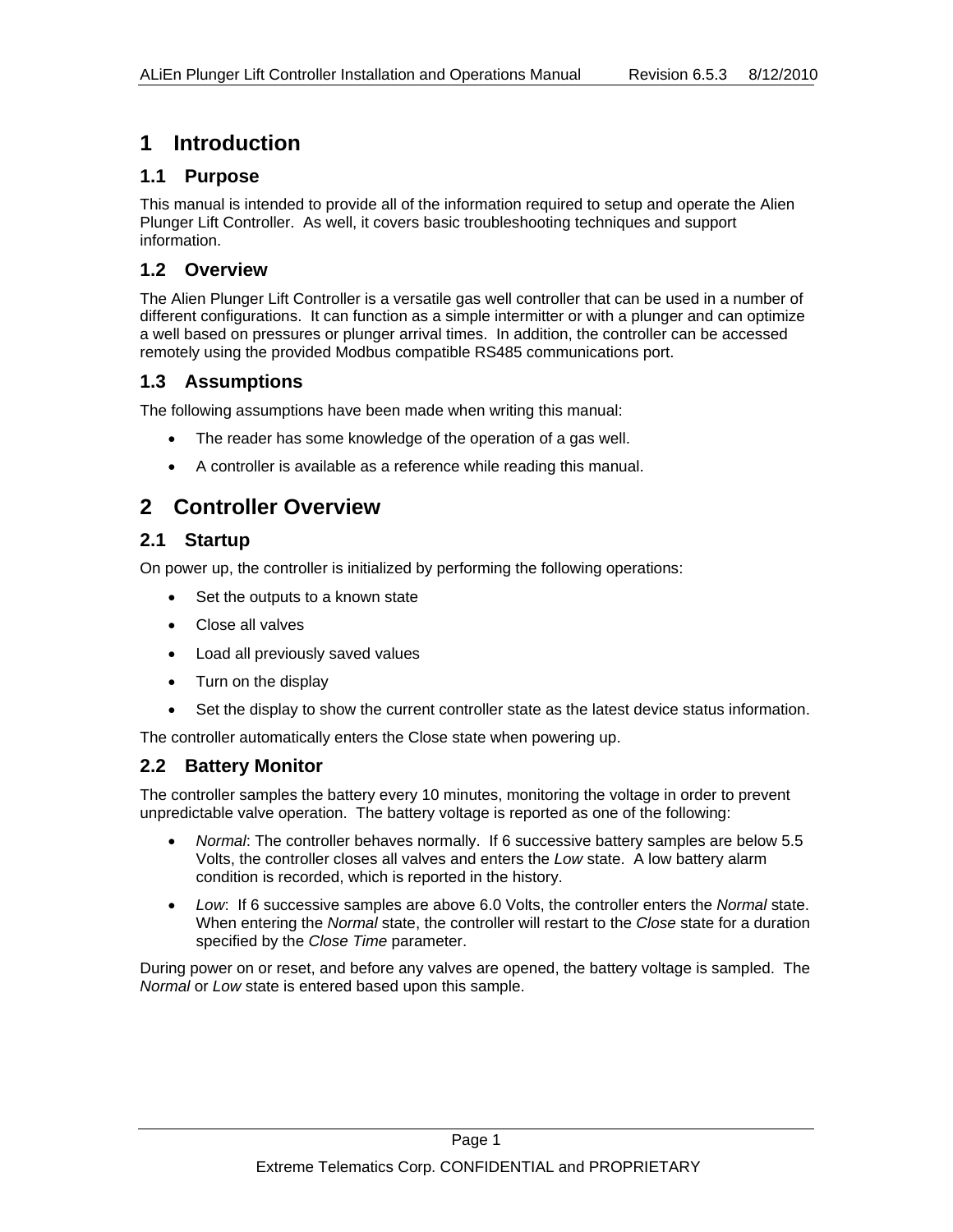# 1 Introduction

## 1.1 Purpose

This manual is intended to provide all of the information required to setup and operate the Alien Plunger Lift Controller. As well, it covers basic troubleshooting techniques and support information.

## 1.2 Overview

The Alien Plunger Lift Controller is a versatile gas well controller that can be used in a number of different configurations. It can function as a simple intermitter or with a plunger and can optimize a well based on pressures or plunger arrival times. In addition, the controller can be accessed remotely using the provided Modbus compatible RS485 communications port.

## 1.3 Assumptions

The following assumptions have been made when writing this manual:

- The reader has some knowledge of the operation of a gas well.
- A controller is available as a reference while reading this manual.

# 2 Controller Overview

## 2.1 Startup

On power up, the controller is initialized by performing the following operations:

- Set the outputs to a known state
- Close all valves
- Load all previously saved values
- Turn on the display
- Set the display to show the current controller state as the latest device status information.

The controller automatically enters the Close state when powering up.

## 2.2 Battery Monitor

The controller samples the battery every 10 minutes, monitoring the voltage in order to prevent unpredictable valve operation. The battery voltage is reported as one of the following:

- *Normal*: The controller behaves normally. If 6 successive battery samples are below 5.5 Volts, the controller closes all valves and enters the *Low* state. A low battery alarm condition is recorded, which is reported in the history.
- *Low*: If 6 successive samples are above 6.0 Volts, the controller enters the *Normal* state. When entering the *Normal* state, the controller will restart to the *Close* state for a duration specified by the *Close Time* parameter.

During power on or reset, and before any valves are opened, the battery voltage is sampled. The *Normal* or *Low* state is entered based upon this sample.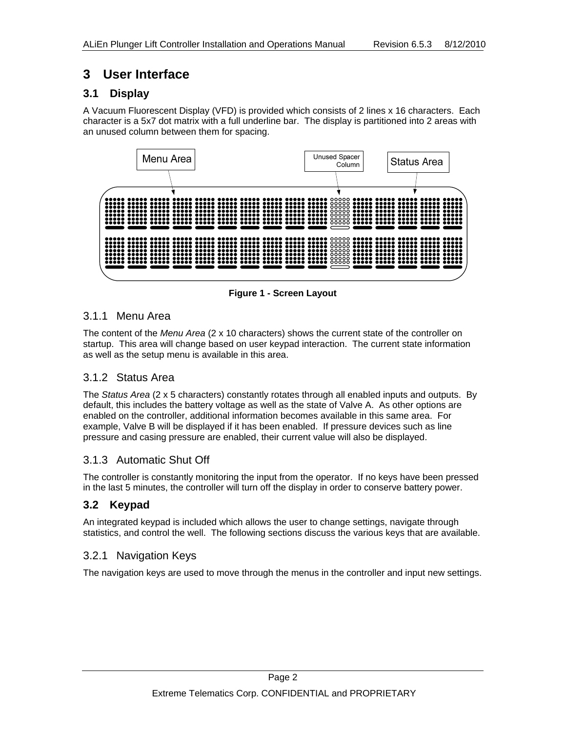# 3 User Interface

## 3.1 Display

A Vacuum Fluorescent Display (VFD) is provided which consists of 2 lines x 16 characters. Each character is a 5x7 dot matrix with a full underline bar. The display is partitioned into 2 areas with an unused column between them for spacing.

Menu Area

Unused Spacer Column

Status Area

**Figure 1 - Screen Layout**

### 3.1.1 Menu Area

The content of the *Menu Area* (2 x 10 characters) shows the current state of the controller on startup. This area will change based on user keypad interaction. The current state information as well as the setup menu is available in this area.

### 3.1.2 Status Area

The *Status Area* (2 x 5 characters) constantly rotates through all enabled inputs and outputs. By default, this includes the battery voltage as well as the state of Valve A. As other options are enabled on the controller, additional information becomes available in this same area. For example, Valve B will be displayed if it has been enabled. If pressure devices such as line pressure and casing pressure are enabled, their current value will also be displayed.

### 3.1.3 Automatic Shut Off

The controller is constantly monitoring the input from the operator. If no keys have been pressed in the last 5 minutes, the controller will turn off the display in order to conserve battery power.

## 3.2 Keypad

An integrated keypad is included which allows the user to change settings, navigate through statistics, and control the well. The following sections discuss the various keys that are available.

### 3.2.1 Navigation Keys

The navigation keys are used to move through the menus in the controller and input new settings.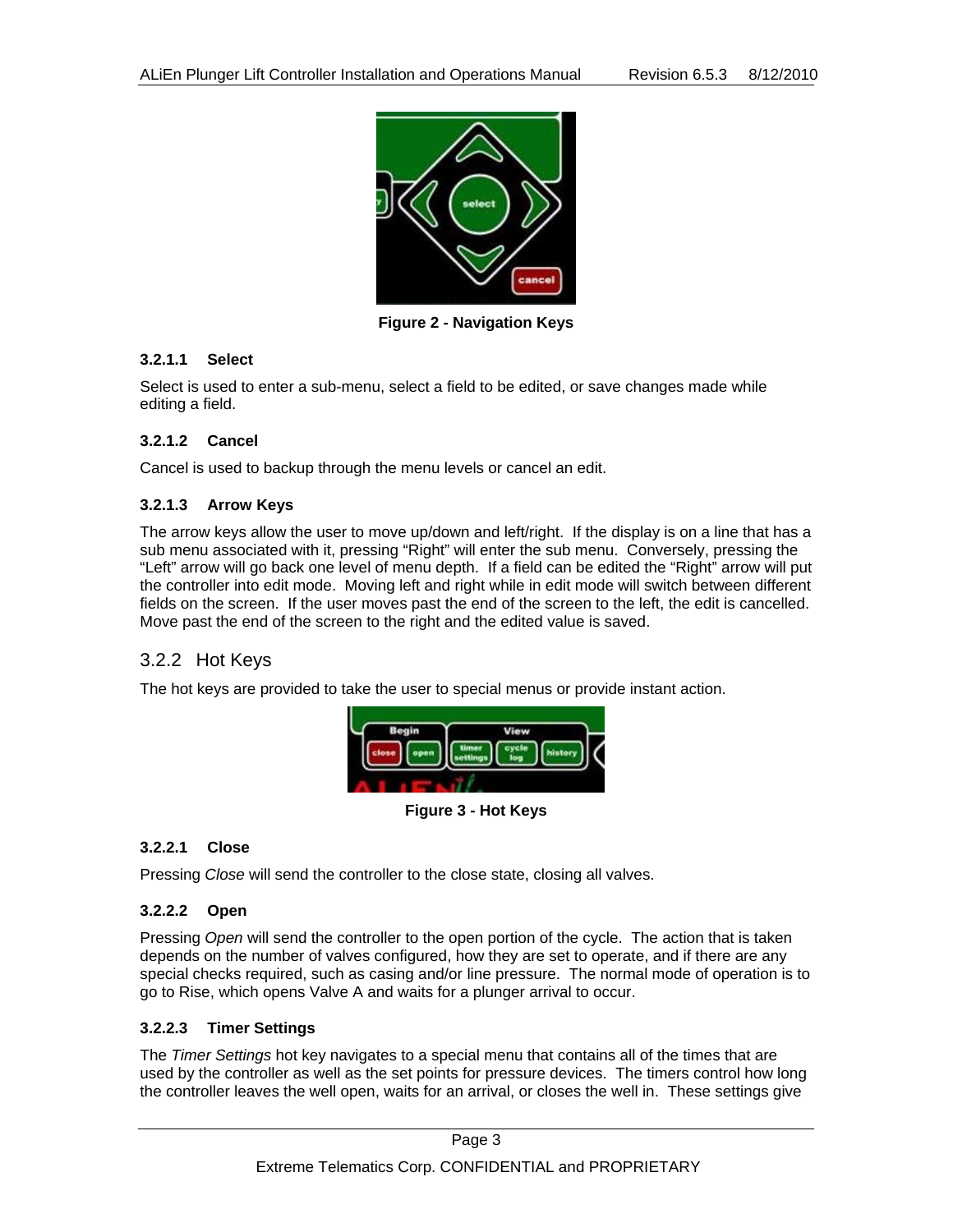Figure 2 - Navigation Keys

#### 3.2.1.1 Select

Select is used to enter a sub-menu, select a field to be edited, or save changes made while editing a field.

#### 3.2.1.2 Cancel

Cancel is used to backup through the menu levels or cancel an edit.

#### 3.2.1.3 Arrow Keys

The arrow keys allow the user to move up/down and left/right. If the display is on a line that has a sub menu associated with it, pressing “Right” will enter the sub menu. Conversely, pressing the “Left” arrow will go back one level of menu depth. If a field can be edited the “Right” arrow will put the controller into edit mode. Moving left and right while in edit mode will switch between different fields on the screen. If the user moves past the end of the screen to the left, the edit is cancelled. Move past the end of the screen to the right and the edited value is saved.

### 3.2.2 Hot Keys

The hot keys are provided to take the user to special menus or provide instant action.

Figure 3 - Hot Keys

#### 3.2.2.1 Close

Pressing *Close* will send the controller to the close state, closing all valves.

#### 3.2.2.2 Open

Pressing *Open* will send the controller to the open portion of the cycle. The action that is taken depends on the number of valves configured, how they are set to operate, and if there are any special checks required, such as casing and/or line pressure. The normal mode of operation is to go to Rise, which opens Valve A and waits for a plunger arrival to occur.

#### 3.2.2.3 Timer Settings

The *Timer Settings* hot key navigates to a special menu that contains all of the times that are used by the controller as well as the set points for pressure devices. The timers control how long the controller leaves the well open, waits for an arrival, or closes the well in. These settings give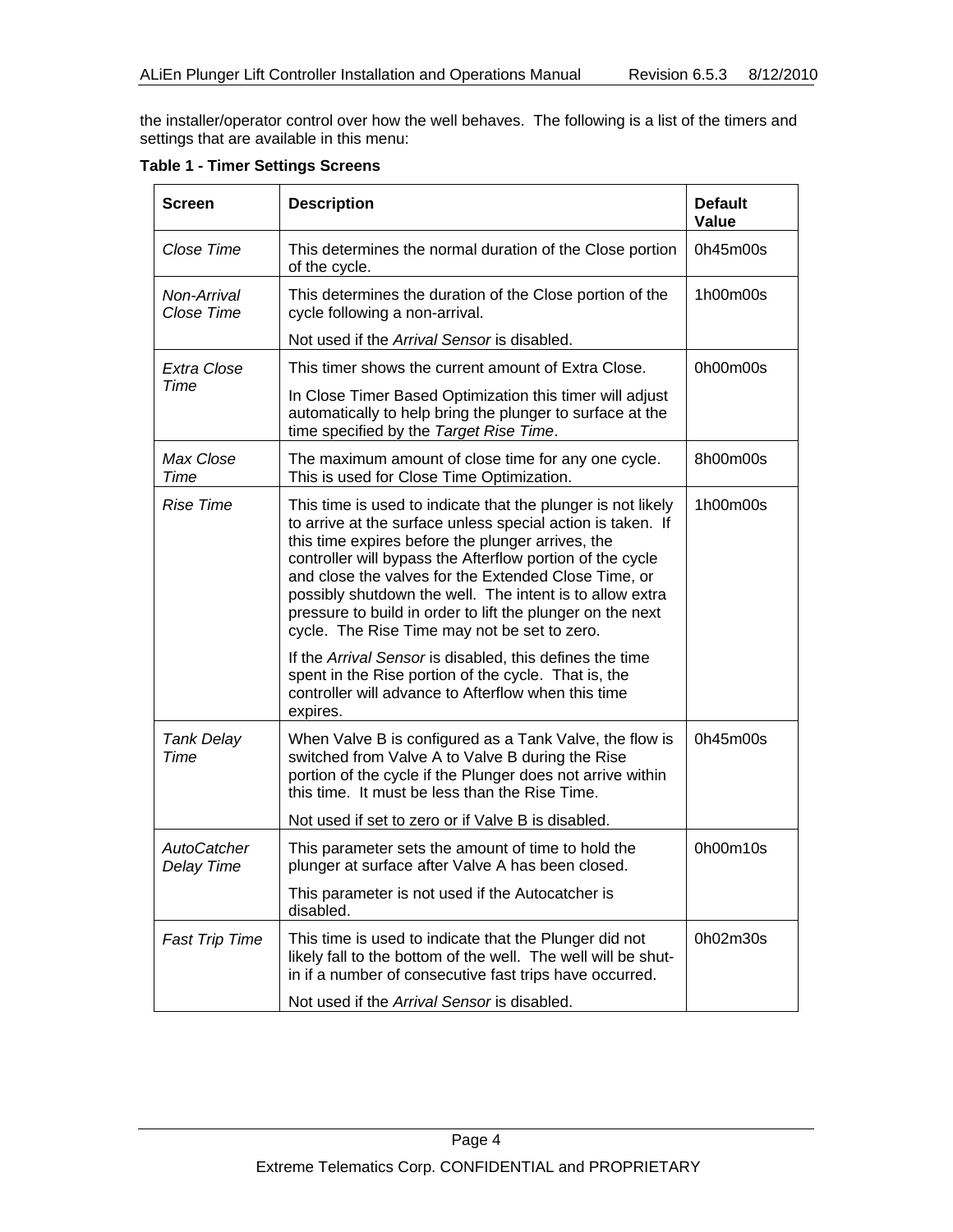the installer/operator control over how the well behaves. The following is a list of the timers and settings that are available in this menu:

**Table 1 - Timer Settings Screens**

| Screen | Description | Default Value |
|---|---|---|
| *Close Time* | This determines the normal duration of the Close portion of the cycle. | 0h45m00s |
| *Non-Arrival Close Time* | This determines the duration of the Close portion of the cycle following a non-arrival.<br><br>Not used if the *Arrival Sensor* is disabled. | 1h00m00s |
| *Extra Close Time* | This timer shows the current amount of Extra Close.<br><br>In Close Timer Based Optimization this timer will adjust automatically to help bring the plunger to surface at the time specified by the *Target Rise Time*. | 0h00m00s |
| *Max Close Time* | The maximum amount of close time for any one cycle. This is used for Close Time Optimization. | 8h00m00s |
| *Rise Time* | This time is used to indicate that the plunger is not likely to arrive at the surface unless special action is taken. If this time expires before the plunger arrives, the controller will bypass the Afterflow portion of the cycle and close the valves for the Extended Close Time, or possibly shutdown the well. The intent is to allow extra pressure to build in order to lift the plunger on the next cycle. The Rise Time may not be set to zero.<br><br>If the *Arrival Sensor* is disabled, this defines the time spent in the Rise portion of the cycle. That is, the controller will advance to Afterflow when this time expires. | 1h00m00s |
| *Tank Delay Time* | When Valve B is configured as a Tank Valve, the flow is switched from Valve A to Valve B during the Rise portion of the cycle if the Plunger does not arrive within this time. It must be less than the Rise Time.<br><br>Not used if set to zero or if Valve B is disabled. | 0h45m00s |
| *AutoCatcher Delay Time* | This parameter sets the amount of time to hold the plunger at surface after Valve A has been closed.<br><br>This parameter is not used if the Autocatcher is disabled. | 0h00m10s |
| *Fast Trip Time* | This time is used to indicate that the Plunger did not likely fall to the bottom of the well. The well will be shut-in if a number of consecutive fast trips have occurred.<br><br>Not used if the *Arrival Sensor* is disabled. | 0h02m30s |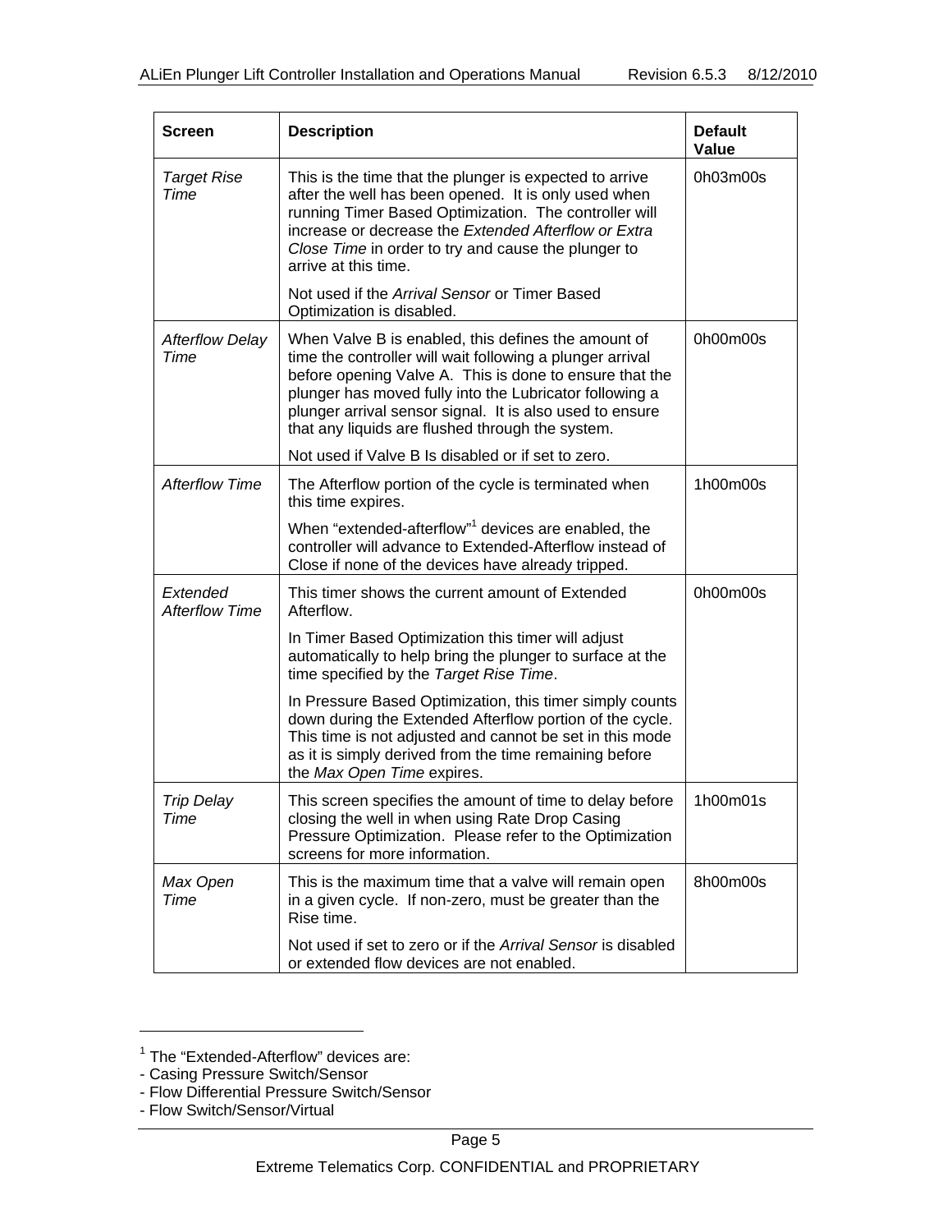| Screen | Description | Default Value |
|---|---|---|
| *Target Rise Time* | This is the time that the plunger is expected to arrive after the well has been opened. It is only used when running Timer Based Optimization. The controller will increase or decrease the *Extended Afterflow or Extra Close Time* in order to try and cause the plunger to arrive at this time.<br><br>Not used if the *Arrival Sensor* or Timer Based Optimization is disabled. | 0h03m00s |
| *Afterflow Delay Time* | When Valve B is enabled, this defines the amount of time the controller will wait following a plunger arrival before opening Valve A. This is done to ensure that the plunger has moved fully into the Lubricator following a plunger arrival sensor signal. It is also used to ensure that any liquids are flushed through the system.<br><br>Not used if Valve B Is disabled or if set to zero. | 0h00m00s |
| *Afterflow Time* | The Afterflow portion of the cycle is terminated when this time expires.<br><br>When "extended-afterflow"[1] devices are enabled, the controller will advance to Extended-Afterflow instead of Close if none of the devices have already tripped. | 1h00m00s |
| *Extended Afterflow Time* | This timer shows the current amount of Extended Afterflow.<br><br>In Timer Based Optimization this timer will adjust automatically to help bring the plunger to surface at the time specified by the *Target Rise Time*.<br><br>In Pressure Based Optimization, this timer simply counts down during the Extended Afterflow portion of the cycle. This time is not adjusted and cannot be set in this mode as it is simply derived from the time remaining before the *Max Open Time* expires. | 0h00m00s |
| *Trip Delay Time* | This screen specifies the amount of time to delay before closing the well in when using Rate Drop Casing Pressure Optimization. Please refer to the Optimization screens for more information. | 1h00m01s |
| *Max Open Time* | This is the maximum time that a valve will remain open in a given cycle. If non-zero, must be greater than the Rise time.<br><br>Not used if set to zero or if the *Arrival Sensor* is disabled or extended flow devices are not enabled. | 8h00m00s |

[1] The "Extended-Afterflow" devices are:
- Casing Pressure Switch/Sensor
- Flow Differential Pressure Switch/Sensor
- Flow Switch/Sensor/Virtual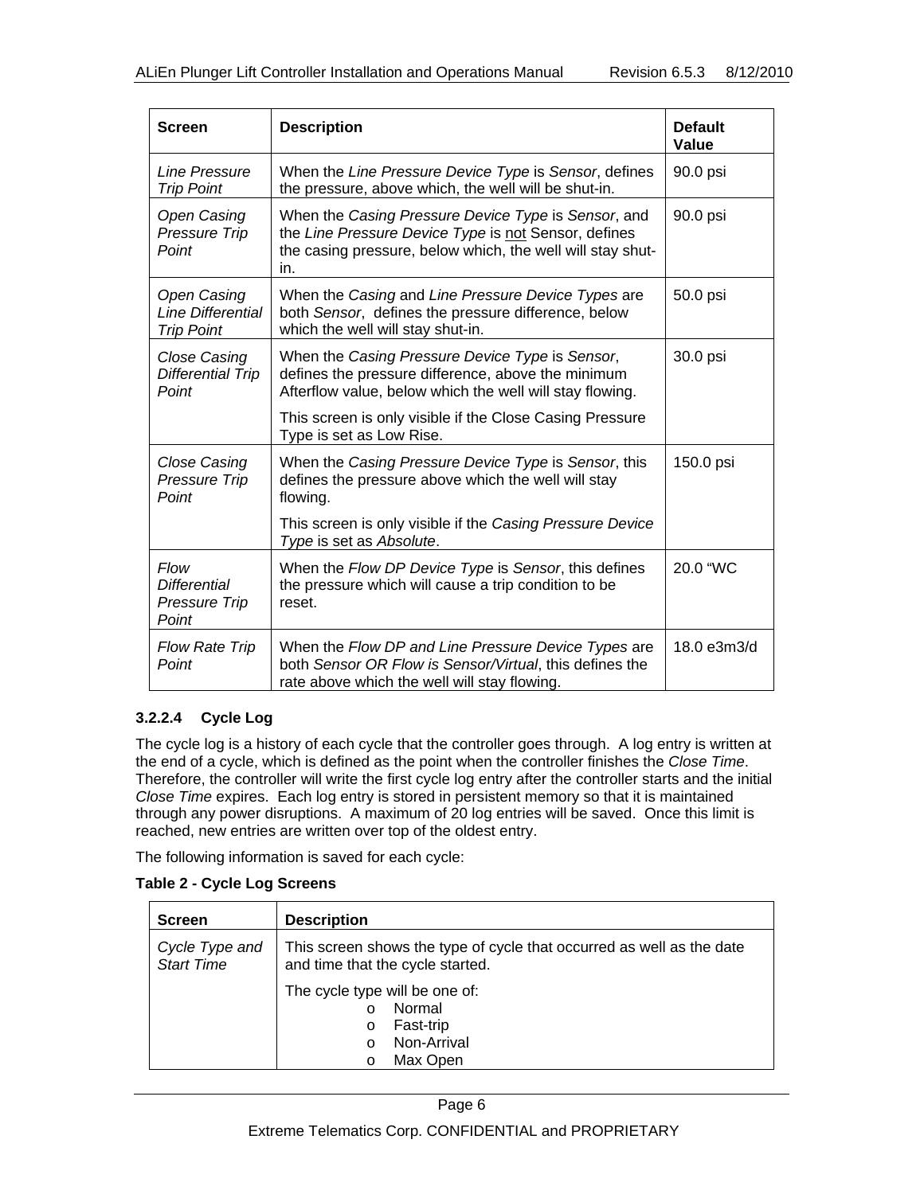| Screen | Description | Default Value |
|---|---|---|
| *Line Pressure Trip Point* | When the *Line Pressure Device Type* is *Sensor*, defines the pressure, above which, the well will be shut-in. | 90.0 psi |
| *Open Casing Pressure Trip Point* | When the *Casing Pressure Device Type* is *Sensor*, and the *Line Pressure Device Type* is not Sensor, defines the casing pressure, below which, the well will stay shut-in. | 90.0 psi |
| *Open Casing Line Differential Trip Point* | When the *Casing* and *Line Pressure Device Types* are both *Sensor*, defines the pressure difference, below which the well will stay shut-in. | 50.0 psi |
| *Close Casing Differential Trip Point* | When the *Casing Pressure Device Type* is *Sensor*, defines the pressure difference, above the minimum Afterflow value, below which the well will stay flowing.<br><br>This screen is only visible if the Close Casing Pressure Type is set as Low Rise. | 30.0 psi |
| *Close Casing Pressure Trip Point* | When the *Casing Pressure Device Type* is *Sensor*, this defines the pressure above which the well will stay flowing.<br><br>This screen is only visible if the *Casing Pressure Device Type* is set as *Absolute*. | 150.0 psi |
| *Flow Differential Pressure Trip Point* | When the *Flow DP Device Type* is *Sensor*, this defines the pressure which will cause a trip condition to be reset. | 20.0 "WC |
| *Flow Rate Trip Point* | When the *Flow DP and Line Pressure Device Types* are both *Sensor OR Flow is Sensor/Virtual*, this defines the rate above which the well will stay flowing. | 18.0 e3m3/d |

#### 3.2.2.4 Cycle Log

The cycle log is a history of each cycle that the controller goes through. A log entry is written at the end of a cycle, which is defined as the point when the controller finishes the *Close Time*. Therefore, the controller will write the first cycle log entry after the controller starts and the initial *Close Time* expires. Each log entry is stored in persistent memory so that it is maintained through any power disruptions. A maximum of 20 log entries will be saved. Once this limit is reached, new entries are written over top of the oldest entry.

The following information is saved for each cycle:

**Table 2 - Cycle Log Screens**

| Screen | Description |
|---|---|
| *Cycle Type and Start Time* | This screen shows the type of cycle that occurred as well as the date and time that the cycle started.<br><br>The cycle type will be one of:<br>o Normal<br>o Fast-trip<br>o Non-Arrival<br>o Max Open |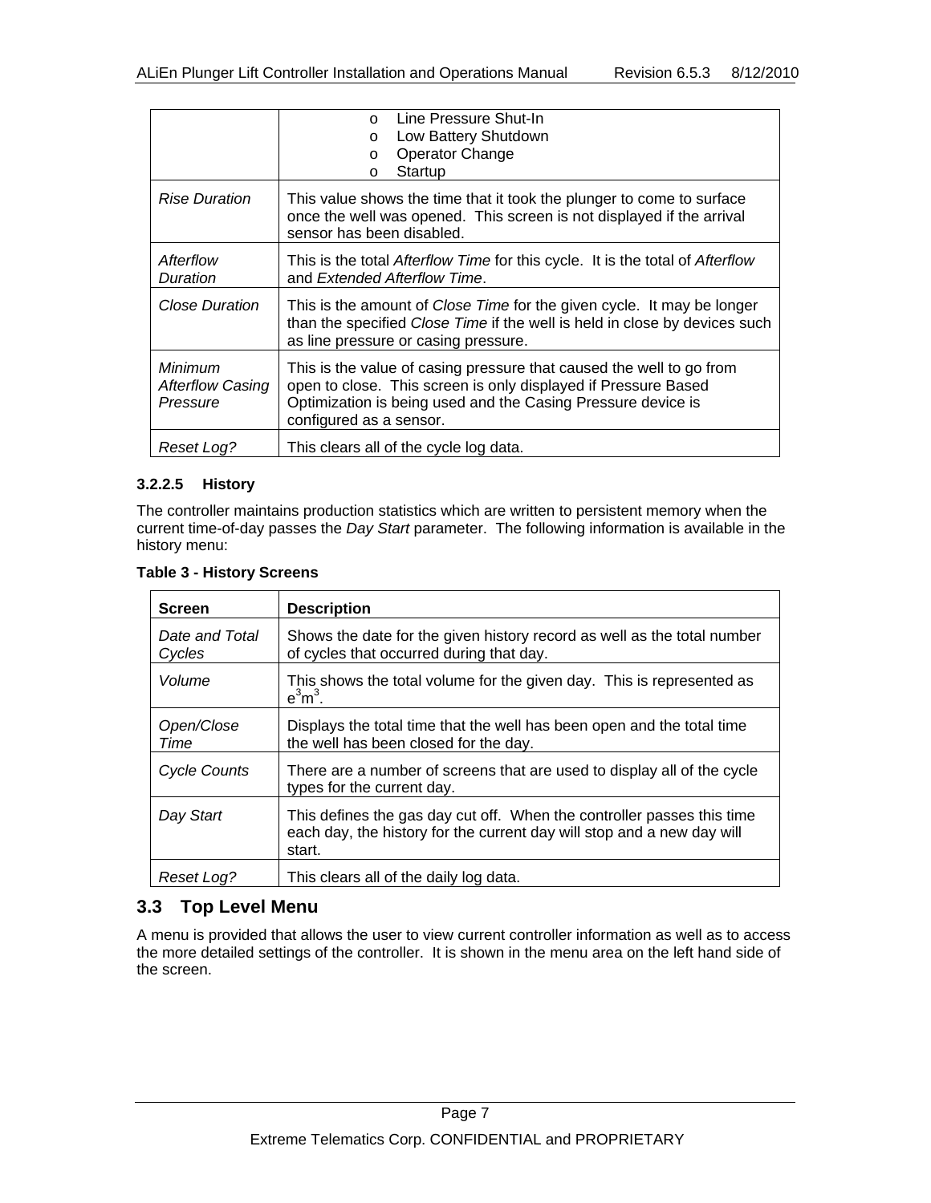| | |
|---|---|
| | o Line Pressure Shut-In<br>o Low Battery Shutdown<br>o Operator Change<br>o Startup |
| *Rise Duration* | This value shows the time that it took the plunger to come to surface once the well was opened. This screen is not displayed if the arrival sensor has been disabled. |
| *Afterflow Duration* | This is the total *Afterflow Time* for this cycle. It is the total of *Afterflow* and *Extended Afterflow Time*. |
| *Close Duration* | This is the amount of *Close Time* for the given cycle. It may be longer than the specified *Close Time* if the well is held in close by devices such as line pressure or casing pressure. |
| *Minimum Afterflow Casing Pressure* | This is the value of casing pressure that caused the well to go from open to close. This screen is only displayed if Pressure Based Optimization is being used and the Casing Pressure device is configured as a sensor. |
| *Reset Log?* | This clears all of the cycle log data. |

#### 3.2.2.5 History

The controller maintains production statistics which are written to persistent memory when the current time-of-day passes the *Day Start* parameter. The following information is available in the history menu:

**Table 3 - History Screens**

| Screen | Description |
|---|---|
| *Date and Total Cycles* | Shows the date for the given history record as well as the total number of cycles that occurred during that day. |
| *Volume* | This shows the total volume for the given day. This is represented as $e^3m^3$. |
| *Open/Close Time* | Displays the total time that the well has been open and the total time the well has been closed for the day. |
| *Cycle Counts* | There are a number of screens that are used to display all of the cycle types for the current day. |
| *Day Start* | This defines the gas day cut off. When the controller passes this time each day, the history for the current day will stop and a new day will start. |
| *Reset Log?* | This clears all of the daily log data. |

## 3.3 Top Level Menu

A menu is provided that allows the user to view current controller information as well as to access the more detailed settings of the controller. It is shown in the menu area on the left hand side of the screen.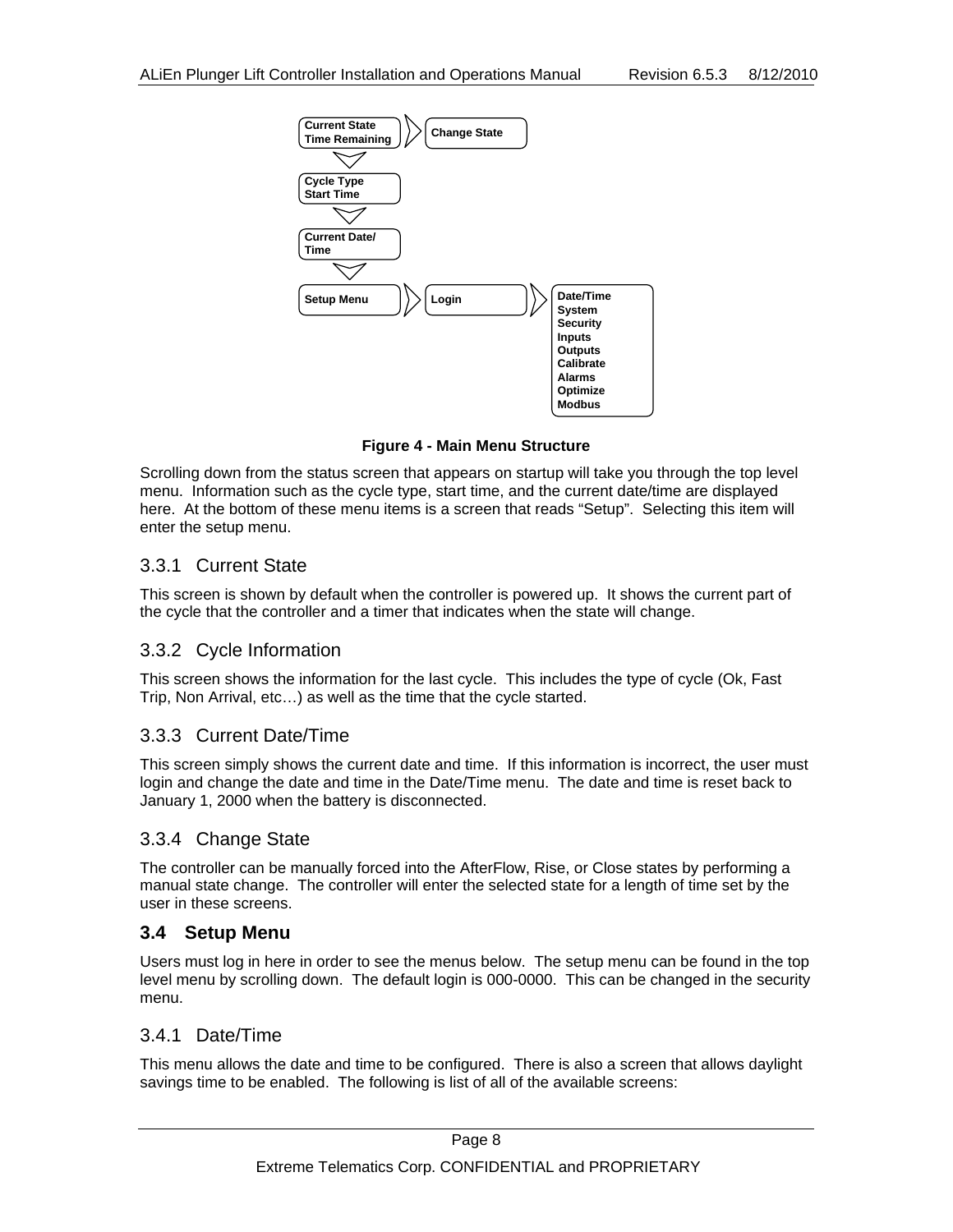Current State Time Remaining → Change State

Cycle Type Start Time

Current Date/ Time

Setup Menu → Login → Date/Time, System, Security, Inputs, Outputs, Calibrate, Alarms, Optimize, Modbus

**Figure 4 - Main Menu Structure**

Scrolling down from the status screen that appears on startup will take you through the top level menu. Information such as the cycle type, start time, and the current date/time are displayed here. At the bottom of these menu items is a screen that reads "Setup". Selecting this item will enter the setup menu.

### 3.3.1 Current State

This screen is shown by default when the controller is powered up. It shows the current part of the cycle that the controller and a timer that indicates when the state will change.

### 3.3.2 Cycle Information

This screen shows the information for the last cycle. This includes the type of cycle (Ok, Fast Trip, Non Arrival, etc…) as well as the time that the cycle started.

### 3.3.3 Current Date/Time

This screen simply shows the current date and time. If this information is incorrect, the user must login and change the date and time in the Date/Time menu. The date and time is reset back to January 1, 2000 when the battery is disconnected.

### 3.3.4 Change State

The controller can be manually forced into the AfterFlow, Rise, or Close states by performing a manual state change. The controller will enter the selected state for a length of time set by the user in these screens.

## 3.4 Setup Menu

Users must log in here in order to see the menus below. The setup menu can be found in the top level menu by scrolling down. The default login is 000-0000. This can be changed in the security menu.

### 3.4.1 Date/Time

This menu allows the date and time to be configured. There is also a screen that allows daylight savings time to be enabled. The following is list of all of the available screens: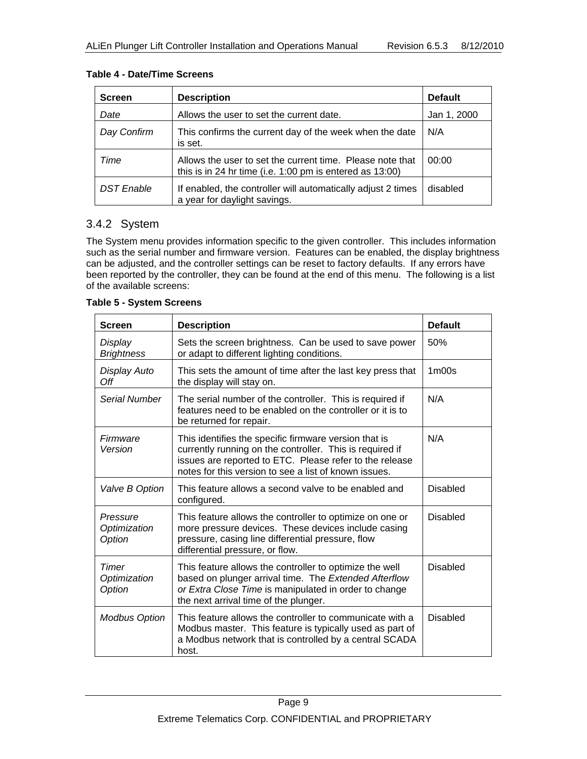**Table 4 - Date/Time Screens**

| Screen | Description | Default |
|---|---|---|
| *Date* | Allows the user to set the current date. | Jan 1, 2000 |
| *Day Confirm* | This confirms the current day of the week when the date is set. | N/A |
| *Time* | Allows the user to set the current time. Please note that this is in 24 hr time (i.e. 1:00 pm is entered as 13:00) | 00:00 |
| *DST Enable* | If enabled, the controller will automatically adjust 2 times a year for daylight savings. | disabled |

### 3.4.2 System

The System menu provides information specific to the given controller. This includes information such as the serial number and firmware version. Features can be enabled, the display brightness can be adjusted, and the controller settings can be reset to factory defaults. If any errors have been reported by the controller, they can be found at the end of this menu. The following is a list of the available screens:

**Table 5 - System Screens**

| Screen | Description | Default |
|---|---|---|
| *Display Brightness* | Sets the screen brightness. Can be used to save power or adapt to different lighting conditions. | 50% |
| *Display Auto Off* | This sets the amount of time after the last key press that the display will stay on. | 1m00s |
| *Serial Number* | The serial number of the controller. This is required if features need to be enabled on the controller or it is to be returned for repair. | N/A |
| *Firmware Version* | This identifies the specific firmware version that is currently running on the controller. This is required if issues are reported to ETC. Please refer to the release notes for this version to see a list of known issues. | N/A |
| *Valve B Option* | This feature allows a second valve to be enabled and configured. | Disabled |
| *Pressure Optimization Option* | This feature allows the controller to optimize on one or more pressure devices. These devices include casing pressure, casing line differential pressure, flow differential pressure, or flow. | Disabled |
| *Timer Optimization Option* | This feature allows the controller to optimize the well based on plunger arrival time. The *Extended Afterflow or Extra Close Time* is manipulated in order to change the next arrival time of the plunger. | Disabled |
| *Modbus Option* | This feature allows the controller to communicate with a Modbus master. This feature is typically used as part of a Modbus network that is controlled by a central SCADA host. | Disabled |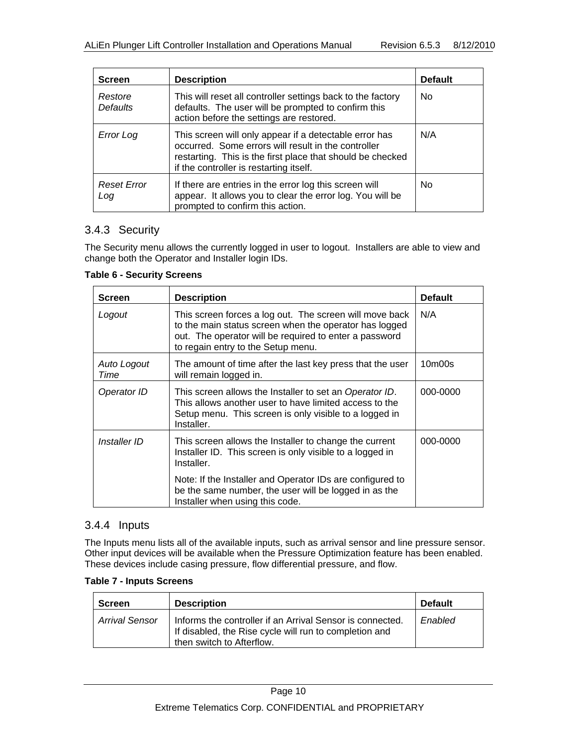| Screen | Description | Default |
|---|---|---|
| *Restore Defaults* | This will reset all controller settings back to the factory defaults. The user will be prompted to confirm this action before the settings are restored. | No |
| *Error Log* | This screen will only appear if a detectable error has occurred. Some errors will result in the controller restarting. This is the first place that should be checked if the controller is restarting itself. | N/A |
| *Reset Error Log* | If there are entries in the error log this screen will appear. It allows you to clear the error log. You will be prompted to confirm this action. | No |

### 3.4.3 Security

The Security menu allows the currently logged in user to logout. Installers are able to view and change both the Operator and Installer login IDs.

**Table 6 - Security Screens**

| Screen | Description | Default |
|---|---|---|
| *Logout* | This screen forces a log out. The screen will move back to the main status screen when the operator has logged out. The operator will be required to enter a password to regain entry to the Setup menu. | N/A |
| *Auto Logout Time* | The amount of time after the last key press that the user will remain logged in. | 10m00s |
| *Operator ID* | This screen allows the Installer to set an *Operator ID*. This allows another user to have limited access to the Setup menu. This screen is only visible to a logged in Installer. | 000-0000 |
| *Installer ID* | This screen allows the Installer to change the current Installer ID. This screen is only visible to a logged in Installer.<br><br>Note: If the Installer and Operator IDs are configured to be the same number, the user will be logged in as the Installer when using this code. | 000-0000 |

### 3.4.4 Inputs

The Inputs menu lists all of the available inputs, such as arrival sensor and line pressure sensor. Other input devices will be available when the Pressure Optimization feature has been enabled. These devices include casing pressure, flow differential pressure, and flow.

**Table 7 - Inputs Screens**

| Screen | Description | Default |
|---|---|---|
| *Arrival Sensor* | Informs the controller if an Arrival Sensor is connected. If disabled, the Rise cycle will run to completion and then switch to Afterflow. | *Enabled* |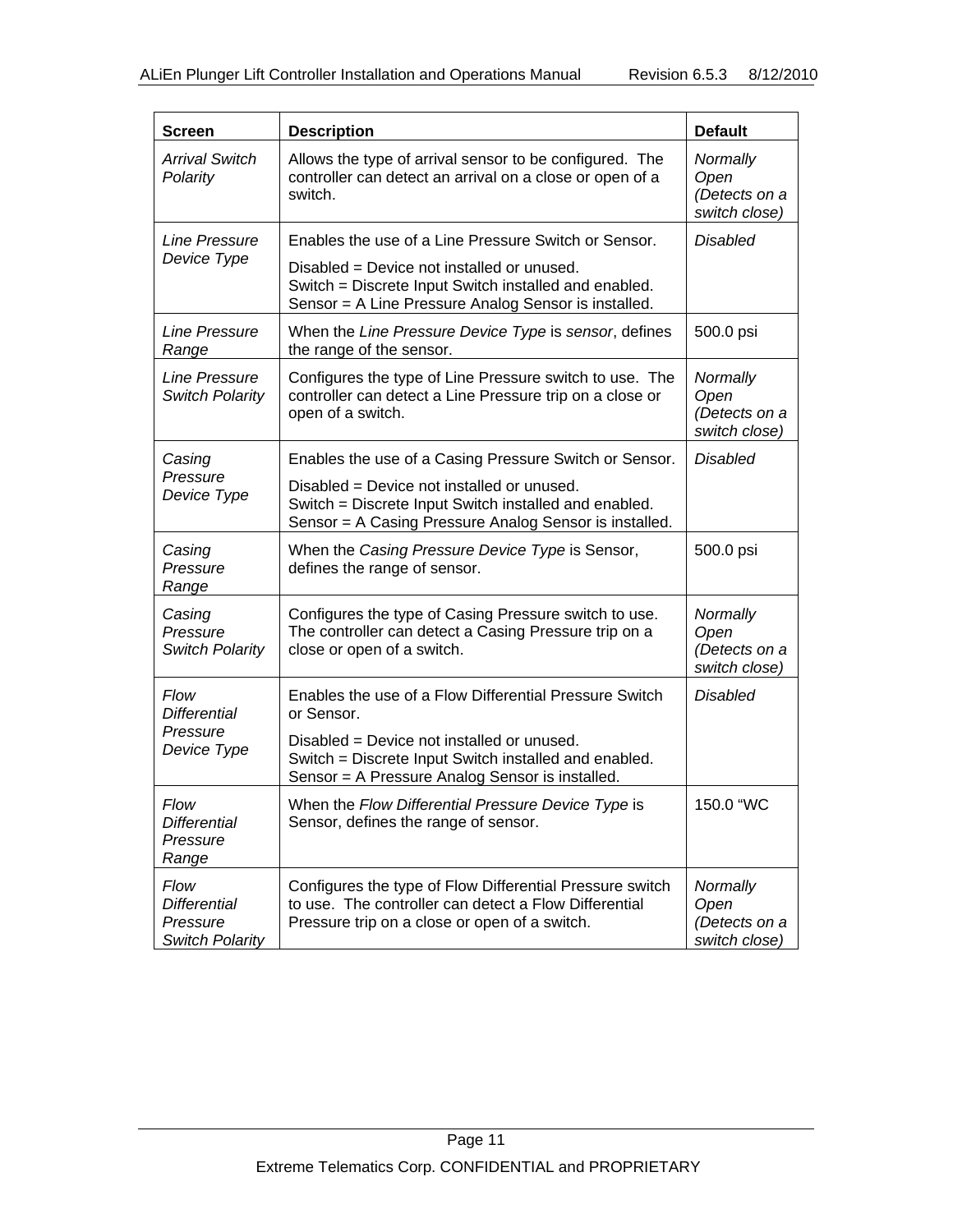| Screen | Description | Default |
|---|---|---|
| *Arrival Switch Polarity* | Allows the type of arrival sensor to be configured. The controller can detect an arrival on a close or open of a switch. | *Normally Open (Detects on a switch close)* |
| *Line Pressure Device Type* | Enables the use of a Line Pressure Switch or Sensor.<br>Disabled = Device not installed or unused.<br>Switch = Discrete Input Switch installed and enabled.<br>Sensor = A Line Pressure Analog Sensor is installed. | *Disabled* |
| *Line Pressure Range* | When the *Line Pressure Device Type* is *sensor*, defines the range of the sensor. | 500.0 psi |
| *Line Pressure Switch Polarity* | Configures the type of Line Pressure switch to use. The controller can detect a Line Pressure trip on a close or open of a switch. | *Normally Open (Detects on a switch close)* |
| *Casing Pressure Device Type* | Enables the use of a Casing Pressure Switch or Sensor.<br>Disabled = Device not installed or unused.<br>Switch = Discrete Input Switch installed and enabled.<br>Sensor = A Casing Pressure Analog Sensor is installed. | *Disabled* |
| *Casing Pressure Range* | When the *Casing Pressure Device Type* is Sensor, defines the range of sensor. | 500.0 psi |
| *Casing Pressure Switch Polarity* | Configures the type of Casing Pressure switch to use. The controller can detect a Casing Pressure trip on a close or open of a switch. | *Normally Open (Detects on a switch close)* |
| *Flow Differential Pressure Device Type* | Enables the use of a Flow Differential Pressure Switch or Sensor.<br>Disabled = Device not installed or unused.<br>Switch = Discrete Input Switch installed and enabled.<br>Sensor = A Pressure Analog Sensor is installed. | *Disabled* |
| *Flow Differential Pressure Range* | When the *Flow Differential Pressure Device Type* is Sensor, defines the range of sensor. | 150.0 "WC |
| *Flow Differential Pressure Switch Polarity* | Configures the type of Flow Differential Pressure switch to use. The controller can detect a Flow Differential Pressure trip on a close or open of a switch. | *Normally Open (Detects on a switch close)* |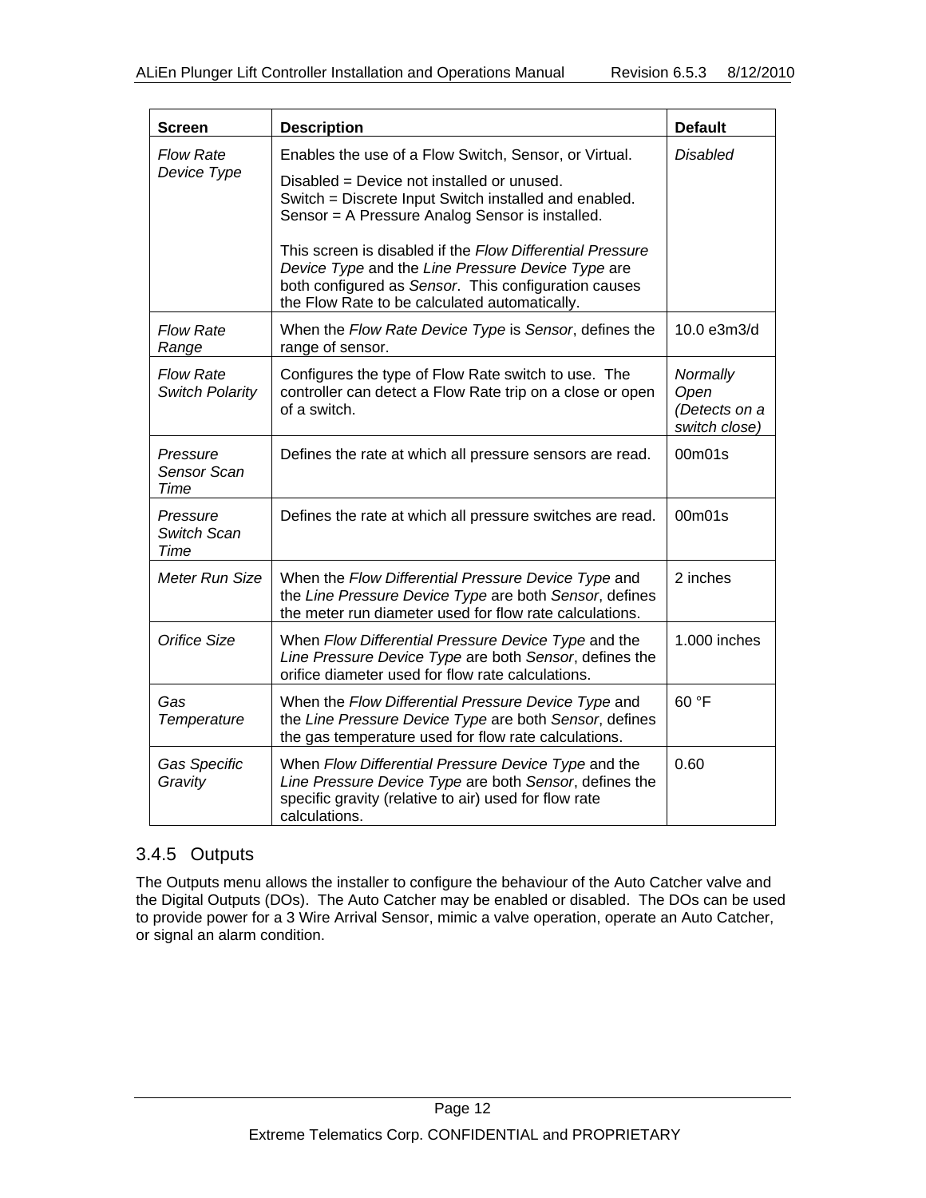| Screen | Description | Default |
| --- | --- | --- |
| *Flow Rate Device Type* | Enables the use of a Flow Switch, Sensor, or Virtual.<br>Disabled = Device not installed or unused.<br>Switch = Discrete Input Switch installed and enabled.<br>Sensor = A Pressure Analog Sensor is installed.<br><br>This screen is disabled if the *Flow Differential Pressure Device Type* and the *Line Pressure Device Type* are both configured as *Sensor*. This configuration causes the Flow Rate to be calculated automatically. | *Disabled* |
| *Flow Rate Range* | When the *Flow Rate Device Type* is *Sensor*, defines the range of sensor. | 10.0 e3m3/d |
| *Flow Rate Switch Polarity* | Configures the type of Flow Rate switch to use. The controller can detect a Flow Rate trip on a close or open of a switch. | *Normally Open (Detects on a switch close)* |
| *Pressure Sensor Scan Time* | Defines the rate at which all pressure sensors are read. | 00m01s |
| *Pressure Switch Scan Time* | Defines the rate at which all pressure switches are read. | 00m01s |
| *Meter Run Size* | When the *Flow Differential Pressure Device Type* and the *Line Pressure Device Type* are both *Sensor*, defines the meter run diameter used for flow rate calculations. | 2 inches |
| *Orifice Size* | When *Flow Differential Pressure Device Type* and the *Line Pressure Device Type* are both *Sensor*, defines the orifice diameter used for flow rate calculations. | 1.000 inches |
| *Gas Temperature* | When the *Flow Differential Pressure Device Type* and the *Line Pressure Device Type* are both *Sensor*, defines the gas temperature used for flow rate calculations. | 60 °F |
| *Gas Specific Gravity* | When *Flow Differential Pressure Device Type* and the *Line Pressure Device Type* are both *Sensor*, defines the specific gravity (relative to air) used for flow rate calculations. | 0.60 |

### 3.4.5 Outputs

The Outputs menu allows the installer to configure the behaviour of the Auto Catcher valve and the Digital Outputs (DOs). The Auto Catcher may be enabled or disabled. The DOs can be used to provide power for a 3 Wire Arrival Sensor, mimic a valve operation, operate an Auto Catcher, or signal an alarm condition.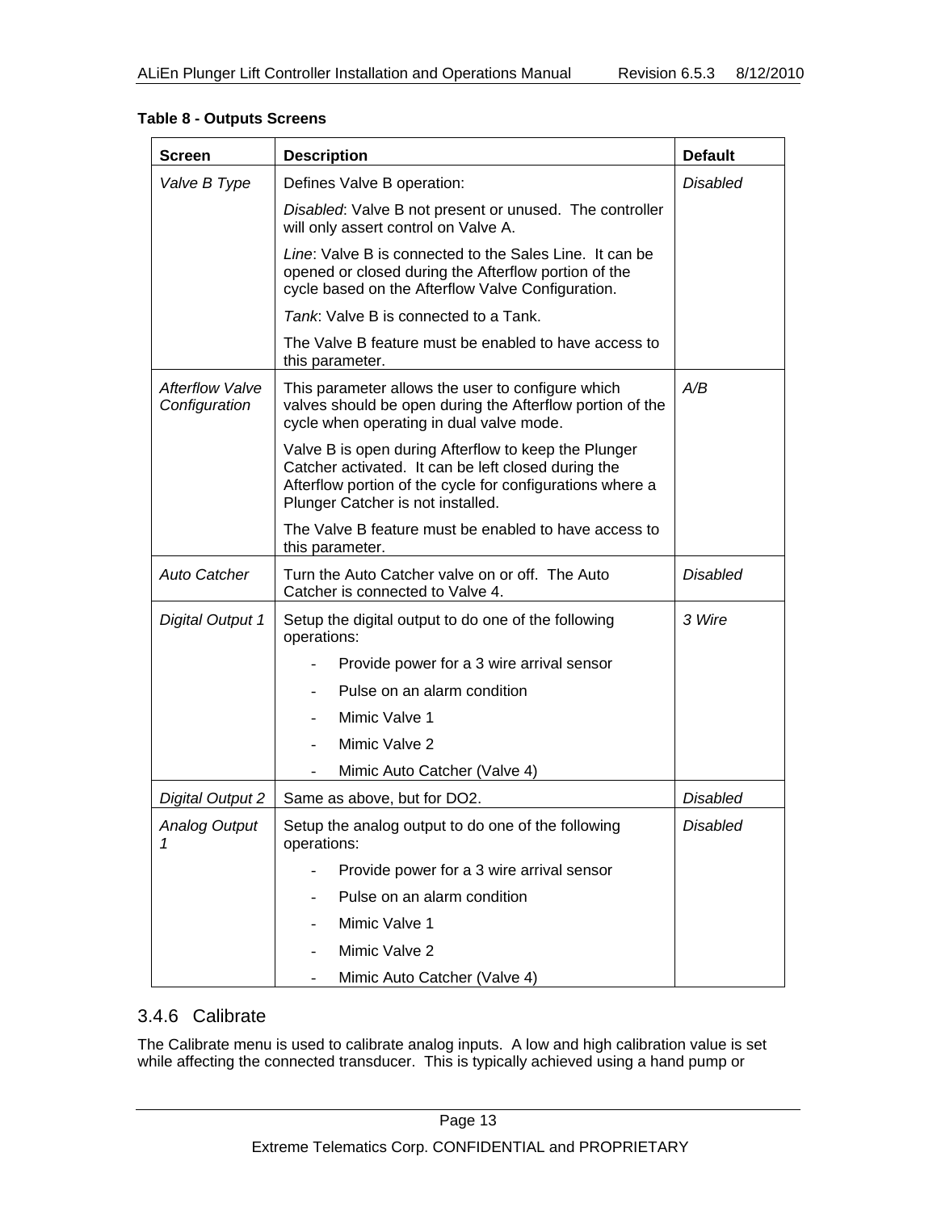**Table 8 - Outputs Screens**

| Screen | Description | Default |
|---|---|---|
| *Valve B Type* | Defines Valve B operation:<br><br>*Disabled*: Valve B not present or unused. The controller will only assert control on Valve A.<br><br>*Line*: Valve B is connected to the Sales Line. It can be opened or closed during the Afterflow portion of the cycle based on the Afterflow Valve Configuration.<br><br>*Tank*: Valve B is connected to a Tank.<br><br>The Valve B feature must be enabled to have access to this parameter. | *Disabled* |
| *Afterflow Valve Configuration* | This parameter allows the user to configure which valves should be open during the Afterflow portion of the cycle when operating in dual valve mode.<br><br>Valve B is open during Afterflow to keep the Plunger Catcher activated. It can be left closed during the Afterflow portion of the cycle for configurations where a Plunger Catcher is not installed.<br><br>The Valve B feature must be enabled to have access to this parameter. | *A/B* |
| *Auto Catcher* | Turn the Auto Catcher valve on or off. The Auto Catcher is connected to Valve 4. | *Disabled* |
| *Digital Output 1* | Setup the digital output to do one of the following operations:<br><br>- Provide power for a 3 wire arrival sensor<br>- Pulse on an alarm condition<br>- Mimic Valve 1<br>- Mimic Valve 2<br>- Mimic Auto Catcher (Valve 4) | *3 Wire* |
| *Digital Output 2* | Same as above, but for DO2. | *Disabled* |
| *Analog Output 1* | Setup the analog output to do one of the following operations:<br><br>- Provide power for a 3 wire arrival sensor<br>- Pulse on an alarm condition<br>- Mimic Valve 1<br>- Mimic Valve 2<br>- Mimic Auto Catcher (Valve 4) | *Disabled* |

### 3.4.6 Calibrate

The Calibrate menu is used to calibrate analog inputs. A low and high calibration value is set while affecting the connected transducer. This is typically achieved using a hand pump or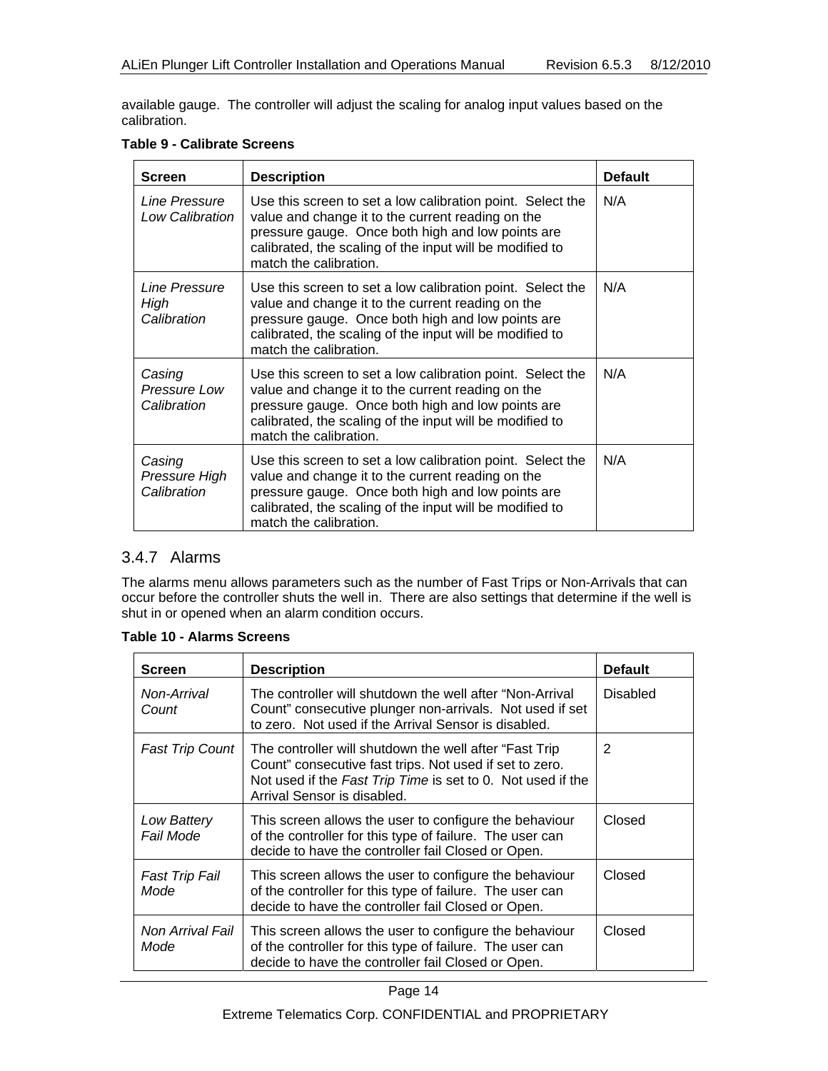available gauge. The controller will adjust the scaling for analog input values based on the calibration.

**Table 9 - Calibrate Screens**

| Screen | Description | Default |
|---|---|---|
| *Line Pressure Low Calibration* | Use this screen to set a low calibration point. Select the value and change it to the current reading on the pressure gauge. Once both high and low points are calibrated, the scaling of the input will be modified to match the calibration. | N/A |
| *Line Pressure High Calibration* | Use this screen to set a low calibration point. Select the value and change it to the current reading on the pressure gauge. Once both high and low points are calibrated, the scaling of the input will be modified to match the calibration. | N/A |
| *Casing Pressure Low Calibration* | Use this screen to set a low calibration point. Select the value and change it to the current reading on the pressure gauge. Once both high and low points are calibrated, the scaling of the input will be modified to match the calibration. | N/A |
| *Casing Pressure High Calibration* | Use this screen to set a low calibration point. Select the value and change it to the current reading on the pressure gauge. Once both high and low points are calibrated, the scaling of the input will be modified to match the calibration. | N/A |

### 3.4.7 Alarms

The alarms menu allows parameters such as the number of Fast Trips or Non-Arrivals that can occur before the controller shuts the well in. There are also settings that determine if the well is shut in or opened when an alarm condition occurs.

**Table 10 - Alarms Screens**

| Screen | Description | Default |
|---|---|---|
| *Non-Arrival Count* | The controller will shutdown the well after "Non-Arrival Count" consecutive plunger non-arrivals. Not used if set to zero. Not used if the Arrival Sensor is disabled. | Disabled |
| *Fast Trip Count* | The controller will shutdown the well after "Fast Trip Count" consecutive fast trips. Not used if set to zero. Not used if the *Fast Trip Time* is set to 0. Not used if the Arrival Sensor is disabled. | 2 |
| *Low Battery Fail Mode* | This screen allows the user to configure the behaviour of the controller for this type of failure. The user can decide to have the controller fail Closed or Open. | Closed |
| *Fast Trip Fail Mode* | This screen allows the user to configure the behaviour of the controller for this type of failure. The user can decide to have the controller fail Closed or Open. | Closed |
| *Non Arrival Fail Mode* | This screen allows the user to configure the behaviour of the controller for this type of failure. The user can decide to have the controller fail Closed or Open. | Closed |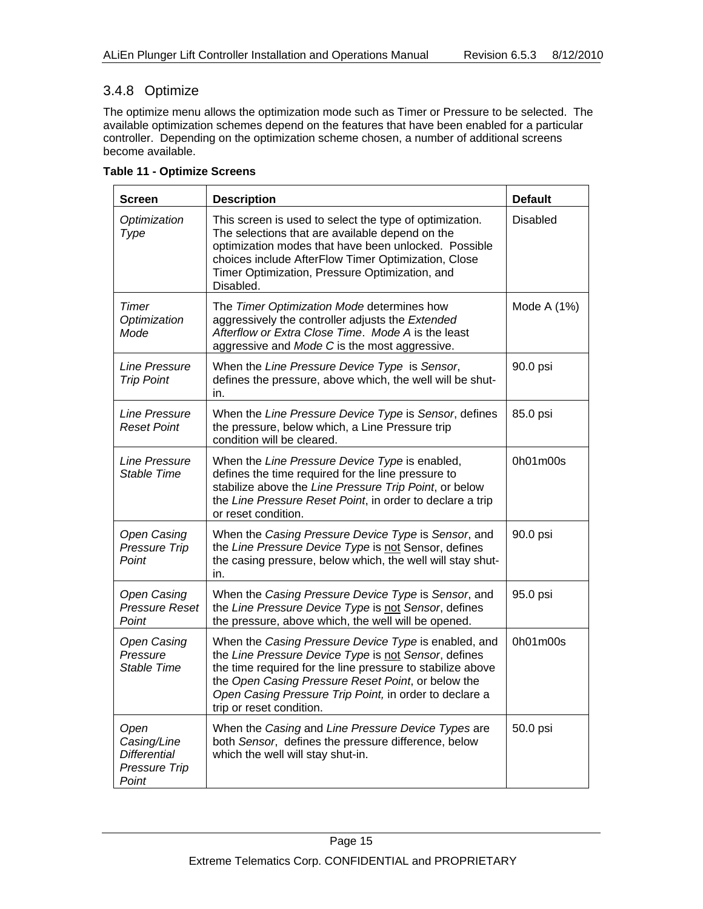### 3.4.8 Optimize

The optimize menu allows the optimization mode such as Timer or Pressure to be selected. The available optimization schemes depend on the features that have been enabled for a particular controller. Depending on the optimization scheme chosen, a number of additional screens become available.

**Table 11 - Optimize Screens**

| **Screen** | **Description** | **Default** |
|---|---|---|
| *Optimization Type* | This screen is used to select the type of optimization. The selections that are available depend on the optimization modes that have been unlocked. Possible choices include AfterFlow Timer Optimization, Close Timer Optimization, Pressure Optimization, and Disabled. | Disabled |
| *Timer Optimization Mode* | The *Timer Optimization Mode* determines how aggressively the controller adjusts the *Extended Afterflow or Extra Close Time*. *Mode A* is the least aggressive and *Mode C* is the most aggressive. | Mode A (1%) |
| *Line Pressure Trip Point* | When the *Line Pressure Device Type* is *Sensor*, defines the pressure, above which, the well will be shut-in. | 90.0 psi |
| *Line Pressure Reset Point* | When the *Line Pressure Device Type* is *Sensor*, defines the pressure, below which, a Line Pressure trip condition will be cleared. | 85.0 psi |
| *Line Pressure Stable Time* | When the *Line Pressure Device Type* is enabled, defines the time required for the line pressure to stabilize above the *Line Pressure Trip Point*, or below the *Line Pressure Reset Point*, in order to declare a trip or reset condition. | 0h01m00s |
| *Open Casing Pressure Trip Point* | When the *Casing Pressure Device Type* is *Sensor*, and the *Line Pressure Device Type* is not Sensor, defines the casing pressure, below which, the well will stay shut-in. | 90.0 psi |
| *Open Casing Pressure Reset Point* | When the *Casing Pressure Device Type* is *Sensor*, and the *Line Pressure Device Type* is not *Sensor*, defines the pressure, above which, the well will be opened. | 95.0 psi |
| *Open Casing Pressure Stable Time* | When the *Casing Pressure Device Type* is enabled, and the *Line Pressure Device Type* is not *Sensor*, defines the time required for the line pressure to stabilize above the *Open Casing Pressure Reset Point*, or below the *Open Casing Pressure Trip Point,* in order to declare a trip or reset condition. | 0h01m00s |
| *Open Casing/Line Differential Pressure Trip Point* | When the *Casing* and *Line Pressure Device Types* are both *Sensor*, defines the pressure difference, below which the well will stay shut-in. | 50.0 psi |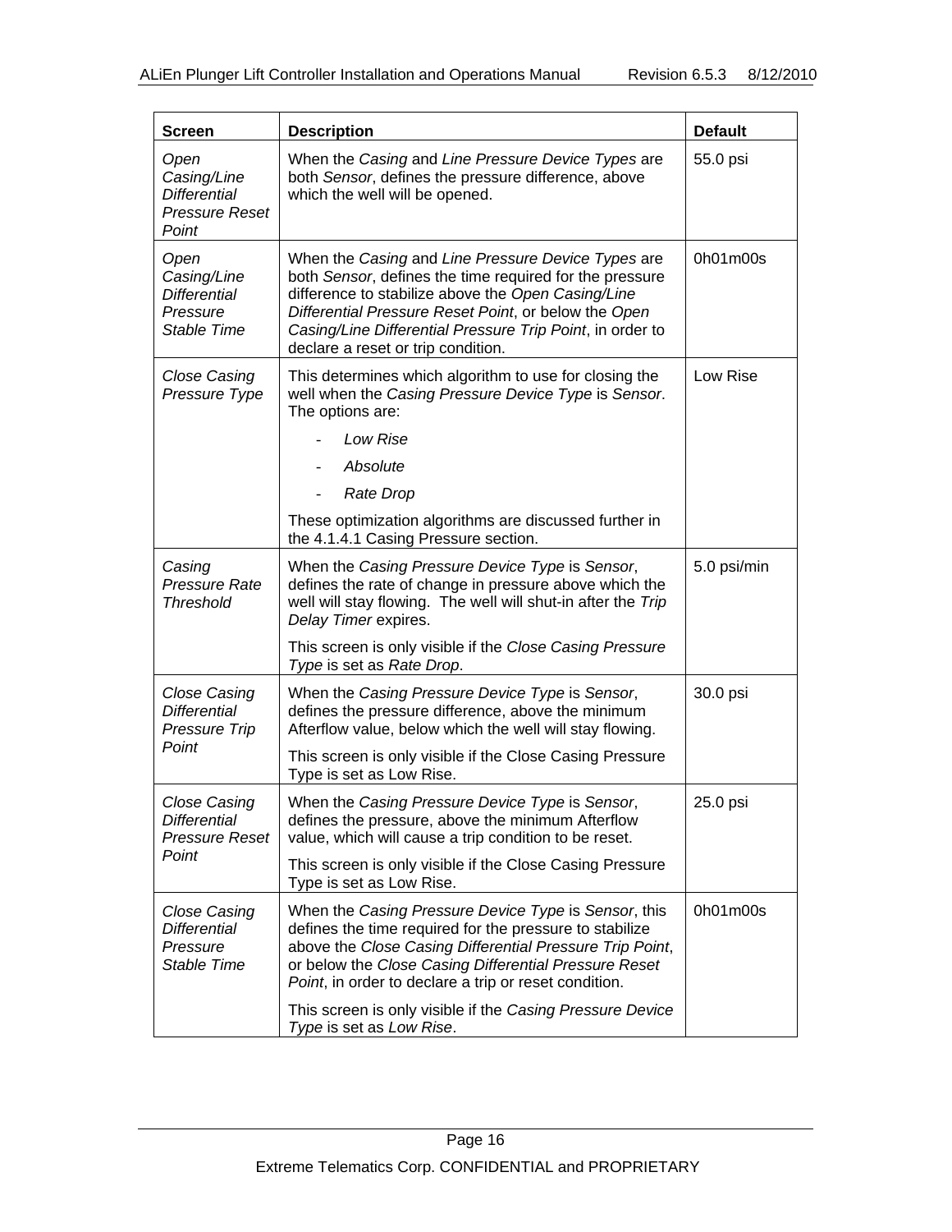| **Screen** | **Description** | **Default** |
|---|---|---|
| *Open Casing/Line Differential Pressure Reset Point* | When the *Casing* and *Line Pressure Device Types* are both *Sensor*, defines the pressure difference, above which the well will be opened. | 55.0 psi |
| *Open Casing/Line Differential Pressure Stable Time* | When the *Casing* and *Line Pressure Device Types* are both *Sensor*, defines the time required for the pressure difference to stabilize above the *Open Casing/Line Differential Pressure Reset Point*, or below the *Open Casing/Line Differential Pressure Trip Point*, in order to declare a reset or trip condition. | 0h01m00s |
| *Close Casing Pressure Type* | This determines which algorithm to use for closing the well when the *Casing Pressure Device Type* is *Sensor*. The options are:<br>- *Low Rise*<br>- *Absolute*<br>- *Rate Drop*<br>These optimization algorithms are discussed further in the 4.1.4.1 Casing Pressure section. | Low Rise |
| *Casing Pressure Rate Threshold* | When the *Casing Pressure Device Type* is *Sensor*, defines the rate of change in pressure above which the well will stay flowing. The well will shut-in after the *Trip Delay Timer* expires.<br>This screen is only visible if the *Close Casing Pressure Type* is set as *Rate Drop*. | 5.0 psi/min |
| *Close Casing Differential Pressure Trip Point* | When the *Casing Pressure Device Type* is *Sensor*, defines the pressure difference, above the minimum Afterflow value, below which the well will stay flowing.<br>This screen is only visible if the Close Casing Pressure Type is set as Low Rise. | 30.0 psi |
| *Close Casing Differential Pressure Reset Point* | When the *Casing Pressure Device Type* is *Sensor*, defines the pressure, above the minimum Afterflow value, which will cause a trip condition to be reset.<br>This screen is only visible if the Close Casing Pressure Type is set as Low Rise. | 25.0 psi |
| *Close Casing Differential Pressure Stable Time* | When the *Casing Pressure Device Type* is *Sensor*, this defines the time required for the pressure to stabilize above the *Close Casing Differential Pressure Trip Point*, or below the *Close Casing Differential Pressure Reset Point*, in order to declare a trip or reset condition.<br>This screen is only visible if the *Casing Pressure Device Type* is set as *Low Rise*. | 0h01m00s |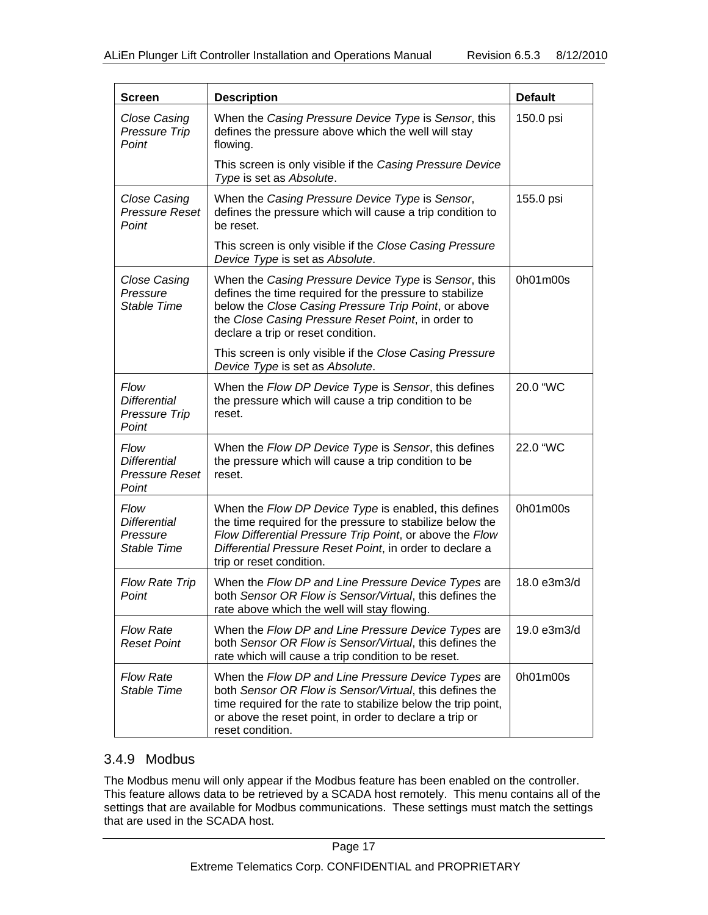| Screen | Description | Default |
|---|---|---|
| *Close Casing Pressure Trip Point* | When the *Casing Pressure Device Type* is *Sensor*, this defines the pressure above which the well will stay flowing.<br><br>This screen is only visible if the *Casing Pressure Device Type* is set as *Absolute*. | 150.0 psi |
| *Close Casing Pressure Reset Point* | When the *Casing Pressure Device Type* is *Sensor*, defines the pressure which will cause a trip condition to be reset.<br><br>This screen is only visible if the *Close Casing Pressure Device Type* is set as *Absolute*. | 155.0 psi |
| *Close Casing Pressure Stable Time* | When the *Casing Pressure Device Type* is *Sensor*, this defines the time required for the pressure to stabilize below the *Close Casing Pressure Trip Point*, or above the *Close Casing Pressure Reset Point*, in order to declare a trip or reset condition.<br><br>This screen is only visible if the *Close Casing Pressure Device Type* is set as *Absolute*. | 0h01m00s |
| *Flow Differential Pressure Trip Point* | When the *Flow DP Device Type* is *Sensor*, this defines the pressure which will cause a trip condition to be reset. | 20.0 "WC |
| *Flow Differential Pressure Reset Point* | When the *Flow DP Device Type* is *Sensor*, this defines the pressure which will cause a trip condition to be reset. | 22.0 "WC |
| *Flow Differential Pressure Stable Time* | When the *Flow DP Device Type* is enabled, this defines the time required for the pressure to stabilize below the *Flow Differential Pressure Trip Point*, or above the *Flow Differential Pressure Reset Point*, in order to declare a trip or reset condition. | 0h01m00s |
| *Flow Rate Trip Point* | When the *Flow DP and Line Pressure Device Types* are both *Sensor OR Flow is Sensor/Virtual*, this defines the rate above which the well will stay flowing. | 18.0 e3m3/d |
| *Flow Rate Reset Point* | When the *Flow DP and Line Pressure Device Types* are both *Sensor OR Flow is Sensor/Virtual*, this defines the rate which will cause a trip condition to be reset. | 19.0 e3m3/d |
| *Flow Rate Stable Time* | When the *Flow DP and Line Pressure Device Types* are both *Sensor OR Flow is Sensor/Virtual*, this defines the time required for the rate to stabilize below the trip point, or above the reset point, in order to declare a trip or reset condition. | 0h01m00s |

### 3.4.9 Modbus

The Modbus menu will only appear if the Modbus feature has been enabled on the controller. This feature allows data to be retrieved by a SCADA host remotely. This menu contains all of the settings that are available for Modbus communications. These settings must match the settings that are used in the SCADA host.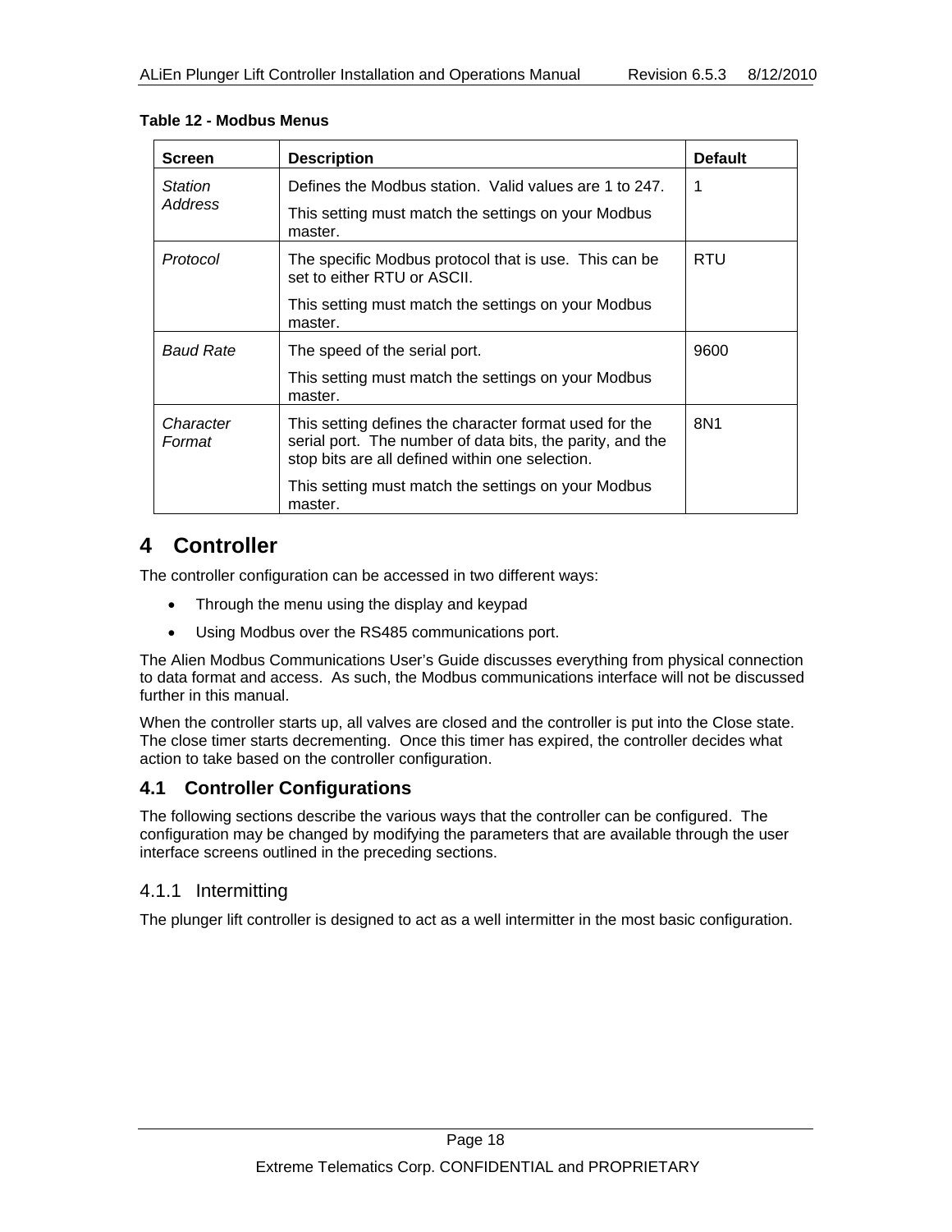**Table 12 - Modbus Menus**

| Screen | Description | Default |
|---|---|---|
| *Station Address* | Defines the Modbus station. Valid values are 1 to 247.<br><br>This setting must match the settings on your Modbus master. | 1 |
| *Protocol* | The specific Modbus protocol that is use. This can be set to either RTU or ASCII.<br><br>This setting must match the settings on your Modbus master. | RTU |
| *Baud Rate* | The speed of the serial port.<br><br>This setting must match the settings on your Modbus master. | 9600 |
| *Character Format* | This setting defines the character format used for the serial port. The number of data bits, the parity, and the stop bits are all defined within one selection.<br><br>This setting must match the settings on your Modbus master. | 8N1 |

# 4 Controller

The controller configuration can be accessed in two different ways:

- Through the menu using the display and keypad
- Using Modbus over the RS485 communications port.

The Alien Modbus Communications User's Guide discusses everything from physical connection to data format and access. As such, the Modbus communications interface will not be discussed further in this manual.

When the controller starts up, all valves are closed and the controller is put into the Close state. The close timer starts decrementing. Once this timer has expired, the controller decides what action to take based on the controller configuration.

## 4.1 Controller Configurations

The following sections describe the various ways that the controller can be configured. The configuration may be changed by modifying the parameters that are available through the user interface screens outlined in the preceding sections.

### 4.1.1 Intermitting

The plunger lift controller is designed to act as a well intermitter in the most basic configuration.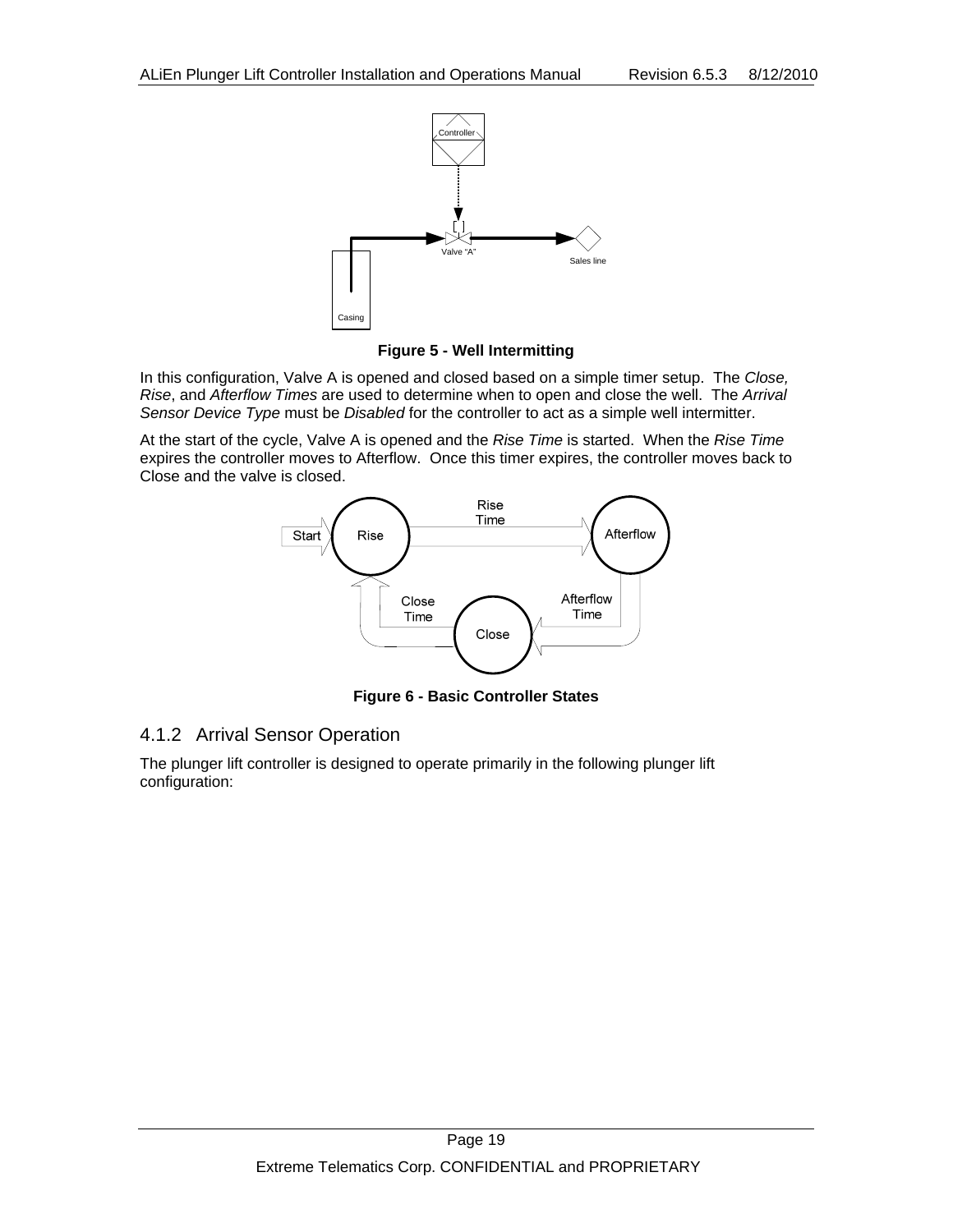**Figure 5 - Well Intermitting**

In this configuration, Valve A is opened and closed based on a simple timer setup. The *Close, Rise*, and *Afterflow Times* are used to determine when to open and close the well. The *Arrival Sensor Device Type* must be *Disabled* for the controller to act as a simple well intermitter.

At the start of the cycle, Valve A is opened and the *Rise Time* is started. When the *Rise Time* expires the controller moves to Afterflow. Once this timer expires, the controller moves back to Close and the valve is closed.

**Figure 6 - Basic Controller States**

### 4.1.2 Arrival Sensor Operation

The plunger lift controller is designed to operate primarily in the following plunger lift configuration: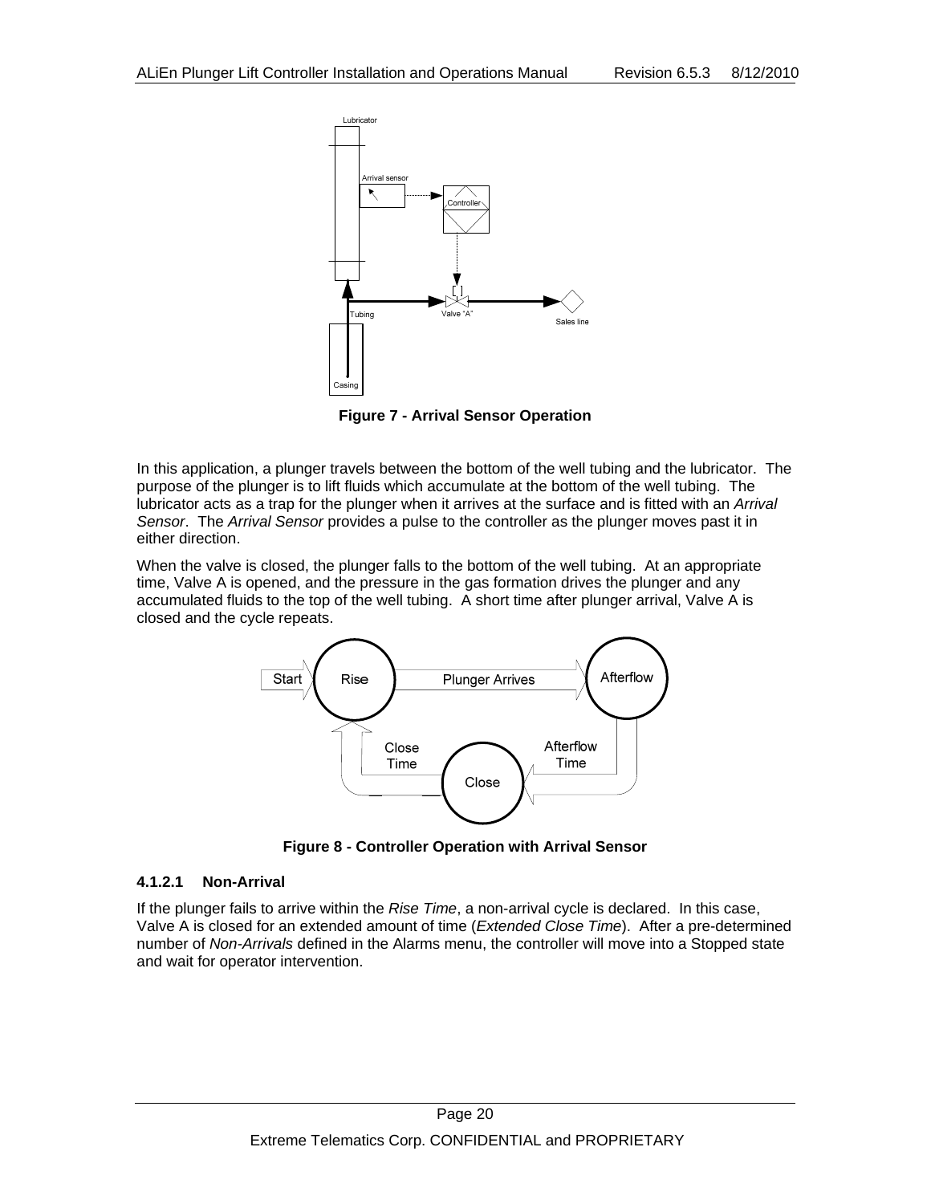**Figure 7 - Arrival Sensor Operation**

In this application, a plunger travels between the bottom of the well tubing and the lubricator. The purpose of the plunger is to lift fluids which accumulate at the bottom of the well tubing. The lubricator acts as a trap for the plunger when it arrives at the surface and is fitted with an *Arrival Sensor*. The *Arrival Sensor* provides a pulse to the controller as the plunger moves past it in either direction.

When the valve is closed, the plunger falls to the bottom of the well tubing. At an appropriate time, Valve A is opened, and the pressure in the gas formation drives the plunger and any accumulated fluids to the top of the well tubing. A short time after plunger arrival, Valve A is closed and the cycle repeats.

**Figure 8 - Controller Operation with Arrival Sensor**

#### 4.1.2.1 Non-Arrival

If the plunger fails to arrive within the *Rise Time*, a non-arrival cycle is declared. In this case, Valve A is closed for an extended amount of time (*Extended Close Time*). After a pre-determined number of *Non-Arrivals* defined in the Alarms menu, the controller will move into a Stopped state and wait for operator intervention.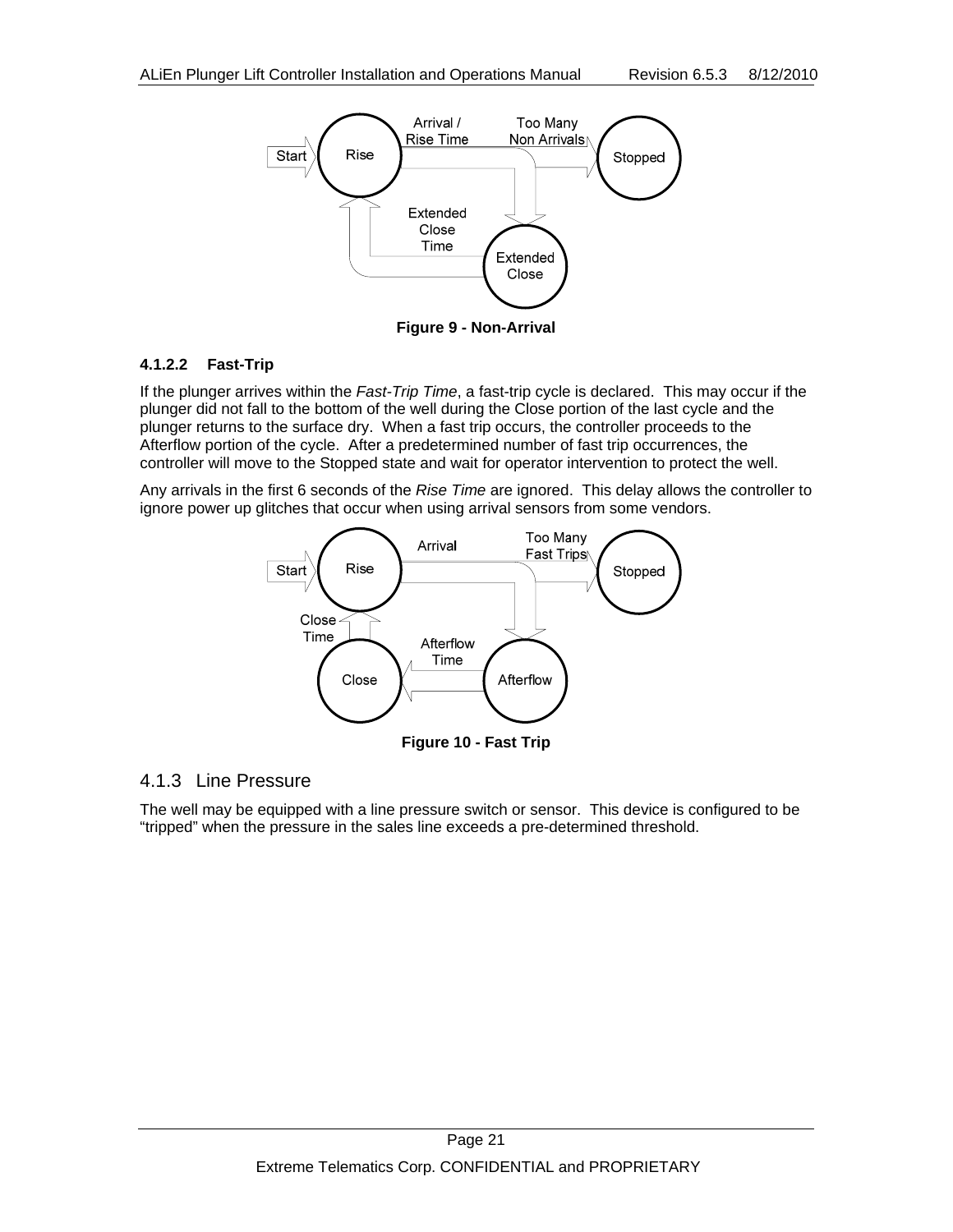Figure 9 - Non-Arrival

#### 4.1.2.2 Fast-Trip

If the plunger arrives within the *Fast-Trip Time*, a fast-trip cycle is declared. This may occur if the plunger did not fall to the bottom of the well during the Close portion of the last cycle and the plunger returns to the surface dry. When a fast trip occurs, the controller proceeds to the Afterflow portion of the cycle. After a predetermined number of fast trip occurrences, the controller will move to the Stopped state and wait for operator intervention to protect the well.

Any arrivals in the first 6 seconds of the *Rise Time* are ignored. This delay allows the controller to ignore power up glitches that occur when using arrival sensors from some vendors.

Figure 10 - Fast Trip

### 4.1.3 Line Pressure

The well may be equipped with a line pressure switch or sensor. This device is configured to be "tripped" when the pressure in the sales line exceeds a pre-determined threshold.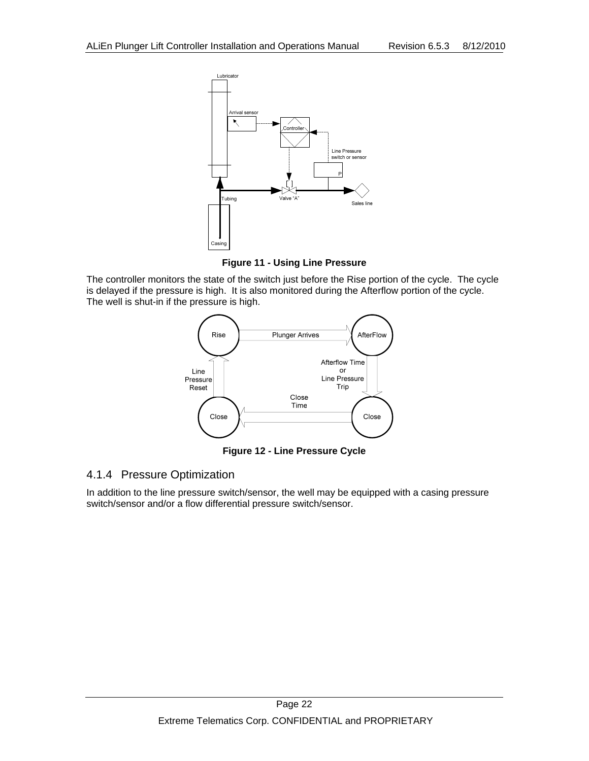Figure 11 - Using Line Pressure

The controller monitors the state of the switch just before the Rise portion of the cycle. The cycle is delayed if the pressure is high. It is also monitored during the Afterflow portion of the cycle. The well is shut-in if the pressure is high.

Figure 12 - Line Pressure Cycle

### 4.1.4 Pressure Optimization

In addition to the line pressure switch/sensor, the well may be equipped with a casing pressure switch/sensor and/or a flow differential pressure switch/sensor.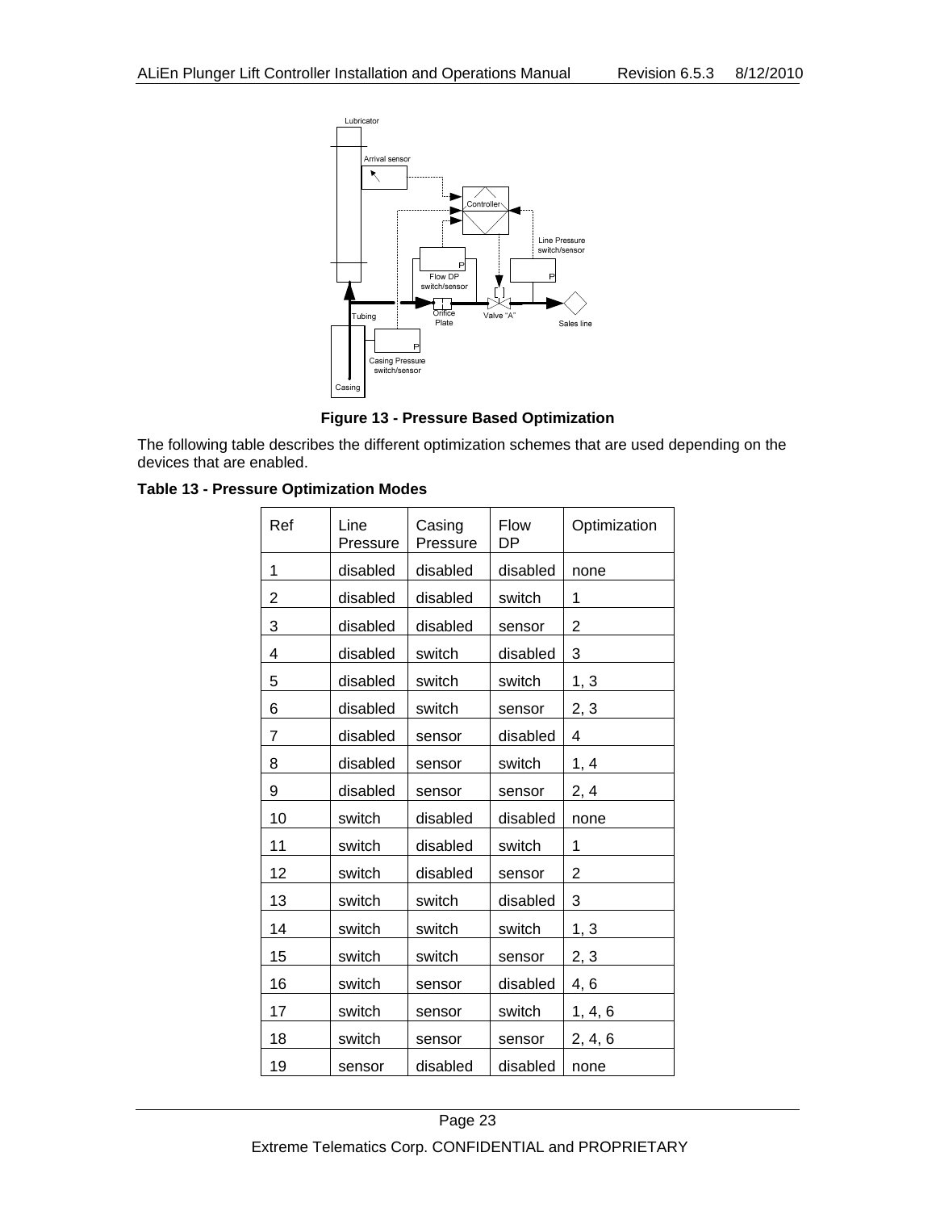**Figure 13 - Pressure Based Optimization**

The following table describes the different optimization schemes that are used depending on the devices that are enabled.

**Table 13 - Pressure Optimization Modes**

| Ref | Line Pressure | Casing Pressure | Flow DP | Optimization |
|---|---|---|---|---|
| 1 | disabled | disabled | disabled | none |
| 2 | disabled | disabled | switch | 1 |
| 3 | disabled | disabled | sensor | 2 |
| 4 | disabled | switch | disabled | 3 |
| 5 | disabled | switch | switch | 1, 3 |
| 6 | disabled | switch | sensor | 2, 3 |
| 7 | disabled | sensor | disabled | 4 |
| 8 | disabled | sensor | switch | 1, 4 |
| 9 | disabled | sensor | sensor | 2, 4 |
| 10 | switch | disabled | disabled | none |
| 11 | switch | disabled | switch | 1 |
| 12 | switch | disabled | sensor | 2 |
| 13 | switch | switch | disabled | 3 |
| 14 | switch | switch | switch | 1, 3 |
| 15 | switch | switch | sensor | 2, 3 |
| 16 | switch | sensor | disabled | 4, 6 |
| 17 | switch | sensor | switch | 1, 4, 6 |
| 18 | switch | sensor | sensor | 2, 4, 6 |
| 19 | sensor | disabled | disabled | none |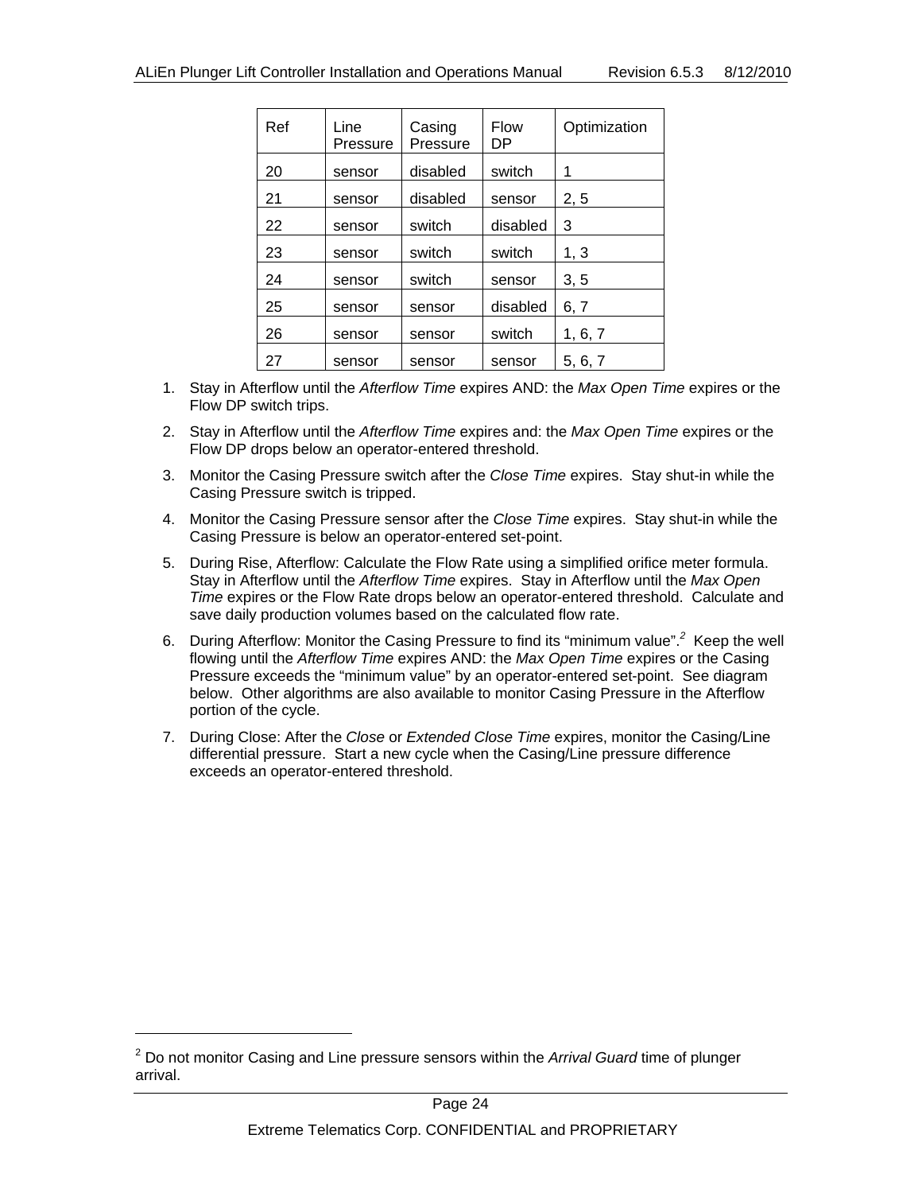| Ref | Line Pressure | Casing Pressure | Flow DP | Optimization |
|---|---|---|---|---|
| 20 | sensor | disabled | switch | 1 |
| 21 | sensor | disabled | sensor | 2, 5 |
| 22 | sensor | switch | disabled | 3 |
| 23 | sensor | switch | switch | 1, 3 |
| 24 | sensor | switch | sensor | 3, 5 |
| 25 | sensor | sensor | disabled | 6, 7 |
| 26 | sensor | sensor | switch | 1, 6, 7 |
| 27 | sensor | sensor | sensor | 5, 6, 7 |

1. Stay in Afterflow until the *Afterflow Time* expires AND: the *Max Open Time* expires or the Flow DP switch trips.
2. Stay in Afterflow until the *Afterflow Time* expires and: the *Max Open Time* expires or the Flow DP drops below an operator-entered threshold.
3. Monitor the Casing Pressure switch after the *Close Time* expires. Stay shut-in while the Casing Pressure switch is tripped.
4. Monitor the Casing Pressure sensor after the *Close Time* expires. Stay shut-in while the Casing Pressure is below an operator-entered set-point.
5. During Rise, Afterflow: Calculate the Flow Rate using a simplified orifice meter formula. Stay in Afterflow until the *Afterflow Time* expires. Stay in Afterflow until the *Max Open Time* expires or the Flow Rate drops below an operator-entered threshold. Calculate and save daily production volumes based on the calculated flow rate.
6. During Afterflow: Monitor the Casing Pressure to find its "minimum value".[2] Keep the well flowing until the *Afterflow Time* expires AND: the *Max Open Time* expires or the Casing Pressure exceeds the "minimum value" by an operator-entered set-point. See diagram below. Other algorithms are also available to monitor Casing Pressure in the Afterflow portion of the cycle.
7. During Close: After the *Close* or *Extended Close Time* expires, monitor the Casing/Line differential pressure. Start a new cycle when the Casing/Line pressure difference exceeds an operator-entered threshold.

[2] Do not monitor Casing and Line pressure sensors within the *Arrival Guard* time of plunger arrival.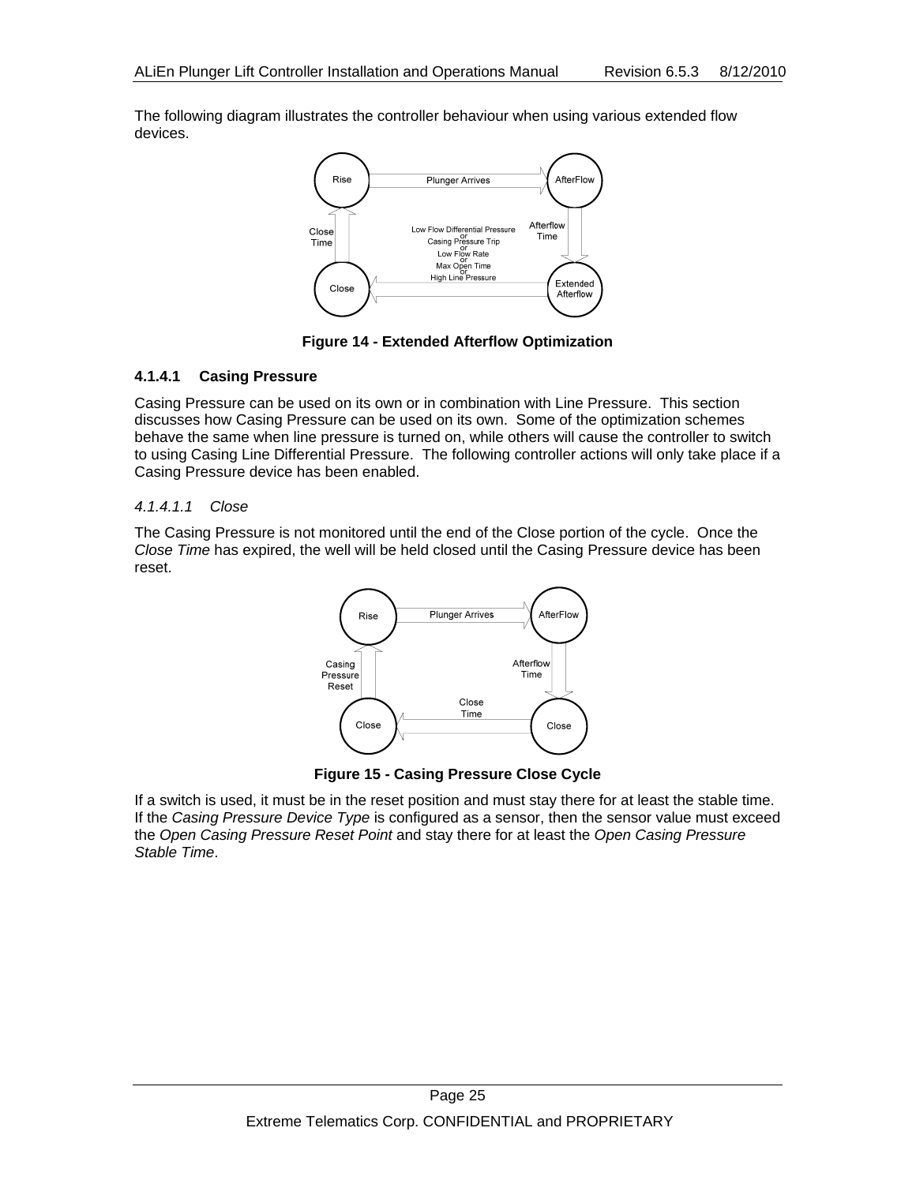The following diagram illustrates the controller behaviour when using various extended flow devices.

**Figure 14 - Extended Afterflow Optimization**

#### 4.1.4.1 Casing Pressure

Casing Pressure can be used on its own or in combination with Line Pressure. This section discusses how Casing Pressure can be used on its own. Some of the optimization schemes behave the same when line pressure is turned on, while others will cause the controller to switch to using Casing Line Differential Pressure. The following controller actions will only take place if a Casing Pressure device has been enabled.

##### *4.1.4.1.1 Close*

The Casing Pressure is not monitored until the end of the Close portion of the cycle. Once the *Close Time* has expired, the well will be held closed until the Casing Pressure device has been reset.

**Figure 15 - Casing Pressure Close Cycle**

If a switch is used, it must be in the reset position and must stay there for at least the stable time. If the *Casing Pressure Device Type* is configured as a sensor, then the sensor value must exceed the *Open Casing Pressure Reset Point* and stay there for at least the *Open Casing Pressure Stable Time*.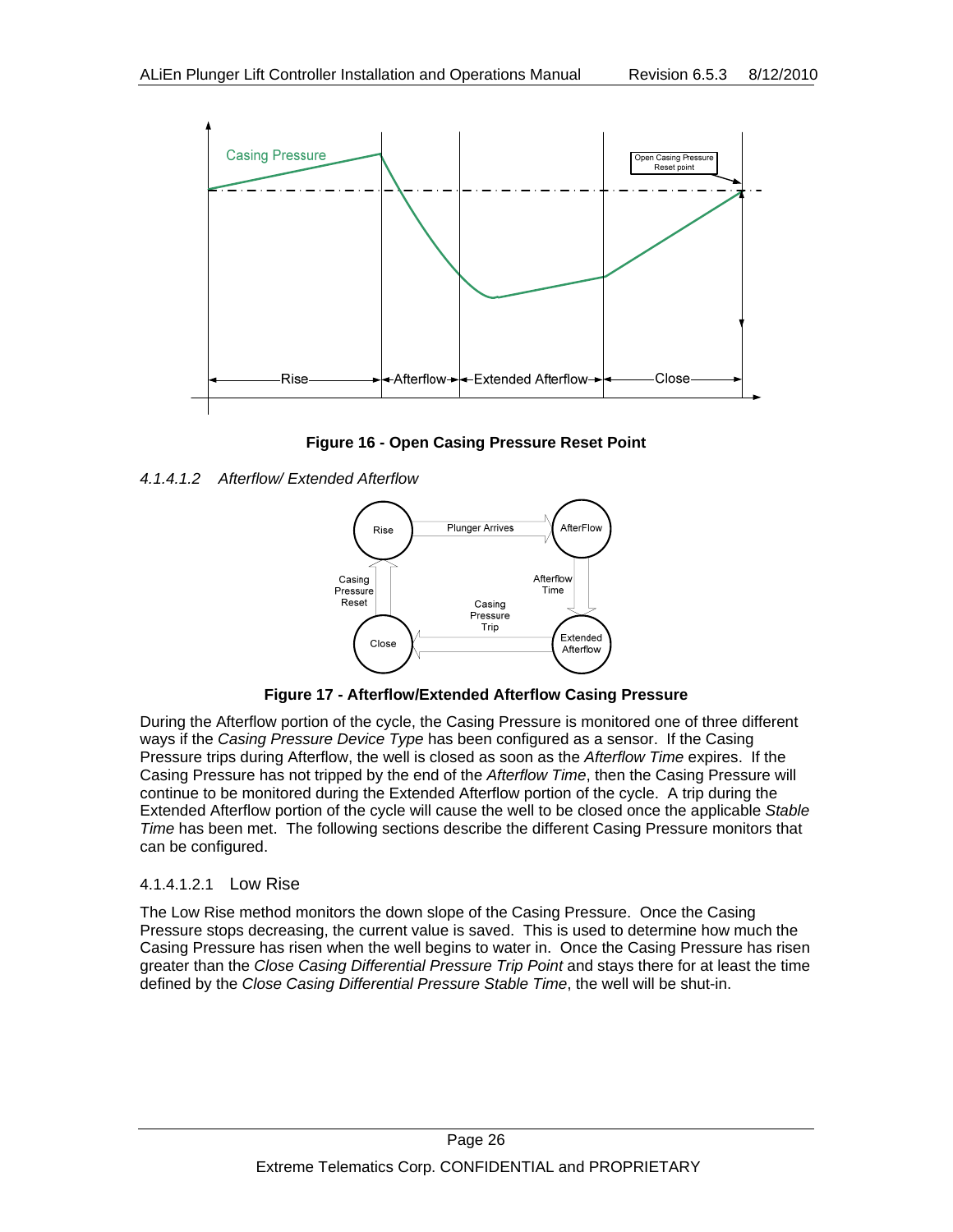**Figure 16 - Open Casing Pressure Reset Point**

*4.1.4.1.2 Afterflow/ Extended Afterflow*

**Figure 17 - Afterflow/Extended Afterflow Casing Pressure**

During the Afterflow portion of the cycle, the Casing Pressure is monitored one of three different ways if the *Casing Pressure Device Type* has been configured as a sensor. If the Casing Pressure trips during Afterflow, the well is closed as soon as the *Afterflow Time* expires. If the Casing Pressure has not tripped by the end of the *Afterflow Time*, then the Casing Pressure will continue to be monitored during the Extended Afterflow portion of the cycle. A trip during the Extended Afterflow portion of the cycle will cause the well to be closed once the applicable *Stable Time* has been met. The following sections describe the different Casing Pressure monitors that can be configured.

4.1.4.1.2.1 Low Rise

The Low Rise method monitors the down slope of the Casing Pressure. Once the Casing Pressure stops decreasing, the current value is saved. This is used to determine how much the Casing Pressure has risen when the well begins to water in. Once the Casing Pressure has risen greater than the *Close Casing Differential Pressure Trip Point* and stays there for at least the time defined by the *Close Casing Differential Pressure Stable Time*, the well will be shut-in.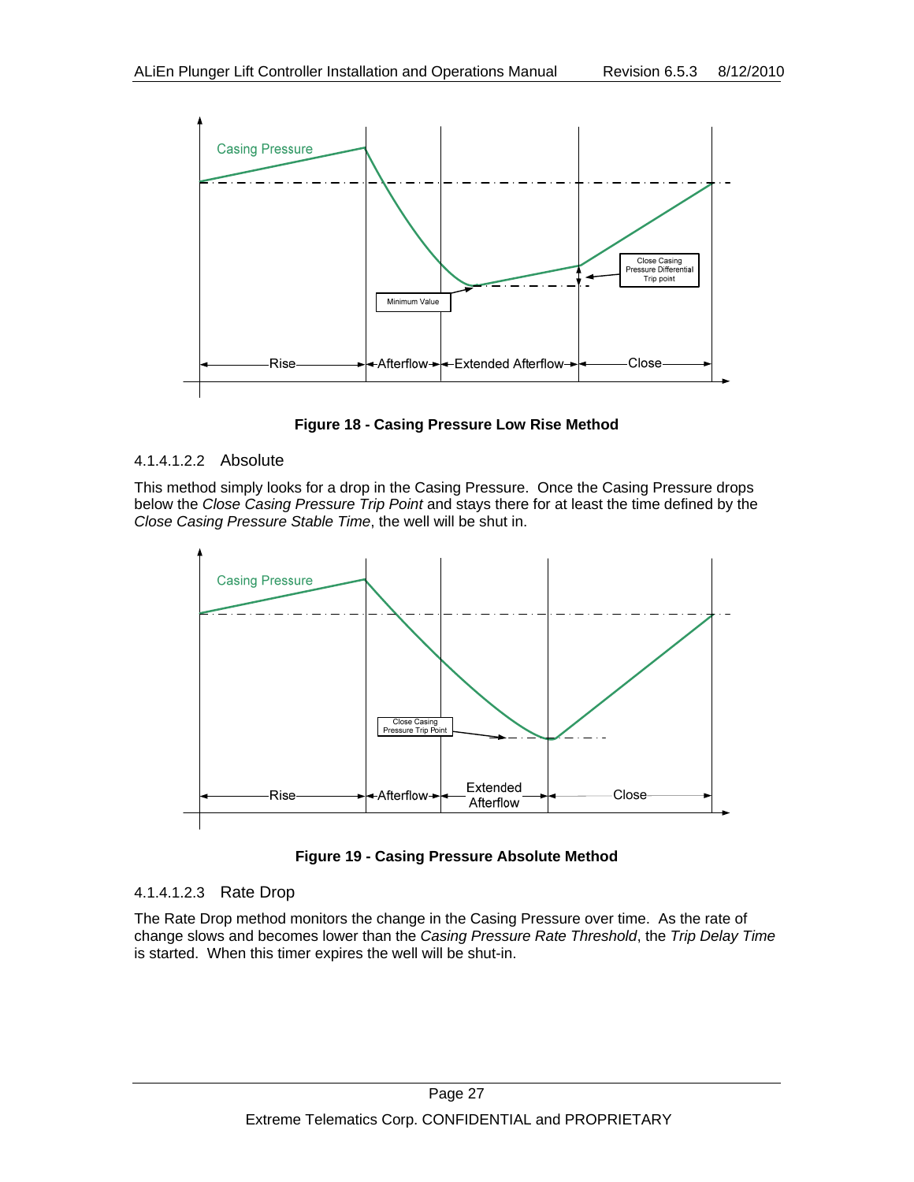Figure 18 - Casing Pressure Low Rise Method

#### 4.1.4.1.2.2 Absolute

This method simply looks for a drop in the Casing Pressure. Once the Casing Pressure drops below the *Close Casing Pressure Trip Point* and stays there for at least the time defined by the *Close Casing Pressure Stable Time*, the well will be shut in.

Figure 19 - Casing Pressure Absolute Method

#### 4.1.4.1.2.3 Rate Drop

The Rate Drop method monitors the change in the Casing Pressure over time. As the rate of change slows and becomes lower than the *Casing Pressure Rate Threshold*, the *Trip Delay Time* is started. When this timer expires the well will be shut-in.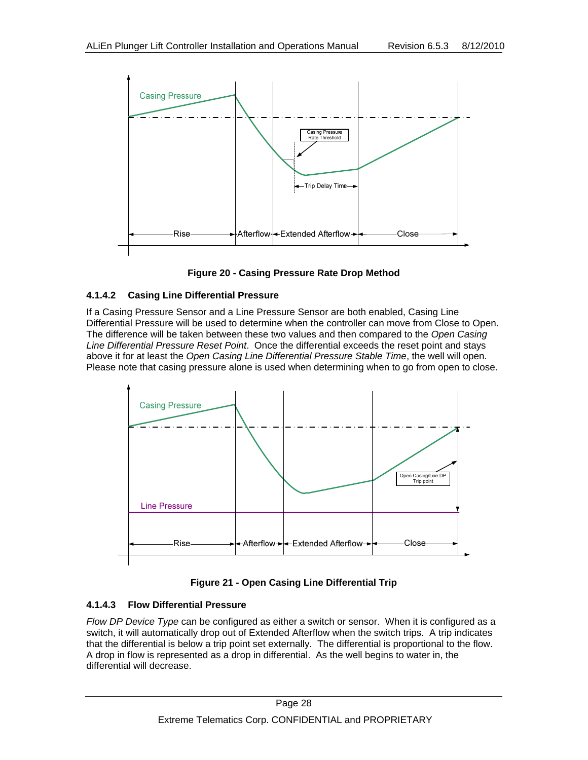Figure 20 - Casing Pressure Rate Drop Method

### 4.1.4.2 Casing Line Differential Pressure

If a Casing Pressure Sensor and a Line Pressure Sensor are both enabled, Casing Line Differential Pressure will be used to determine when the controller can move from Close to Open. The difference will be taken between these two values and then compared to the *Open Casing Line Differential Pressure Reset Point*. Once the differential exceeds the reset point and stays above it for at least the *Open Casing Line Differential Pressure Stable Time*, the well will open. Please note that casing pressure alone is used when determining when to go from open to close.

Figure 21 - Open Casing Line Differential Trip

### 4.1.4.3 Flow Differential Pressure

*Flow DP Device Type* can be configured as either a switch or sensor. When it is configured as a switch, it will automatically drop out of Extended Afterflow when the switch trips. A trip indicates that the differential is below a trip point set externally. The differential is proportional to the flow. A drop in flow is represented as a drop in differential. As the well begins to water in, the differential will decrease.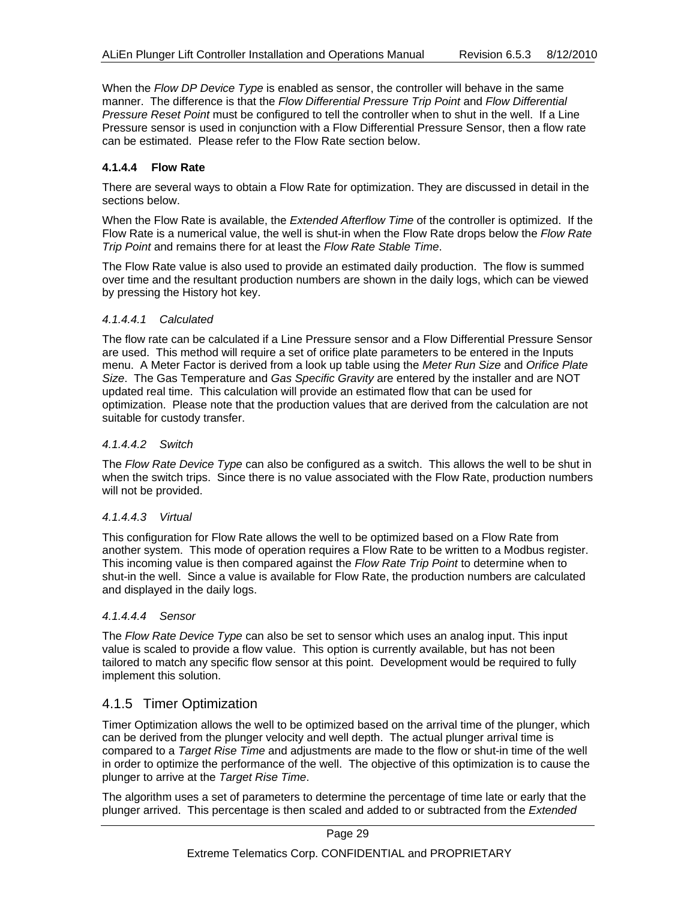When the *Flow DP Device Type* is enabled as sensor, the controller will behave in the same manner. The difference is that the *Flow Differential Pressure Trip Point* and *Flow Differential Pressure Reset Point* must be configured to tell the controller when to shut in the well. If a Line Pressure sensor is used in conjunction with a Flow Differential Pressure Sensor, then a flow rate can be estimated. Please refer to the Flow Rate section below.

#### 4.1.4.4 Flow Rate

There are several ways to obtain a Flow Rate for optimization. They are discussed in detail in the sections below.

When the Flow Rate is available, the *Extended Afterflow Time* of the controller is optimized. If the Flow Rate is a numerical value, the well is shut-in when the Flow Rate drops below the *Flow Rate Trip Point* and remains there for at least the *Flow Rate Stable Time*.

The Flow Rate value is also used to provide an estimated daily production. The flow is summed over time and the resultant production numbers are shown in the daily logs, which can be viewed by pressing the History hot key.

##### *4.1.4.4.1 Calculated*

The flow rate can be calculated if a Line Pressure sensor and a Flow Differential Pressure Sensor are used. This method will require a set of orifice plate parameters to be entered in the Inputs menu. A Meter Factor is derived from a look up table using the *Meter Run Size* and *Orifice Plate Size*. The Gas Temperature and *Gas Specific Gravity* are entered by the installer and are NOT updated real time. This calculation will provide an estimated flow that can be used for optimization. Please note that the production values that are derived from the calculation are not suitable for custody transfer.

##### *4.1.4.4.2 Switch*

The *Flow Rate Device Type* can also be configured as a switch. This allows the well to be shut in when the switch trips. Since there is no value associated with the Flow Rate, production numbers will not be provided.

##### *4.1.4.4.3 Virtual*

This configuration for Flow Rate allows the well to be optimized based on a Flow Rate from another system. This mode of operation requires a Flow Rate to be written to a Modbus register. This incoming value is then compared against the *Flow Rate Trip Point* to determine when to shut-in the well. Since a value is available for Flow Rate, the production numbers are calculated and displayed in the daily logs.

##### *4.1.4.4.4 Sensor*

The *Flow Rate Device Type* can also be set to sensor which uses an analog input. This input value is scaled to provide a flow value. This option is currently available, but has not been tailored to match any specific flow sensor at this point. Development would be required to fully implement this solution.

### 4.1.5 Timer Optimization

Timer Optimization allows the well to be optimized based on the arrival time of the plunger, which can be derived from the plunger velocity and well depth. The actual plunger arrival time is compared to a *Target Rise Time* and adjustments are made to the flow or shut-in time of the well in order to optimize the performance of the well. The objective of this optimization is to cause the plunger to arrive at the *Target Rise Time*.

The algorithm uses a set of parameters to determine the percentage of time late or early that the plunger arrived. This percentage is then scaled and added to or subtracted from the *Extended*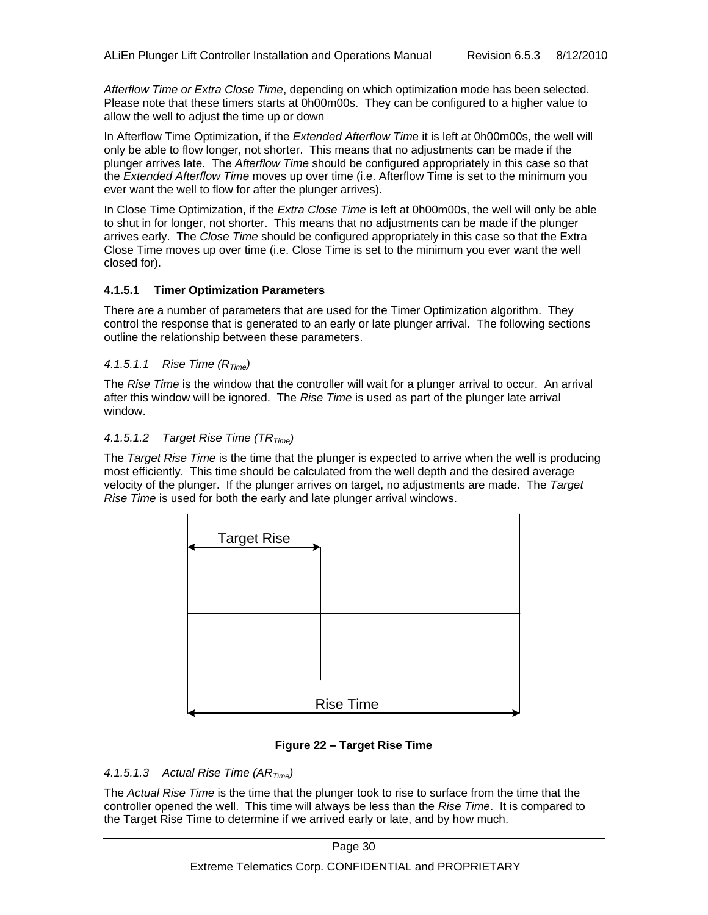*Afterflow Time or Extra Close Time*, depending on which optimization mode has been selected. Please note that these timers starts at 0h00m00s. They can be configured to a higher value to allow the well to adjust the time up or down

In Afterflow Time Optimization, if the *Extended Afterflow Tim*e it is left at 0h00m00s, the well will only be able to flow longer, not shorter. This means that no adjustments can be made if the plunger arrives late. The *Afterflow Time* should be configured appropriately in this case so that the *Extended Afterflow Time* moves up over time (i.e. Afterflow Time is set to the minimum you ever want the well to flow for after the plunger arrives).

In Close Time Optimization, if the *Extra Close Time* is left at 0h00m00s, the well will only be able to shut in for longer, not shorter. This means that no adjustments can be made if the plunger arrives early. The *Close Time* should be configured appropriately in this case so that the Extra Close Time moves up over time (i.e. Close Time is set to the minimum you ever want the well closed for).

#### 4.1.5.1 Timer Optimization Parameters

There are a number of parameters that are used for the Timer Optimization algorithm. They control the response that is generated to an early or late plunger arrival. The following sections outline the relationship between these parameters.

##### *4.1.5.1.1 Rise Time ($R_{Time}$)*

The *Rise Time* is the window that the controller will wait for a plunger arrival to occur. An arrival after this window will be ignored. The *Rise Time* is used as part of the plunger late arrival window.

##### *4.1.5.1.2 Target Rise Time ($TR_{Time}$)*

The *Target Rise Time* is the time that the plunger is expected to arrive when the well is producing most efficiently. This time should be calculated from the well depth and the desired average velocity of the plunger. If the plunger arrives on target, no adjustments are made. The *Target Rise Time* is used for both the early and late plunger arrival windows.

Target Rise

Rise Time

**Figure 22 – Target Rise Time**

##### *4.1.5.1.3 Actual Rise Time ($AR_{Time}$)*

The *Actual Rise Time* is the time that the plunger took to rise to surface from the time that the controller opened the well. This time will always be less than the *Rise Time*. It is compared to the Target Rise Time to determine if we arrived early or late, and by how much.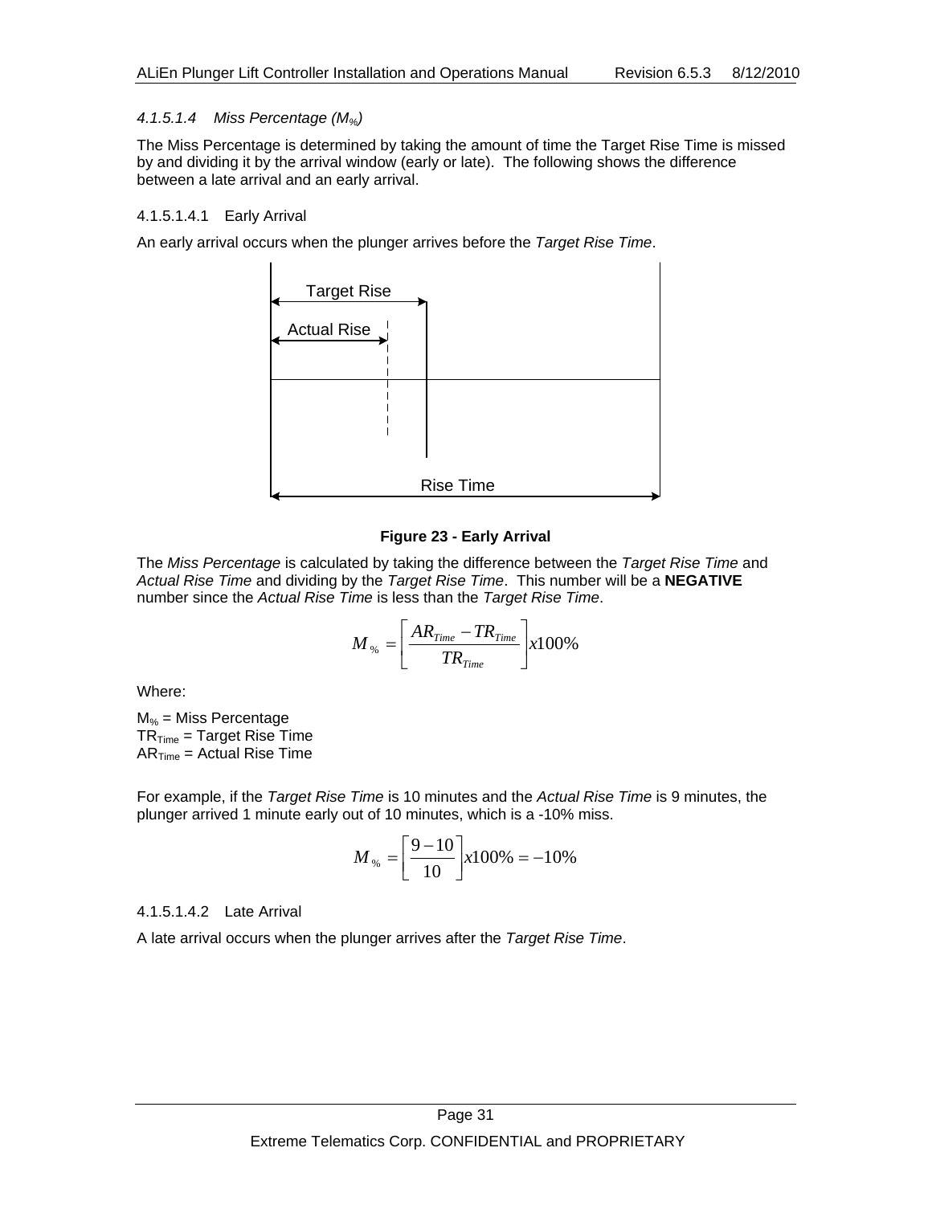#### 4.1.5.1.4 *Miss Percentage ($M_{\%}$)*

The Miss Percentage is determined by taking the amount of time the Target Rise Time is missed by and dividing it by the arrival window (early or late). The following shows the difference between a late arrival and an early arrival.

##### 4.1.5.1.4.1 Early Arrival

An early arrival occurs when the plunger arrives before the *Target Rise Time*.

**Figure 23 - Early Arrival**

The *Miss Percentage* is calculated by taking the difference between the *Target Rise Time* and *Actual Rise Time* and dividing by the *Target Rise Time*. This number will be a **NEGATIVE** number since the *Actual Rise Time* is less than the *Target Rise Time*.

$$M_{\%} = \left[ \frac{AR_{Time} - TR_{Time}}{TR_{Time}} \right] x100\%$$

Where:

$M_{\%}$ = Miss Percentage
$TR_{Time}$ = Target Rise Time
$AR_{Time}$ = Actual Rise Time

For example, if the *Target Rise Time* is 10 minutes and the *Actual Rise Time* is 9 minutes, the plunger arrived 1 minute early out of 10 minutes, which is a -10% miss.

$$M_{\%} = \left[ \frac{9-10}{10} \right] x100\% = -10\%$$

##### 4.1.5.1.4.2 Late Arrival

A late arrival occurs when the plunger arrives after the *Target Rise Time*.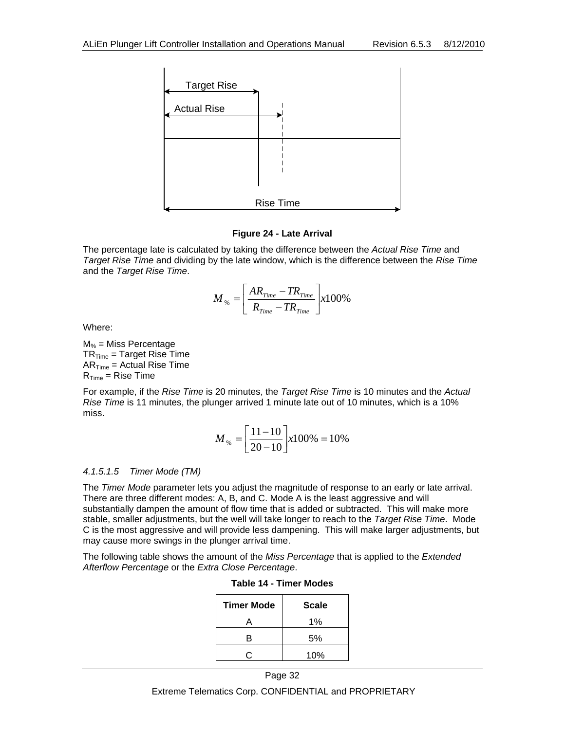**Figure 24 - Late Arrival**

The percentage late is calculated by taking the difference between the *Actual Rise Time* and *Target Rise Time* and dividing by the late window, which is the difference between the *Rise Time* and the *Target Rise Time*.

$$M_{\%} = \left[ \frac{AR_{Time} - TR_{Time}}{R_{Time} - TR_{Time}} \right] x100\%$$

Where:

$M_{\%}$ = Miss Percentage
$TR_{Time}$ = Target Rise Time
$AR_{Time}$ = Actual Rise Time
$R_{Time}$ = Rise Time

For example, if the *Rise Time* is 20 minutes, the *Target Rise Time* is 10 minutes and the *Actual Rise Time* is 11 minutes, the plunger arrived 1 minute late out of 10 minutes, which is a 10% miss.

$$M_{\%} = \left[ \frac{11-10}{20-10} \right] x100\% = 10\%$$

#### *4.1.5.1.5 Timer Mode (TM)*

The *Timer Mode* parameter lets you adjust the magnitude of response to an early or late arrival. There are three different modes: A, B, and C. Mode A is the least aggressive and will substantially dampen the amount of flow time that is added or subtracted. This will make more stable, smaller adjustments, but the well will take longer to reach to the *Target Rise Time*. Mode C is the most aggressive and will provide less dampening. This will make larger adjustments, but may cause more swings in the plunger arrival time.

The following table shows the amount of the *Miss Percentage* that is applied to the *Extended Afterflow Percentage* or the *Extra Close Percentage*.

**Table 14 - Timer Modes**

| Timer Mode | Scale |
|---|---|
| A | 1% |
| B | 5% |
| C | 10% |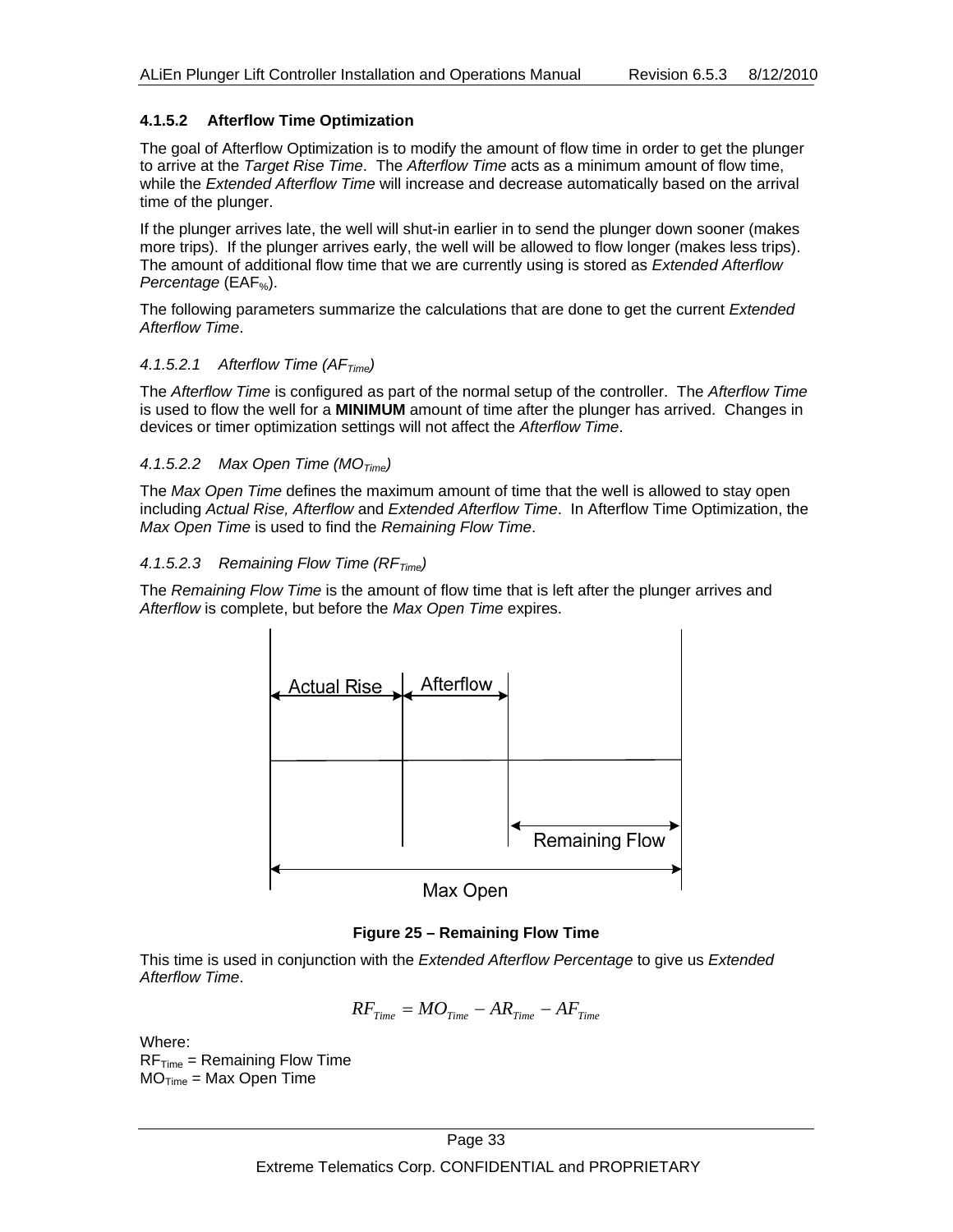#### 4.1.5.2 Afterflow Time Optimization

The goal of Afterflow Optimization is to modify the amount of flow time in order to get the plunger to arrive at the *Target Rise Time*. The *Afterflow Time* acts as a minimum amount of flow time, while the *Extended Afterflow Time* will increase and decrease automatically based on the arrival time of the plunger.

If the plunger arrives late, the well will shut-in earlier in to send the plunger down sooner (makes more trips). If the plunger arrives early, the well will be allowed to flow longer (makes less trips). The amount of additional flow time that we are currently using is stored as *Extended Afterflow Percentage* ($EAF_{\%}$).

The following parameters summarize the calculations that are done to get the current *Extended Afterflow Time*.

##### *4.1.5.2.1 Afterflow Time ($AF_{Time}$)*

The *Afterflow Time* is configured as part of the normal setup of the controller. The *Afterflow Time* is used to flow the well for a **MINIMUM** amount of time after the plunger has arrived. Changes in devices or timer optimization settings will not affect the *Afterflow Time*.

##### *4.1.5.2.2 Max Open Time ($MO_{Time}$)*

The *Max Open Time* defines the maximum amount of time that the well is allowed to stay open including *Actual Rise, Afterflow* and *Extended Afterflow Time*. In Afterflow Time Optimization, the *Max Open Time* is used to find the *Remaining Flow Time*.

##### *4.1.5.2.3 Remaining Flow Time ($RF_{Time}$)*

The *Remaining Flow Time* is the amount of flow time that is left after the plunger arrives and *Afterflow* is complete, but before the *Max Open Time* expires.

Actual Rise | Afterflow | Remaining Flow | Max Open

**Figure 25 – Remaining Flow Time**

This time is used in conjunction with the *Extended Afterflow Percentage* to give us *Extended Afterflow Time*.

$$RF_{Time} = MO_{Time} - AR_{Time} - AF_{Time}$$

Where:
$RF_{Time}$ = Remaining Flow Time
$MO_{Time}$ = Max Open Time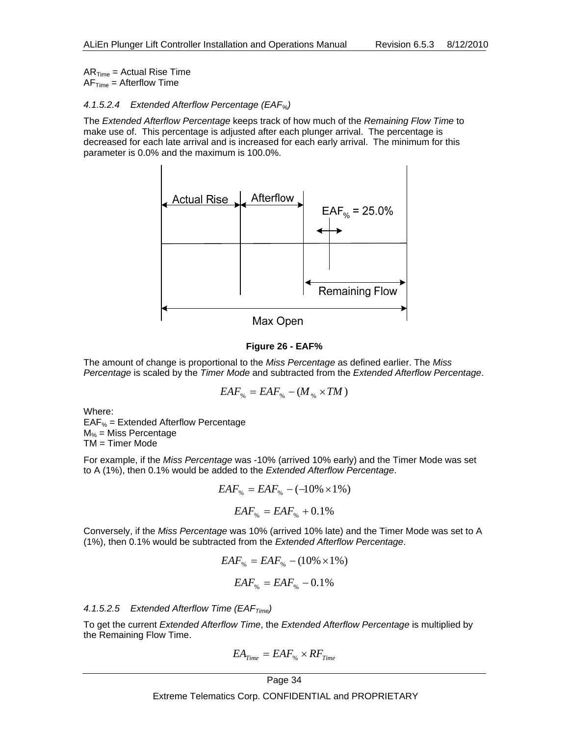$AR_{Time}$ = Actual Rise Time
$AF_{Time}$ = Afterflow Time

#### *4.1.5.2.4 Extended Afterflow Percentage ($EAF_{\%}$)*

The *Extended Afterflow Percentage* keeps track of how much of the *Remaining Flow Time* to make use of. This percentage is adjusted after each plunger arrival. The percentage is decreased for each late arrival and is increased for each early arrival. The minimum for this parameter is 0.0% and the maximum is 100.0%.

**Figure 26 - EAF%**

The amount of change is proportional to the *Miss Percentage* as defined earlier. The *Miss Percentage* is scaled by the *Timer Mode* and subtracted from the *Extended Afterflow Percentage*.

$$EAF_{\%} = EAF_{\%} - (M_{\%} \times TM)$$

Where:
$EAF_{\%}$ = Extended Afterflow Percentage
$M_{\%}$ = Miss Percentage
TM = Timer Mode

For example, if the *Miss Percentage* was -10% (arrived 10% early) and the Timer Mode was set to A (1%), then 0.1% would be added to the *Extended Afterflow Percentage*.

$$EAF_{\%} = EAF_{\%} - (-10\% \times 1\%)$$

$$EAF_{\%} = EAF_{\%} + 0.1\%$$

Conversely, if the *Miss Percentage* was 10% (arrived 10% late) and the Timer Mode was set to A (1%), then 0.1% would be subtracted from the *Extended Afterflow Percentage*.

$$EAF_{\%} = EAF_{\%} - (10\% \times 1\%)$$

$$EAF_{\%} = EAF_{\%} - 0.1\%$$

#### *4.1.5.2.5 Extended Afterflow Time ($EAF_{Time}$)*

To get the current *Extended Afterflow Time*, the *Extended Afterflow Percentage* is multiplied by the Remaining Flow Time.

$$EA_{Time} = EAF_{\%} \times RF_{Time}$$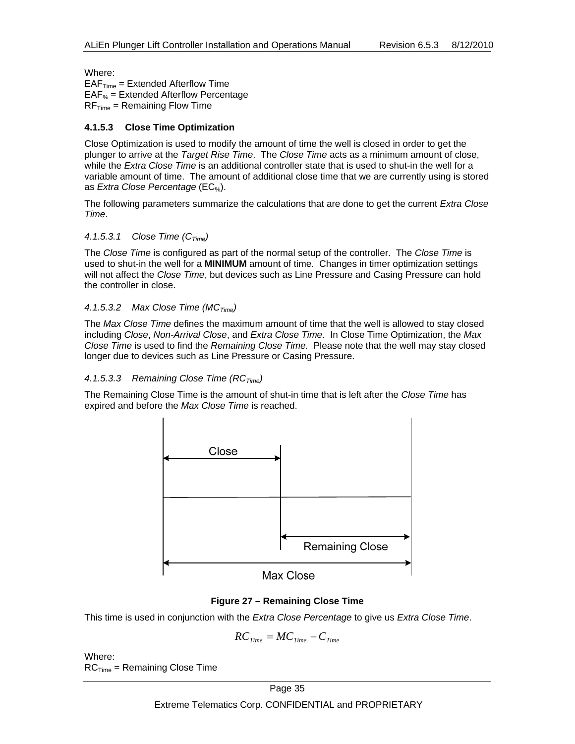Where:
$EAF_{Time}$ = Extended Afterflow Time
$EAF_{\%}$ = Extended Afterflow Percentage
$RF_{Time}$ = Remaining Flow Time

### 4.1.5.3 Close Time Optimization

Close Optimization is used to modify the amount of time the well is closed in order to get the plunger to arrive at the *Target Rise Time*. The *Close Time* acts as a minimum amount of close, while the *Extra Close Time* is an additional controller state that is used to shut-in the well for a variable amount of time. The amount of additional close time that we are currently using is stored as *Extra Close Percentage* ($EC_{\%}$).

The following parameters summarize the calculations that are done to get the current *Extra Close Time*.

#### *4.1.5.3.1 Close Time ($C_{Time}$)*

The *Close Time* is configured as part of the normal setup of the controller. The *Close Time* is used to shut-in the well for a **MINIMUM** amount of time. Changes in timer optimization settings will not affect the *Close Time*, but devices such as Line Pressure and Casing Pressure can hold the controller in close.

#### *4.1.5.3.2 Max Close Time ($MC_{Time}$)*

The *Max Close Time* defines the maximum amount of time that the well is allowed to stay closed including *Close*, *Non-Arrival Close*, and *Extra Close Time*. In Close Time Optimization, the *Max Close Time* is used to find the *Remaining Close Time.* Please note that the well may stay closed longer due to devices such as Line Pressure or Casing Pressure.

#### *4.1.5.3.3 Remaining Close Time ($RC_{Time}$)*

The Remaining Close Time is the amount of shut-in time that is left after the *Close Time* has expired and before the *Max Close Time* is reached.

Close

Remaining Close

Max Close

**Figure 27 – Remaining Close Time**

This time is used in conjunction with the *Extra Close Percentage* to give us *Extra Close Time*.

$$RC_{Time} = MC_{Time} - C_{Time}$$

Where:
$RC_{Time}$ = Remaining Close Time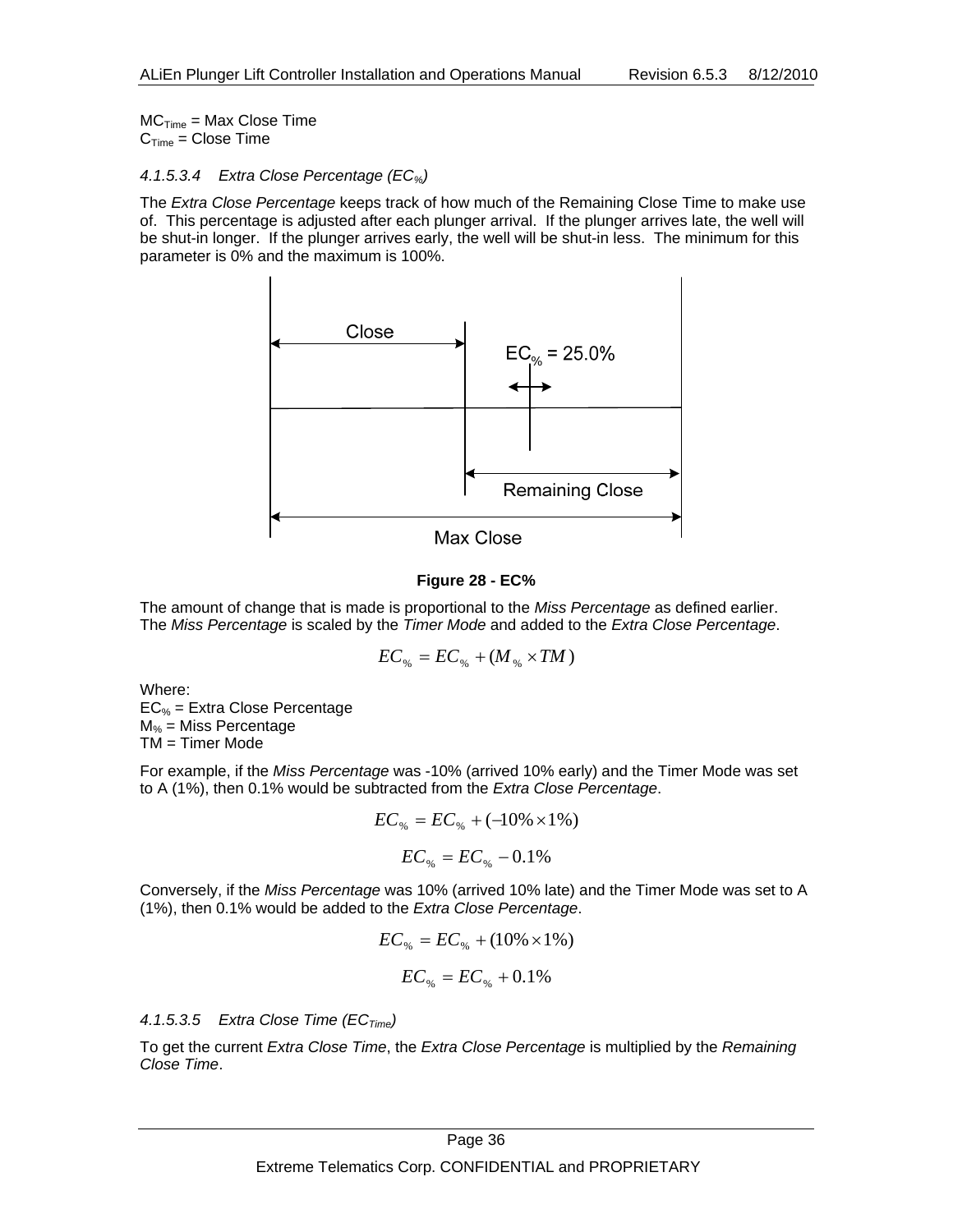$MC_{Time}$ = Max Close Time
$C_{Time}$ = Close Time

#### 4.1.5.3.4 Extra Close Percentage ($EC_{\%}$)

The *Extra Close Percentage* keeps track of how much of the Remaining Close Time to make use of. This percentage is adjusted after each plunger arrival. If the plunger arrives late, the well will be shut-in longer. If the plunger arrives early, the well will be shut-in less. The minimum for this parameter is 0% and the maximum is 100%.

**Figure 28 - EC%**

The amount of change that is made is proportional to the *Miss Percentage* as defined earlier. The *Miss Percentage* is scaled by the *Timer Mode* and added to the *Extra Close Percentage*.

$$EC_{\%} = EC_{\%} + (M_{\%} \times TM)$$

Where:
$EC_{\%}$ = Extra Close Percentage
$M_{\%}$ = Miss Percentage
TM = Timer Mode

For example, if the *Miss Percentage* was -10% (arrived 10% early) and the Timer Mode was set to A (1%), then 0.1% would be subtracted from the *Extra Close Percentage*.

$$EC_{\%} = EC_{\%} + (-10\% \times 1\%)$$

$$EC_{\%} = EC_{\%} - 0.1\%$$

Conversely, if the *Miss Percentage* was 10% (arrived 10% late) and the Timer Mode was set to A (1%), then 0.1% would be added to the *Extra Close Percentage*.

$$EC_{\%} = EC_{\%} + (10\% \times 1\%)$$

$$EC_{\%} = EC_{\%} + 0.1\%$$

#### 4.1.5.3.5 Extra Close Time ($EC_{Time}$)

To get the current *Extra Close Time*, the *Extra Close Percentage* is multiplied by the *Remaining Close Time*.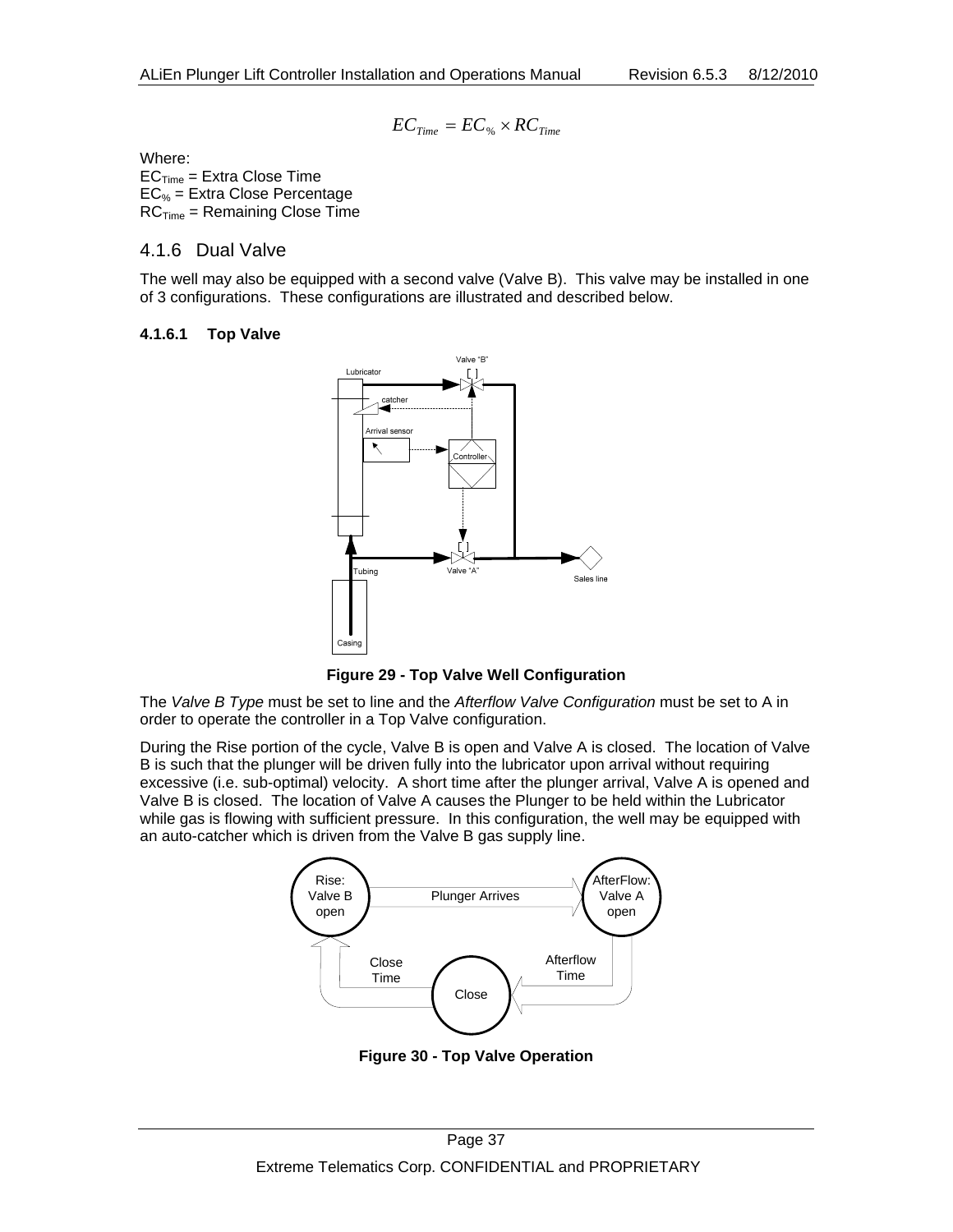$$EC_{Time} = EC_{\%} \times RC_{Time}$$

Where:
$EC_{Time}$ = Extra Close Time
$EC_{\%}$ = Extra Close Percentage
$RC_{Time}$ = Remaining Close Time

## 4.1.6 Dual Valve

The well may also be equipped with a second valve (Valve B). This valve may be installed in one of 3 configurations. These configurations are illustrated and described below.

### 4.1.6.1 Top Valve

**Figure 29 - Top Valve Well Configuration**

The *Valve B Type* must be set to line and the *Afterflow Valve Configuration* must be set to A in order to operate the controller in a Top Valve configuration.

During the Rise portion of the cycle, Valve B is open and Valve A is closed. The location of Valve B is such that the plunger will be driven fully into the lubricator upon arrival without requiring excessive (i.e. sub-optimal) velocity. A short time after the plunger arrival, Valve A is opened and Valve B is closed. The location of Valve A causes the Plunger to be held within the Lubricator while gas is flowing with sufficient pressure. In this configuration, the well may be equipped with an auto-catcher which is driven from the Valve B gas supply line.

**Figure 30 - Top Valve Operation**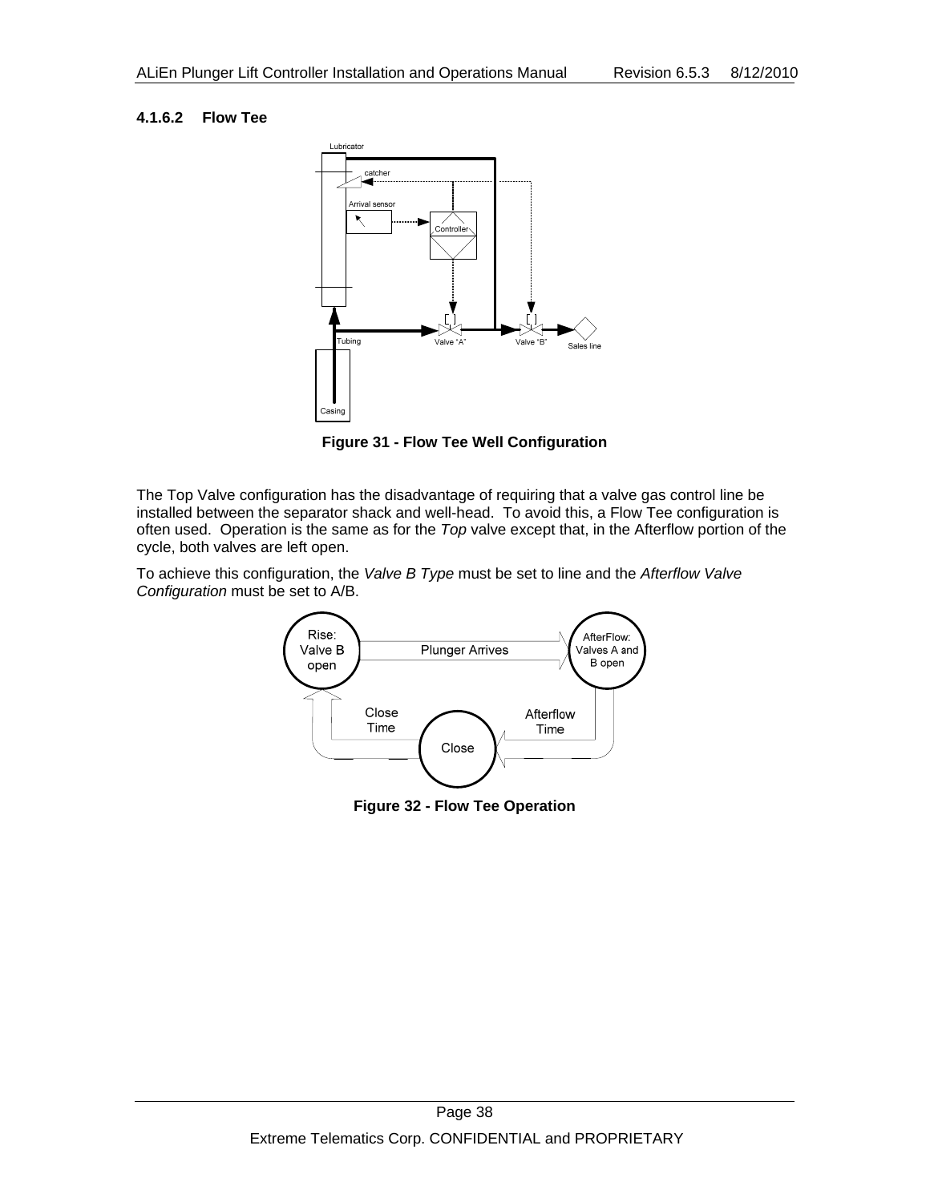#### 4.1.6.2 Flow Tee

Figure 31 - Flow Tee Well Configuration

The Top Valve configuration has the disadvantage of requiring that a valve gas control line be installed between the separator shack and well-head. To avoid this, a Flow Tee configuration is often used. Operation is the same as for the *Top* valve except that, in the Afterflow portion of the cycle, both valves are left open.

To achieve this configuration, the *Valve B Type* must be set to line and the *Afterflow Valve Configuration* must be set to A/B.

Figure 32 - Flow Tee Operation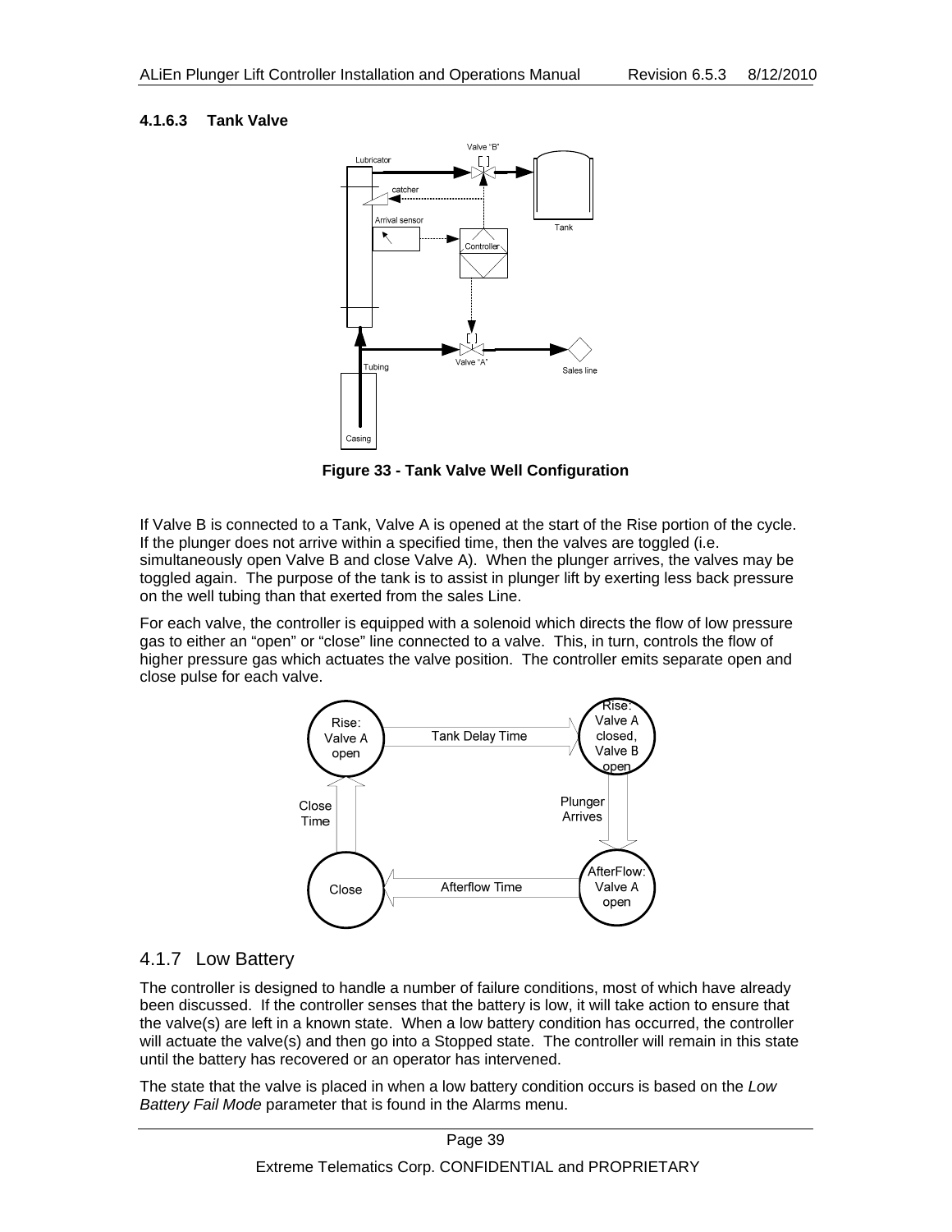#### 4.1.6.3 Tank Valve

**Figure 33 - Tank Valve Well Configuration**

If Valve B is connected to a Tank, Valve A is opened at the start of the Rise portion of the cycle. If the plunger does not arrive within a specified time, then the valves are toggled (i.e. simultaneously open Valve B and close Valve A). When the plunger arrives, the valves may be toggled again. The purpose of the tank is to assist in plunger lift by exerting less back pressure on the well tubing than that exerted from the sales Line.

For each valve, the controller is equipped with a solenoid which directs the flow of low pressure gas to either an “open” or “close” line connected to a valve. This, in turn, controls the flow of higher pressure gas which actuates the valve position. The controller emits separate open and close pulse for each valve.

### 4.1.7 Low Battery

The controller is designed to handle a number of failure conditions, most of which have already been discussed. If the controller senses that the battery is low, it will take action to ensure that the valve(s) are left in a known state. When a low battery condition has occurred, the controller will actuate the valve(s) and then go into a Stopped state. The controller will remain in this state until the battery has recovered or an operator has intervened.

The state that the valve is placed in when a low battery condition occurs is based on the *Low Battery Fail Mode* parameter that is found in the Alarms menu.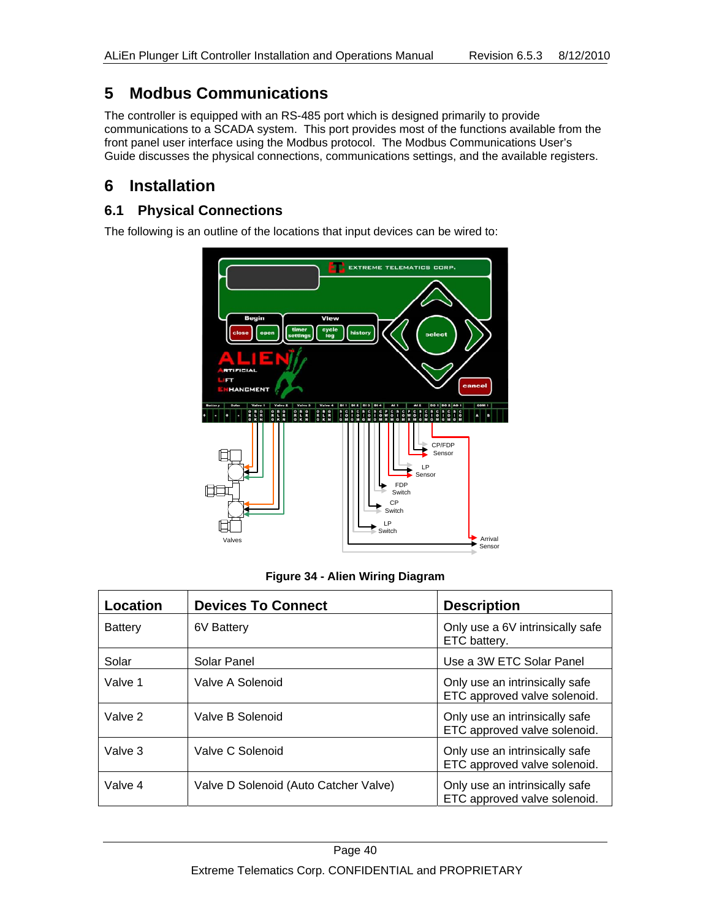# 5 Modbus Communications

The controller is equipped with an RS-485 port which is designed primarily to provide communications to a SCADA system. This port provides most of the functions available from the front panel user interface using the Modbus protocol. The Modbus Communications User's Guide discusses the physical connections, communications settings, and the available registers.

# 6 Installation

## 6.1 Physical Connections

The following is an outline of the locations that input devices can be wired to:

**Figure 34 - Alien Wiring Diagram**

| Location | Devices To Connect | Description |
|---|---|---|
| Battery | 6V Battery | Only use a 6V intrinsically safe ETC battery. |
| Solar | Solar Panel | Use a 3W ETC Solar Panel |
| Valve 1 | Valve A Solenoid | Only use an intrinsically safe ETC approved valve solenoid. |
| Valve 2 | Valve B Solenoid | Only use an intrinsically safe ETC approved valve solenoid. |
| Valve 3 | Valve C Solenoid | Only use an intrinsically safe ETC approved valve solenoid. |
| Valve 4 | Valve D Solenoid (Auto Catcher Valve) | Only use an intrinsically safe ETC approved valve solenoid. |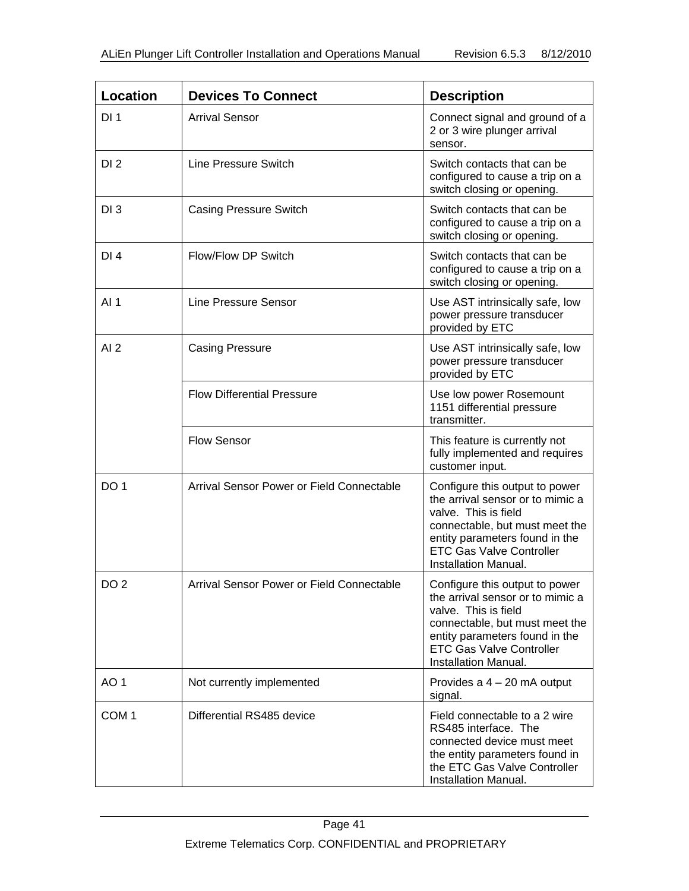| Location | Devices To Connect | Description |
|---|---|---|
| DI 1 | Arrival Sensor | Connect signal and ground of a 2 or 3 wire plunger arrival sensor. |
| DI 2 | Line Pressure Switch | Switch contacts that can be configured to cause a trip on a switch closing or opening. |
| DI 3 | Casing Pressure Switch | Switch contacts that can be configured to cause a trip on a switch closing or opening. |
| DI 4 | Flow/Flow DP Switch | Switch contacts that can be configured to cause a trip on a switch closing or opening. |
| AI 1 | Line Pressure Sensor | Use AST intrinsically safe, low power pressure transducer provided by ETC |
| AI 2 | Casing Pressure | Use AST intrinsically safe, low power pressure transducer provided by ETC |
| | Flow Differential Pressure | Use low power Rosemount 1151 differential pressure transmitter. |
| | Flow Sensor | This feature is currently not fully implemented and requires customer input. |
| DO 1 | Arrival Sensor Power or Field Connectable | Configure this output to power the arrival sensor or to mimic a valve. This is field connectable, but must meet the entity parameters found in the ETC Gas Valve Controller Installation Manual. |
| DO 2 | Arrival Sensor Power or Field Connectable | Configure this output to power the arrival sensor or to mimic a valve. This is field connectable, but must meet the entity parameters found in the ETC Gas Valve Controller Installation Manual. |
| AO 1 | Not currently implemented | Provides a 4 – 20 mA output signal. |
| COM 1 | Differential RS485 device | Field connectable to a 2 wire RS485 interface. The connected device must meet the entity parameters found in the ETC Gas Valve Controller Installation Manual. |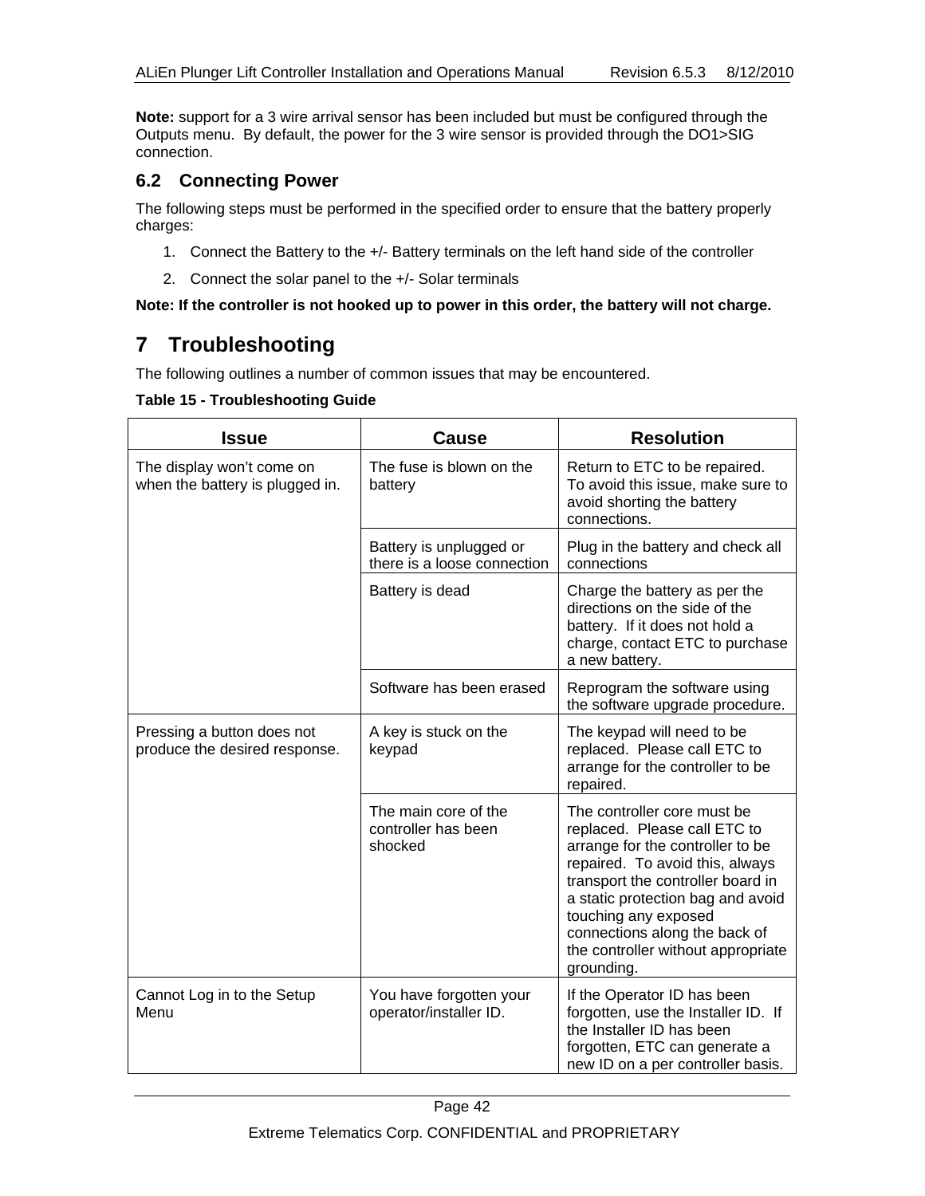**Note:** support for a 3 wire arrival sensor has been included but must be configured through the Outputs menu. By default, the power for the 3 wire sensor is provided through the DO1>SIG connection.

## 6.2 Connecting Power

The following steps must be performed in the specified order to ensure that the battery properly charges:

1. Connect the Battery to the +/- Battery terminals on the left hand side of the controller
2. Connect the solar panel to the +/- Solar terminals

**Note: If the controller is not hooked up to power in this order, the battery will not charge.**

# 7 Troubleshooting

The following outlines a number of common issues that may be encountered.

**Table 15 - Troubleshooting Guide**

| Issue | Cause | Resolution |
|---|---|---|
| The display won't come on when the battery is plugged in. | The fuse is blown on the battery | Return to ETC to be repaired. To avoid this issue, make sure to avoid shorting the battery connections. |
| | Battery is unplugged or there is a loose connection | Plug in the battery and check all connections |
| | Battery is dead | Charge the battery as per the directions on the side of the battery. If it does not hold a charge, contact ETC to purchase a new battery. |
| | Software has been erased | Reprogram the software using the software upgrade procedure. |
| Pressing a button does not produce the desired response. | A key is stuck on the keypad | The keypad will need to be replaced. Please call ETC to arrange for the controller to be repaired. |
| | The main core of the controller has been shocked | The controller core must be replaced. Please call ETC to arrange for the controller to be repaired. To avoid this, always transport the controller board in a static protection bag and avoid touching any exposed connections along the back of the controller without appropriate grounding. |
| Cannot Log in to the Setup Menu | You have forgotten your operator/installer ID. | If the Operator ID has been forgotten, use the Installer ID. If the Installer ID has been forgotten, ETC can generate a new ID on a per controller basis. |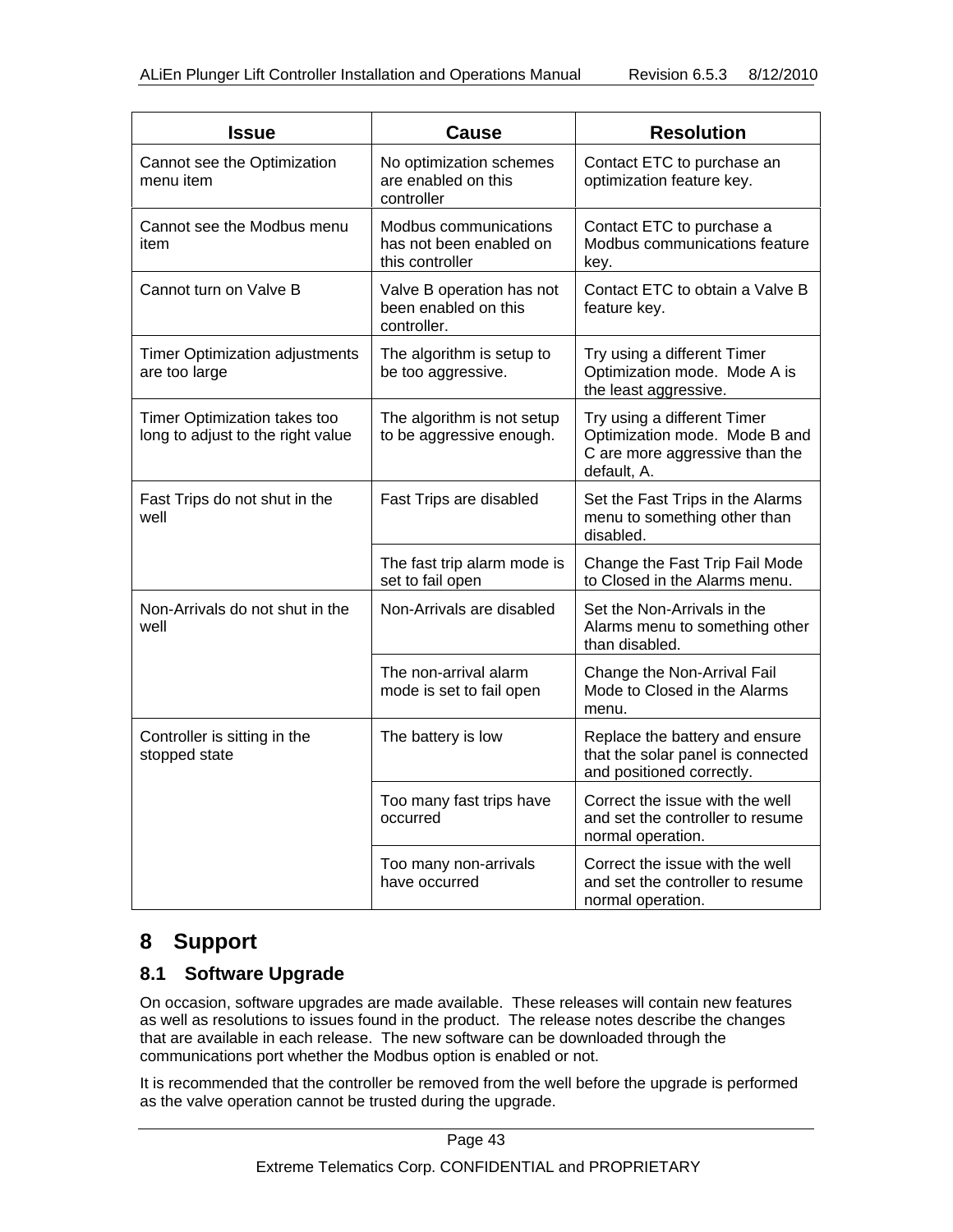| Issue | Cause | Resolution |
| --- | --- | --- |
| Cannot see the Optimization menu item | No optimization schemes are enabled on this controller | Contact ETC to purchase an optimization feature key. |
| Cannot see the Modbus menu item | Modbus communications has not been enabled on this controller | Contact ETC to purchase a Modbus communications feature key. |
| Cannot turn on Valve B | Valve B operation has not been enabled on this controller. | Contact ETC to obtain a Valve B feature key. |
| Timer Optimization adjustments are too large | The algorithm is setup to be too aggressive. | Try using a different Timer Optimization mode. Mode A is the least aggressive. |
| Timer Optimization takes too long to adjust to the right value | The algorithm is not setup to be aggressive enough. | Try using a different Timer Optimization mode. Mode B and C are more aggressive than the default, A. |
| Fast Trips do not shut in the well | Fast Trips are disabled | Set the Fast Trips in the Alarms menu to something other than disabled. |
| | The fast trip alarm mode is set to fail open | Change the Fast Trip Fail Mode to Closed in the Alarms menu. |
| Non-Arrivals do not shut in the well | Non-Arrivals are disabled | Set the Non-Arrivals in the Alarms menu to something other than disabled. |
| | The non-arrival alarm mode is set to fail open | Change the Non-Arrival Fail Mode to Closed in the Alarms menu. |
| Controller is sitting in the stopped state | The battery is low | Replace the battery and ensure that the solar panel is connected and positioned correctly. |
| | Too many fast trips have occurred | Correct the issue with the well and set the controller to resume normal operation. |
| | Too many non-arrivals have occurred | Correct the issue with the well and set the controller to resume normal operation. |

# 8 Support

## 8.1 Software Upgrade

On occasion, software upgrades are made available. These releases will contain new features as well as resolutions to issues found in the product. The release notes describe the changes that are available in each release. The new software can be downloaded through the communications port whether the Modbus option is enabled or not.

It is recommended that the controller be removed from the well before the upgrade is performed as the valve operation cannot be trusted during the upgrade.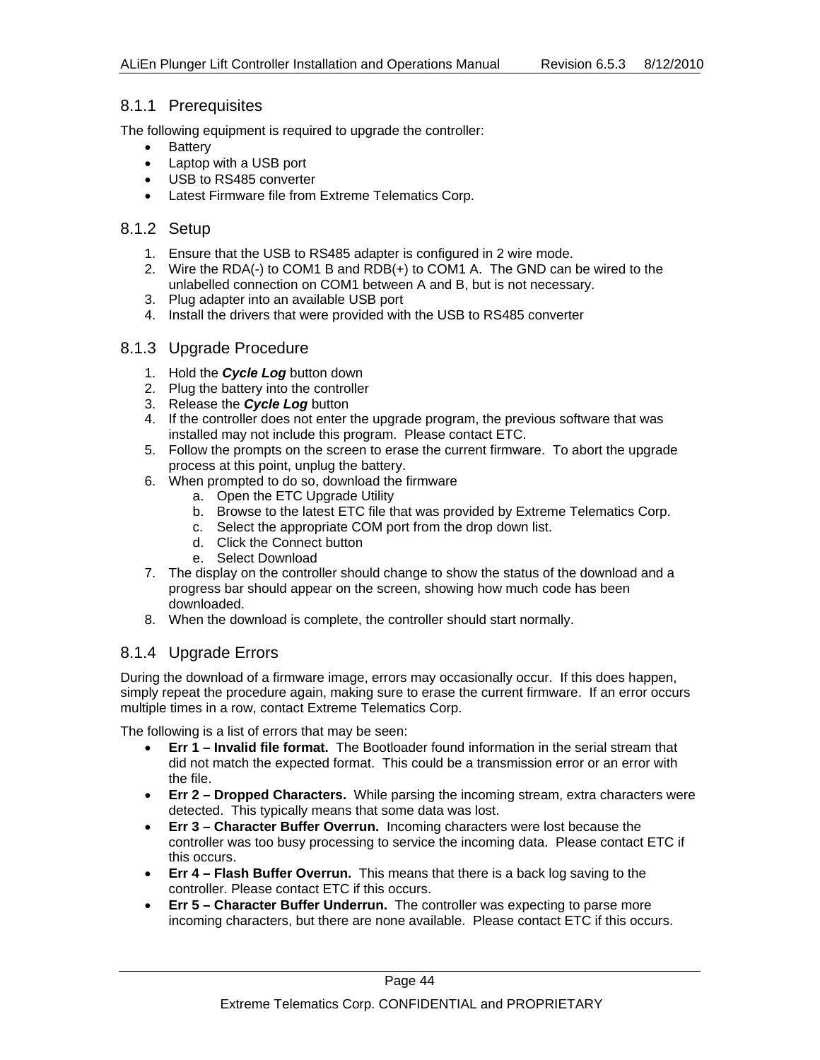### 8.1.1 Prerequisites

The following equipment is required to upgrade the controller:

- Battery
- Laptop with a USB port
- USB to RS485 converter
- Latest Firmware file from Extreme Telematics Corp.

### 8.1.2 Setup

1. Ensure that the USB to RS485 adapter is configured in 2 wire mode.
2. Wire the RDA(-) to COM1 B and RDB(+) to COM1 A. The GND can be wired to the unlabelled connection on COM1 between A and B, but is not necessary.
3. Plug adapter into an available USB port
4. Install the drivers that were provided with the USB to RS485 converter

### 8.1.3 Upgrade Procedure

1. Hold the ***Cycle Log*** button down
2. Plug the battery into the controller
3. Release the ***Cycle Log*** button
4. If the controller does not enter the upgrade program, the previous software that was installed may not include this program. Please contact ETC.
5. Follow the prompts on the screen to erase the current firmware. To abort the upgrade process at this point, unplug the battery.
6. When prompted to do so, download the firmware
   a. Open the ETC Upgrade Utility
   b. Browse to the latest ETC file that was provided by Extreme Telematics Corp.
   c. Select the appropriate COM port from the drop down list.
   d. Click the Connect button
   e. Select Download
7. The display on the controller should change to show the status of the download and a progress bar should appear on the screen, showing how much code has been downloaded.
8. When the download is complete, the controller should start normally.

### 8.1.4 Upgrade Errors

During the download of a firmware image, errors may occasionally occur. If this does happen, simply repeat the procedure again, making sure to erase the current firmware. If an error occurs multiple times in a row, contact Extreme Telematics Corp.

The following is a list of errors that may be seen:

- **Err 1 – Invalid file format.** The Bootloader found information in the serial stream that did not match the expected format. This could be a transmission error or an error with the file.
- **Err 2 – Dropped Characters.** While parsing the incoming stream, extra characters were detected. This typically means that some data was lost.
- **Err 3 – Character Buffer Overrun.** Incoming characters were lost because the controller was too busy processing to service the incoming data. Please contact ETC if this occurs.
- **Err 4 – Flash Buffer Overrun.** This means that there is a back log saving to the controller. Please contact ETC if this occurs.
- **Err 5 – Character Buffer Underrun.** The controller was expecting to parse more incoming characters, but there are none available. Please contact ETC if this occurs.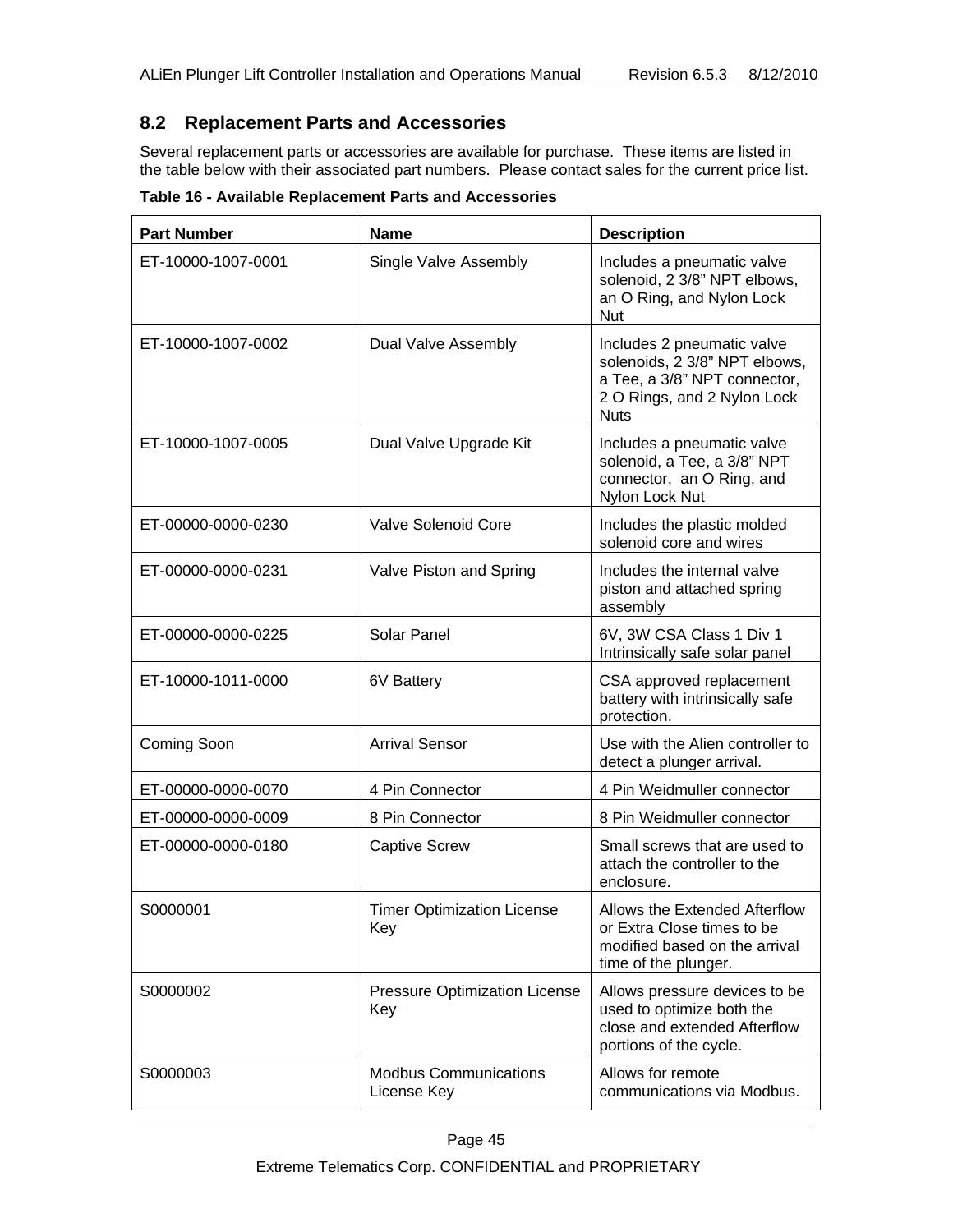## 8.2 Replacement Parts and Accessories

Several replacement parts or accessories are available for purchase. These items are listed in the table below with their associated part numbers. Please contact sales for the current price list.

**Table 16 - Available Replacement Parts and Accessories**

| Part Number | Name | Description |
|---|---|---|
| ET-10000-1007-0001 | Single Valve Assembly | Includes a pneumatic valve solenoid, 2 3/8" NPT elbows, an O Ring, and Nylon Lock Nut |
| ET-10000-1007-0002 | Dual Valve Assembly | Includes 2 pneumatic valve solenoids, 2 3/8" NPT elbows, a Tee, a 3/8" NPT connector, 2 O Rings, and 2 Nylon Lock Nuts |
| ET-10000-1007-0005 | Dual Valve Upgrade Kit | Includes a pneumatic valve solenoid, a Tee, a 3/8" NPT connector, an O Ring, and Nylon Lock Nut |
| ET-00000-0000-0230 | Valve Solenoid Core | Includes the plastic molded solenoid core and wires |
| ET-00000-0000-0231 | Valve Piston and Spring | Includes the internal valve piston and attached spring assembly |
| ET-00000-0000-0225 | Solar Panel | 6V, 3W CSA Class 1 Div 1 Intrinsically safe solar panel |
| ET-10000-1011-0000 | 6V Battery | CSA approved replacement battery with intrinsically safe protection. |
| Coming Soon | Arrival Sensor | Use with the Alien controller to detect a plunger arrival. |
| ET-00000-0000-0070 | 4 Pin Connector | 4 Pin Weidmuller connector |
| ET-00000-0000-0009 | 8 Pin Connector | 8 Pin Weidmuller connector |
| ET-00000-0000-0180 | Captive Screw | Small screws that are used to attach the controller to the enclosure. |
| S0000001 | Timer Optimization License Key | Allows the Extended Afterflow or Extra Close times to be modified based on the arrival time of the plunger. |
| S0000002 | Pressure Optimization License Key | Allows pressure devices to be used to optimize both the close and extended Afterflow portions of the cycle. |
| S0000003 | Modbus Communications License Key | Allows for remote communications via Modbus. |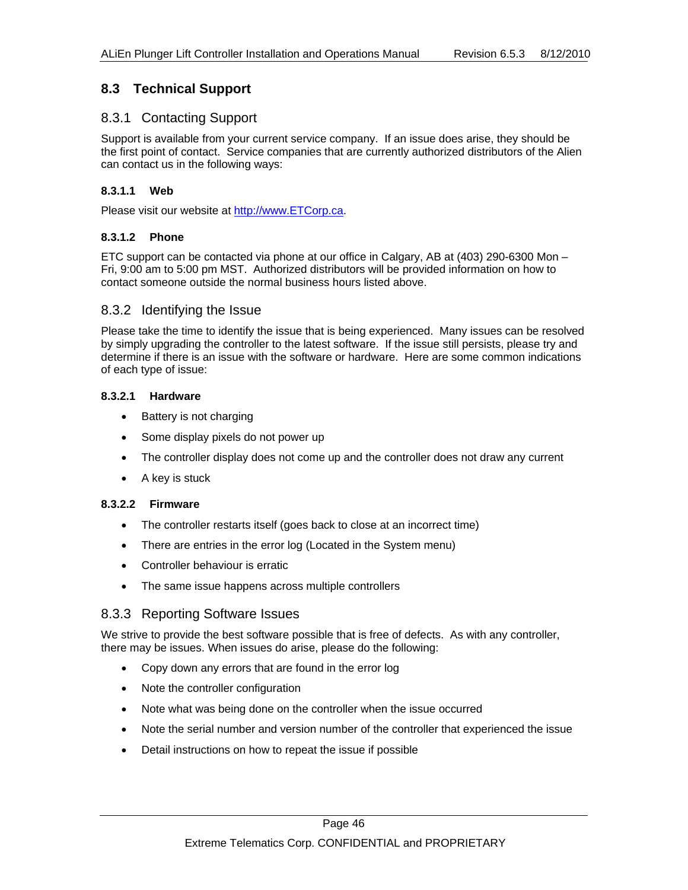## 8.3 Technical Support

### 8.3.1 Contacting Support

Support is available from your current service company. If an issue does arise, they should be the first point of contact. Service companies that are currently authorized distributors of the Alien can contact us in the following ways:

#### 8.3.1.1 Web

Please visit our website at [http://www.ETCorp.ca](http://www.ETCorp.ca).

#### 8.3.1.2 Phone

ETC support can be contacted via phone at our office in Calgary, AB at (403) 290-6300 Mon – Fri, 9:00 am to 5:00 pm MST. Authorized distributors will be provided information on how to contact someone outside the normal business hours listed above.

### 8.3.2 Identifying the Issue

Please take the time to identify the issue that is being experienced. Many issues can be resolved by simply upgrading the controller to the latest software. If the issue still persists, please try and determine if there is an issue with the software or hardware. Here are some common indications of each type of issue:

#### 8.3.2.1 Hardware

- Battery is not charging
- Some display pixels do not power up
- The controller display does not come up and the controller does not draw any current
- A key is stuck

#### 8.3.2.2 Firmware

- The controller restarts itself (goes back to close at an incorrect time)
- There are entries in the error log (Located in the System menu)
- Controller behaviour is erratic
- The same issue happens across multiple controllers

### 8.3.3 Reporting Software Issues

We strive to provide the best software possible that is free of defects. As with any controller, there may be issues. When issues do arise, please do the following:

- Copy down any errors that are found in the error log
- Note the controller configuration
- Note what was being done on the controller when the issue occurred
- Note the serial number and version number of the controller that experienced the issue
- Detail instructions on how to repeat the issue if possible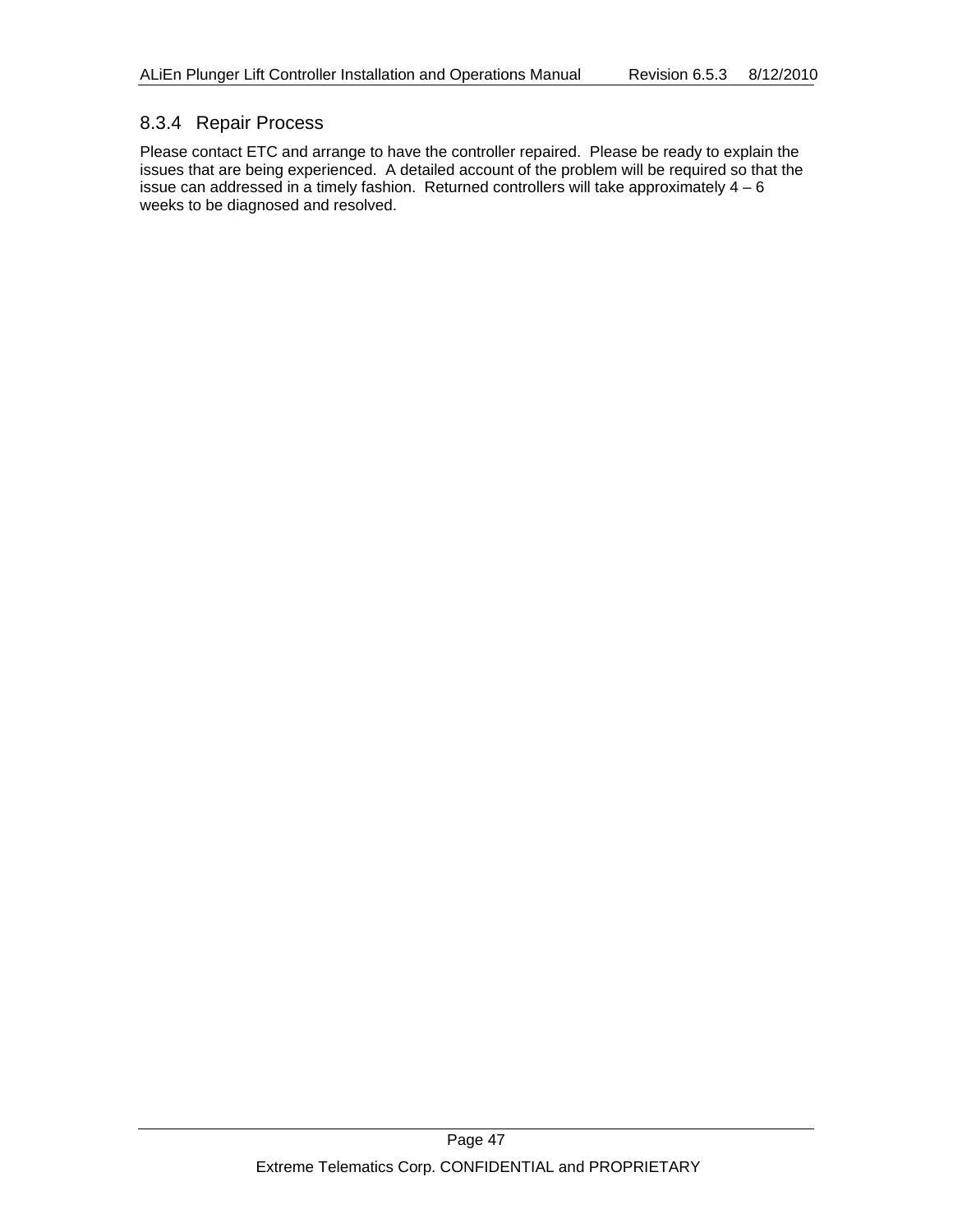### 8.3.4 Repair Process

Please contact ETC and arrange to have the controller repaired. Please be ready to explain the issues that are being experienced. A detailed account of the problem will be required so that the issue can addressed in a timely fashion. Returned controllers will take approximately 4 – 6 weeks to be diagnosed and resolved.